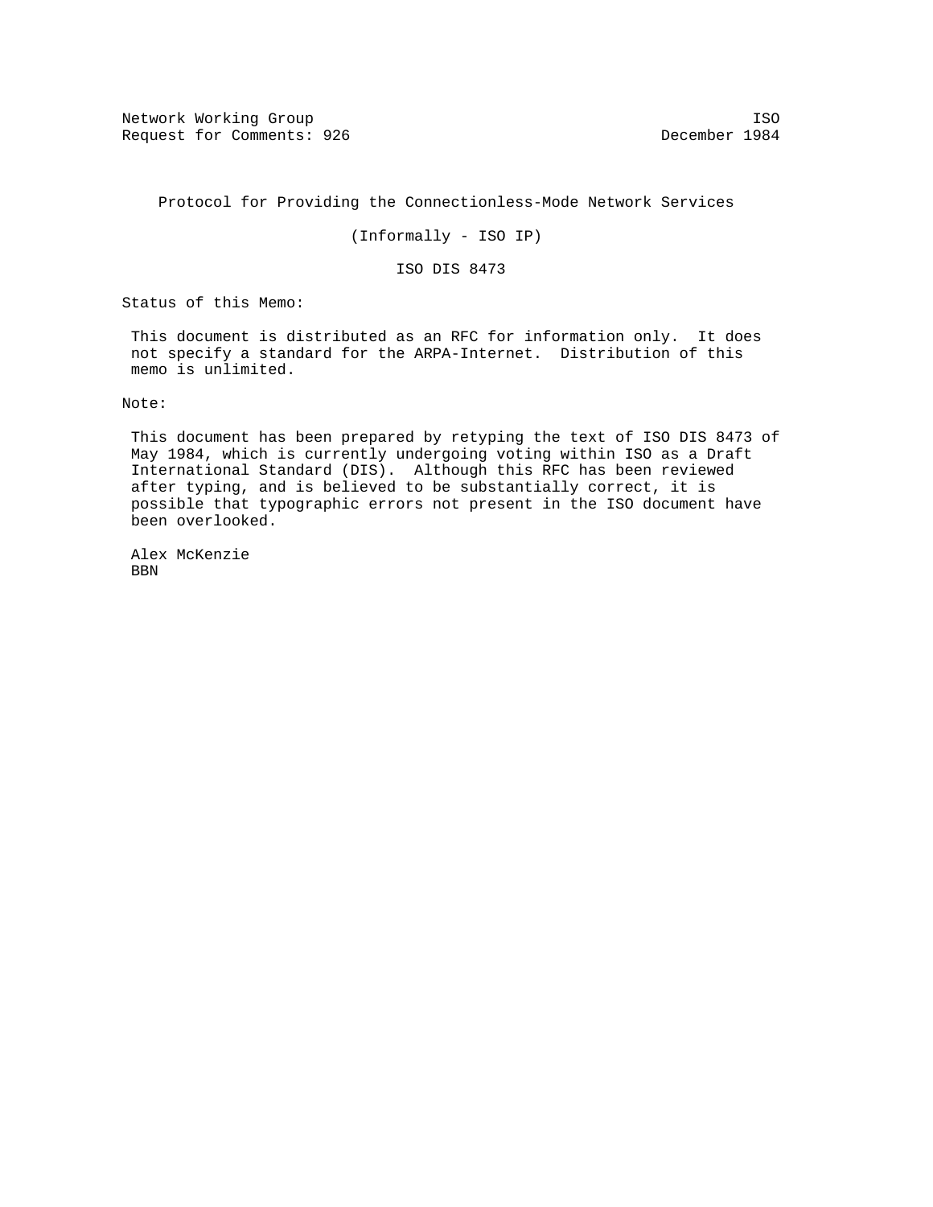Network Working Group                                              ISO
Request for Comments: 926                                December 1984

# Protocol for Providing the Connectionless-Mode Network Services

(Informally - ISO IP)

ISO DIS 8473

Status of this Memo:

This document is distributed as an RFC for information only. It does not specify a standard for the ARPA-Internet. Distribution of this memo is unlimited.

Note:

This document has been prepared by retyping the text of ISO DIS 8473 of May 1984, which is currently undergoing voting within ISO as a Draft International Standard (DIS). Although this RFC has been reviewed after typing, and is believed to be substantially correct, it is possible that typographic errors not present in the ISO document have been overlooked.

Alex McKenzie
BBN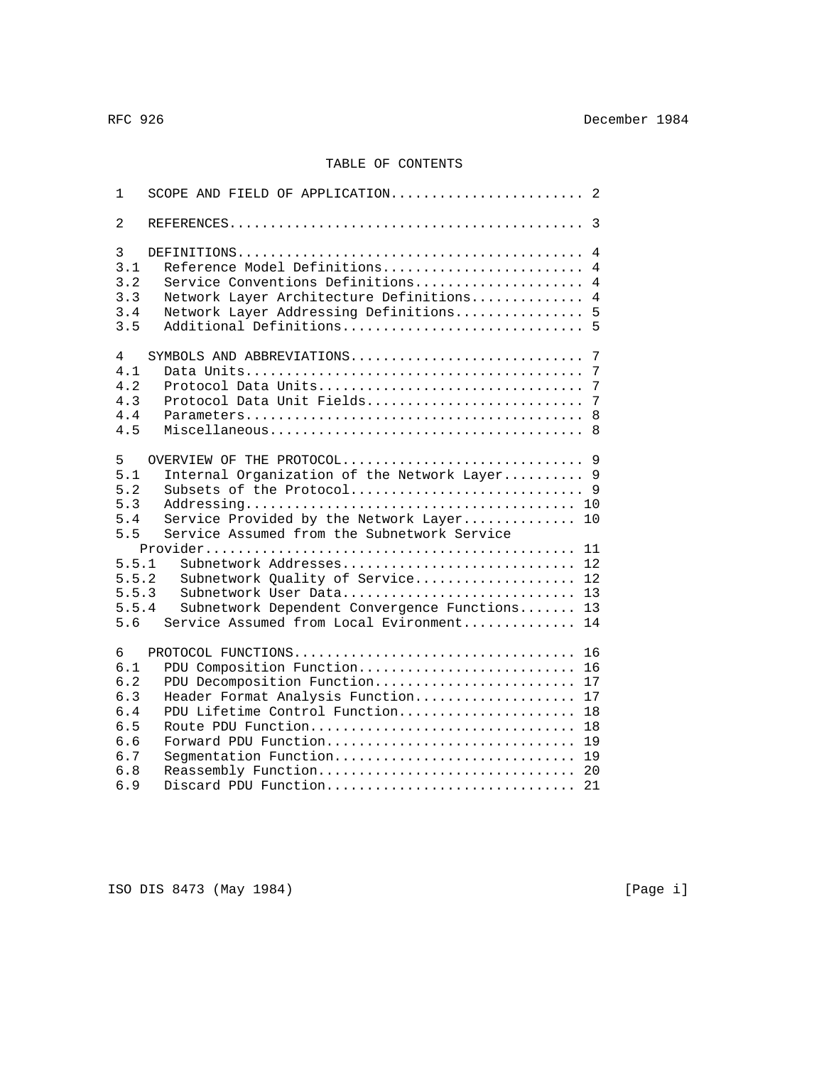## TABLE OF CONTENTS

```
1    SCOPE AND FIELD OF APPLICATION........................ 2

2    REFERENCES............................................ 3

3    DEFINITIONS........................................... 4
3.1    Reference Model Definitions......................... 4
3.2    Service Conventions Definitions..................... 4
3.3    Network Layer Architecture Definitions.............. 4
3.4    Network Layer Addressing Definitions................ 5
3.5    Additional Definitions.............................. 5

4    SYMBOLS AND ABBREVIATIONS............................. 7
4.1    Data Units.......................................... 7
4.2    Protocol Data Units................................. 7
4.3    Protocol Data Unit Fields........................... 7
4.4    Parameters.......................................... 8
4.5    Miscellaneous....................................... 8

5    OVERVIEW OF THE PROTOCOL.............................. 9
5.1    Internal Organization of the Network Layer.......... 9
5.2    Subsets of the Protocol............................. 9
5.3    Addressing......................................... 10
5.4    Service Provided by the Network Layer.............. 10
5.5    Service Assumed from the Subnetwork Service
     Provider............................................. 11
5.5.1    Subnetwork Addresses............................. 12
5.5.2    Subnetwork Quality of Service.................... 12
5.5.3    Subnetwork User Data............................. 13
5.5.4    Subnetwork Dependent Convergence Functions....... 13
5.6    Service Assumed from Local Evironment.............. 14

6    PROTOCOL FUNCTIONS................................... 16
6.1    PDU Composition Function........................... 16
6.2    PDU Decomposition Function......................... 17
6.3    Header Format Analysis Function.................... 17
6.4    PDU Lifetime Control Function...................... 18
6.5    Route PDU Function................................. 18
6.6    Forward PDU Function............................... 19
6.7    Segmentation Function.............................. 19
6.8    Reassembly Function................................ 20
6.9    Discard PDU Function............................... 21
```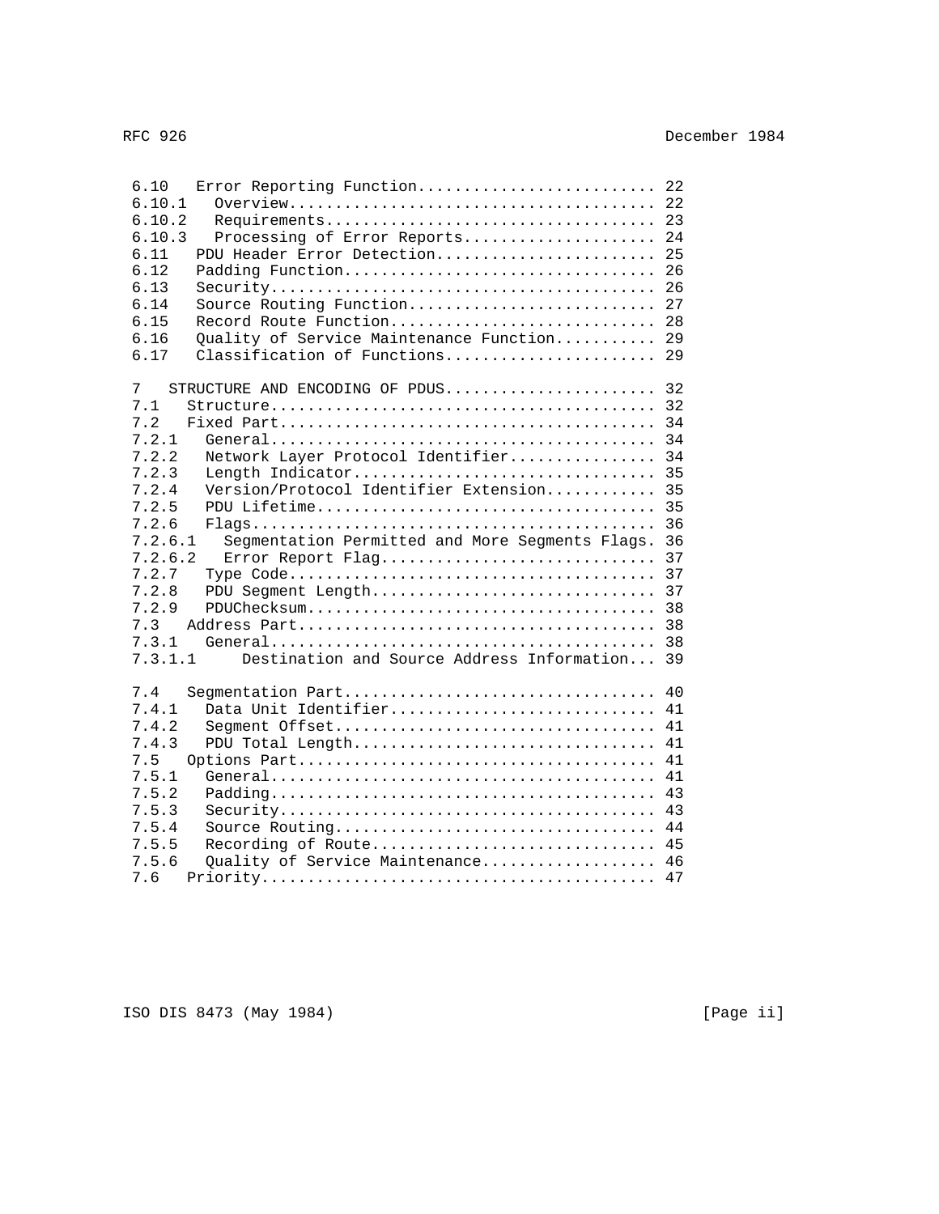```
6.10   Error Reporting Function.......................... 22
6.10.1   Overview........................................ 22
6.10.2   Requirements.................................... 23
6.10.3   Processing of Error Reports..................... 24
6.11   PDU Header Error Detection........................ 25
6.12   Padding Function.................................. 26
6.13   Security.......................................... 26
6.14   Source Routing Function........................... 27
6.15   Record Route Function............................. 28
6.16   Quality of Service Maintenance Function........... 29
6.17   Classification of Functions....................... 29

7   STRUCTURE AND ENCODING OF PDUS....................... 32
7.1   Structure.......................................... 32
7.2   Fixed Part......................................... 34
7.2.1   General.......................................... 34
7.2.2   Network Layer Protocol Identifier................ 34
7.2.3   Length Indicator................................. 35
7.2.4   Version/Protocol Identifier Extension............ 35
7.2.5   PDU Lifetime..................................... 35
7.2.6   Flags............................................ 36
7.2.6.1   Segmentation Permitted and More Segments Flags. 36
7.2.6.2   Error Report Flag.............................. 37
7.2.7   Type Code........................................ 37
7.2.8   PDU Segment Length............................... 37
7.2.9   PDUChecksum...................................... 38
7.3   Address Part....................................... 38
7.3.1   General.......................................... 38
7.3.1.1     Destination and Source Address Information... 39

7.4   Segmentation Part.................................. 40
7.4.1   Data Unit Identifier............................. 41
7.4.2   Segment Offset................................... 41
7.4.3   PDU Total Length................................. 41
7.5   Options Part....................................... 41
7.5.1   General.......................................... 41
7.5.2   Padding.......................................... 43
7.5.3   Security......................................... 43
7.5.4   Source Routing................................... 44
7.5.5   Recording of Route............................... 45
7.5.6   Quality of Service Maintenance................... 46
7.6   Priority........................................... 47
```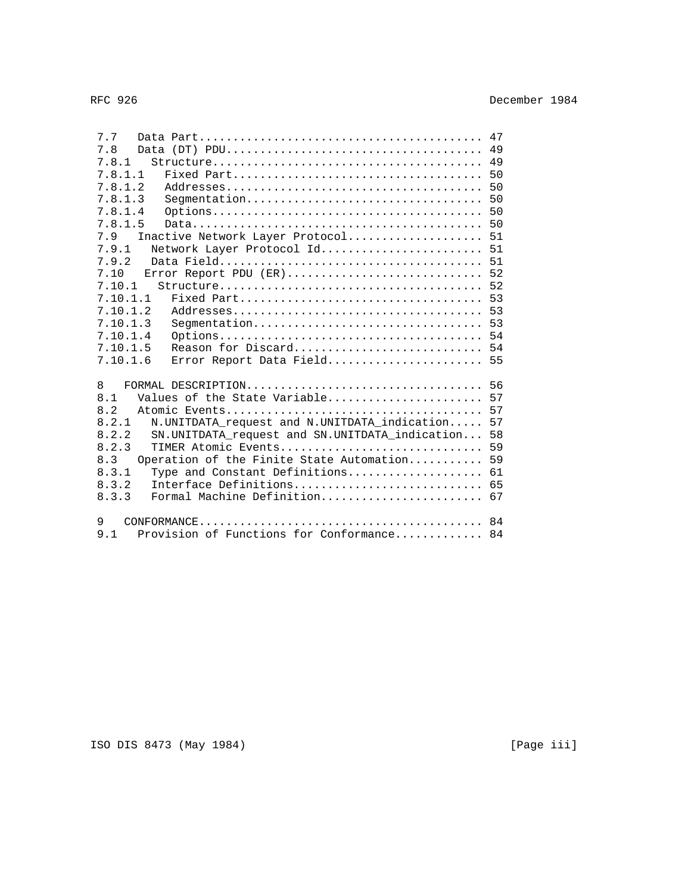```
7.7   Data Part......................................... 47
7.8   Data (DT) PDU..................................... 49
7.8.1   Structure....................................... 49
7.8.1.1   Fixed Part.................................... 50
7.8.1.2   Addresses..................................... 50
7.8.1.3   Segmentation.................................. 50
7.8.1.4   Options....................................... 50
7.8.1.5   Data.......................................... 50
7.9   Inactive Network Layer Protocol................... 51
7.9.1   Network Layer Protocol Id....................... 51
7.9.2   Data Field...................................... 51
7.10   Error Report PDU (ER)............................ 52
7.10.1   Structure...................................... 52
7.10.1.1   Fixed Part................................... 53
7.10.1.2   Addresses.................................... 53
7.10.1.3   Segmentation................................. 53
7.10.1.4   Options...................................... 54
7.10.1.5   Reason for Discard........................... 54
7.10.1.6   Error Report Data Field...................... 55

8   FORMAL DESCRIPTION.................................. 56
8.1   Values of the State Variable...................... 57
8.2   Atomic Events..................................... 57
8.2.1   N.UNITDATA_request and N.UNITDATA_indication..... 57
8.2.2   SN.UNITDATA_request and SN.UNITDATA_indication... 58
8.2.3   TIMER Atomic Events............................. 59
8.3   Operation of the Finite State Automation.......... 59
8.3.1   Type and Constant Definitions................... 61
8.3.2   Interface Definitions........................... 65
8.3.3   Formal Machine Definition....................... 67

9   CONFORMANCE......................................... 84
9.1   Provision of Functions for Conformance............ 84
```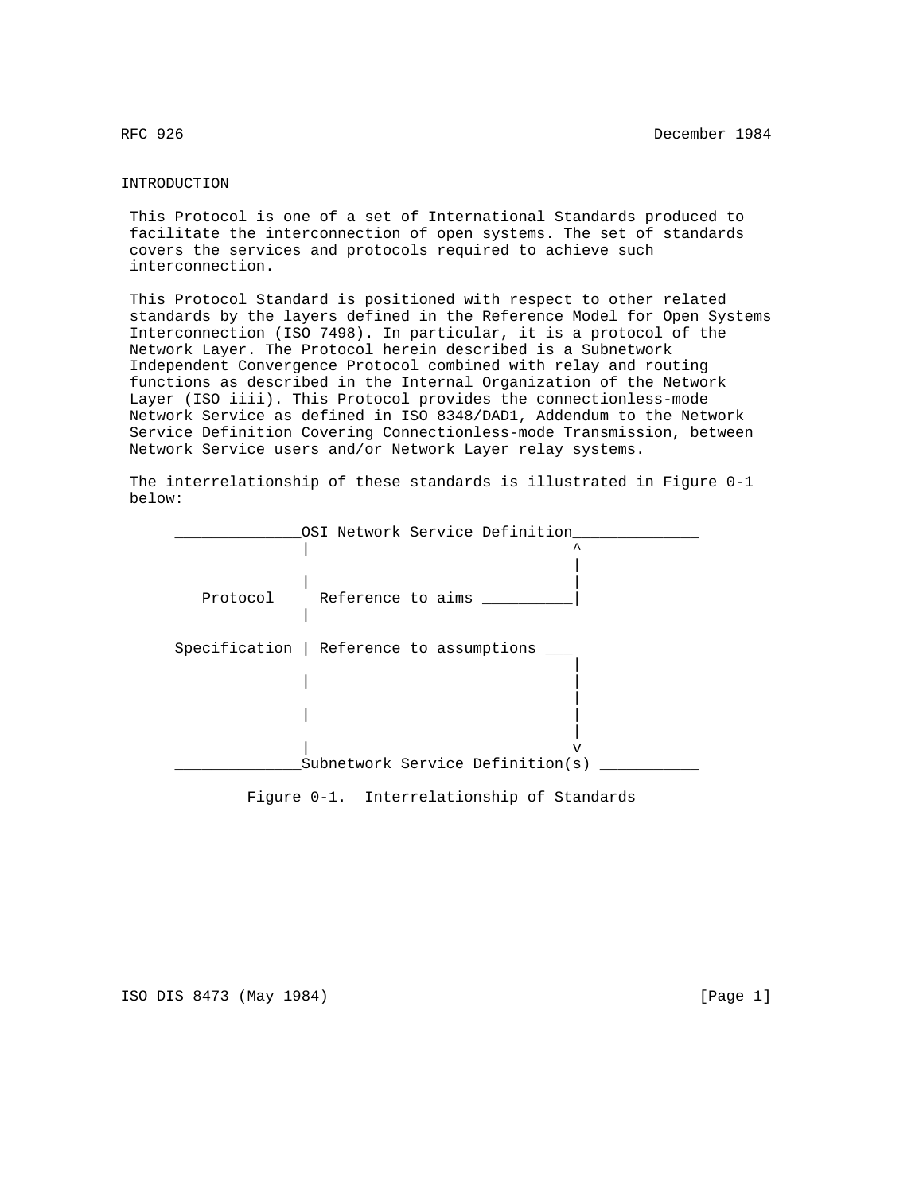## INTRODUCTION

This Protocol is one of a set of International Standards produced to facilitate the interconnection of open systems. The set of standards covers the services and protocols required to achieve such interconnection.

This Protocol Standard is positioned with respect to other related standards by the layers defined in the Reference Model for Open Systems Interconnection (ISO 7498). In particular, it is a protocol of the Network Layer. The Protocol herein described is a Subnetwork Independent Convergence Protocol combined with relay and routing functions as described in the Internal Organization of the Network Layer (ISO iiii). This Protocol provides the connectionless-mode Network Service as defined in ISO 8348/DAD1, Addendum to the Network Service Definition Covering Connectionless-mode Transmission, between Network Service users and/or Network Layer relay systems.

The interrelationship of these standards is illustrated in Figure 0-1 below:

```
 ______________OSI Network Service Definition______________
               |                             ^
                                             |
               |                             |
    Protocol     Reference to aims __________|
               |

 Specification | Reference to assumptions ___
                                             |
               |                             |
                                             |
               |                             |
                                             |
               |                             v
 ______________Subnetwork Service Definition(s) ___________
```

Figure 0-1. Interrelationship of Standards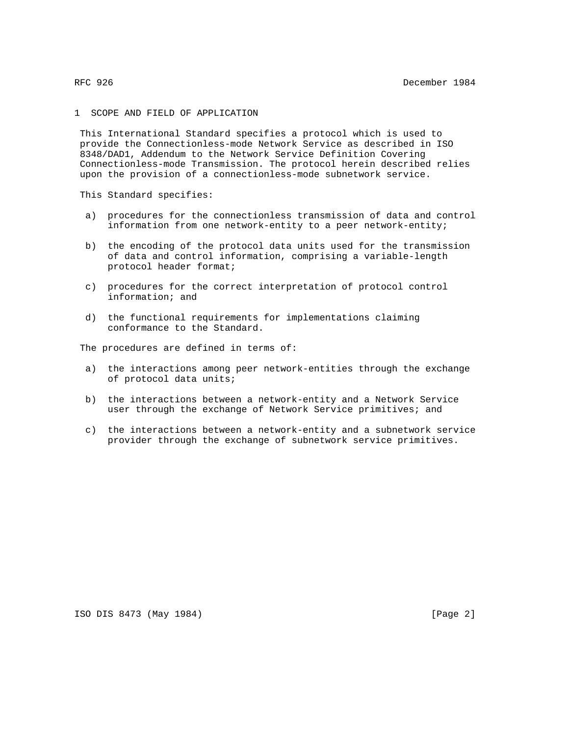# 1 SCOPE AND FIELD OF APPLICATION

This International Standard specifies a protocol which is used to provide the Connectionless-mode Network Service as described in ISO 8348/DAD1, Addendum to the Network Service Definition Covering Connectionless-mode Transmission. The protocol herein described relies upon the provision of a connectionless-mode subnetwork service.

This Standard specifies:

a) procedures for the connectionless transmission of data and control information from one network-entity to a peer network-entity;

b) the encoding of the protocol data units used for the transmission of data and control information, comprising a variable-length protocol header format;

c) procedures for the correct interpretation of protocol control information; and

d) the functional requirements for implementations claiming conformance to the Standard.

The procedures are defined in terms of:

a) the interactions among peer network-entities through the exchange of protocol data units;

b) the interactions between a network-entity and a Network Service user through the exchange of Network Service primitives; and

c) the interactions between a network-entity and a subnetwork service provider through the exchange of subnetwork service primitives.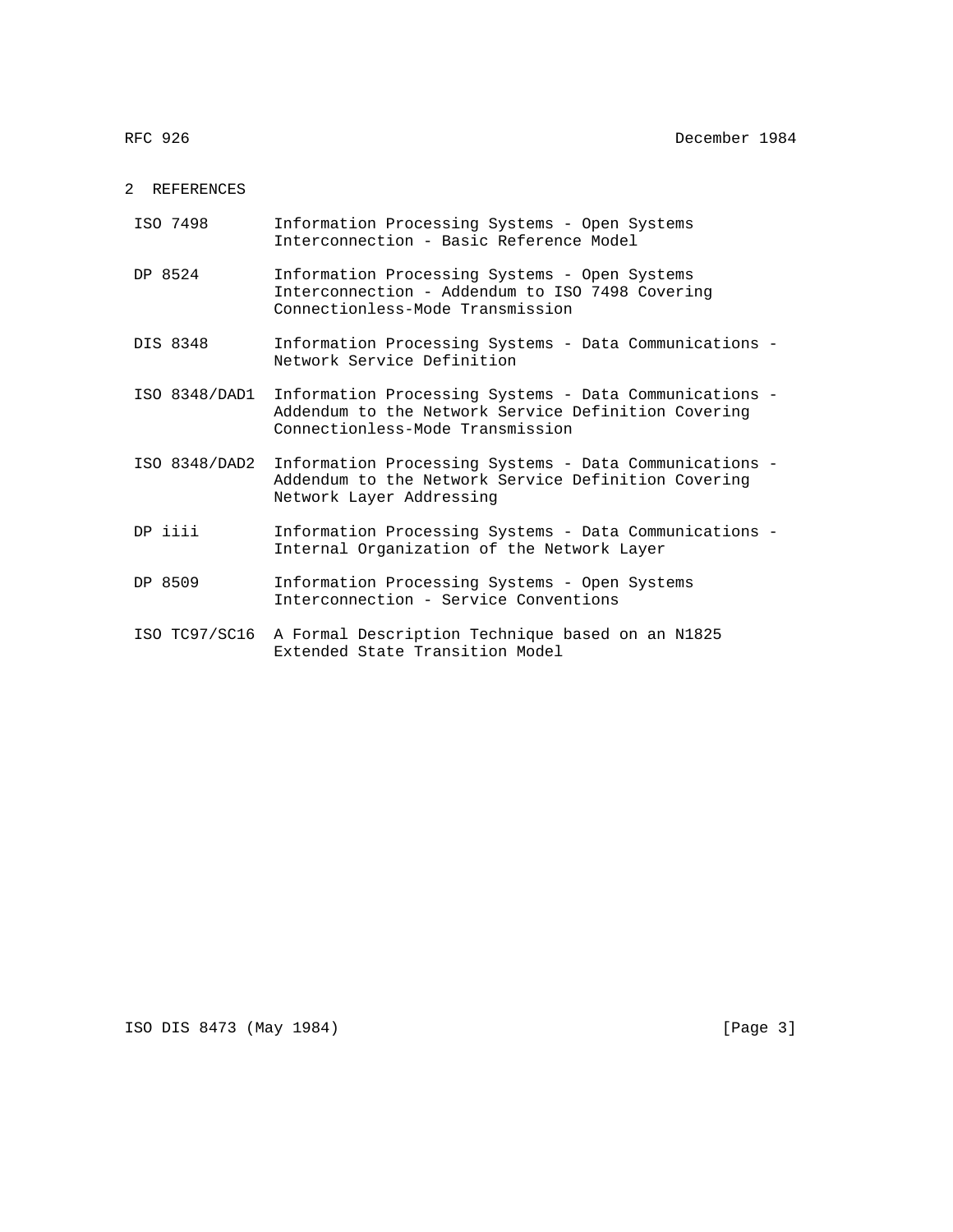## 2 REFERENCES

| | |
|---|---|
| ISO 7498 | Information Processing Systems - Open Systems Interconnection - Basic Reference Model |
| DP 8524 | Information Processing Systems - Open Systems Interconnection - Addendum to ISO 7498 Covering Connectionless-Mode Transmission |
| DIS 8348 | Information Processing Systems - Data Communications - Network Service Definition |
| ISO 8348/DAD1 | Information Processing Systems - Data Communications - Addendum to the Network Service Definition Covering Connectionless-Mode Transmission |
| ISO 8348/DAD2 | Information Processing Systems - Data Communications - Addendum to the Network Service Definition Covering Network Layer Addressing |
| DP iiii | Information Processing Systems - Data Communications - Internal Organization of the Network Layer |
| DP 8509 | Information Processing Systems - Open Systems Interconnection - Service Conventions |
| ISO TC97/SC16 | A Formal Description Technique based on an N1825 Extended State Transition Model |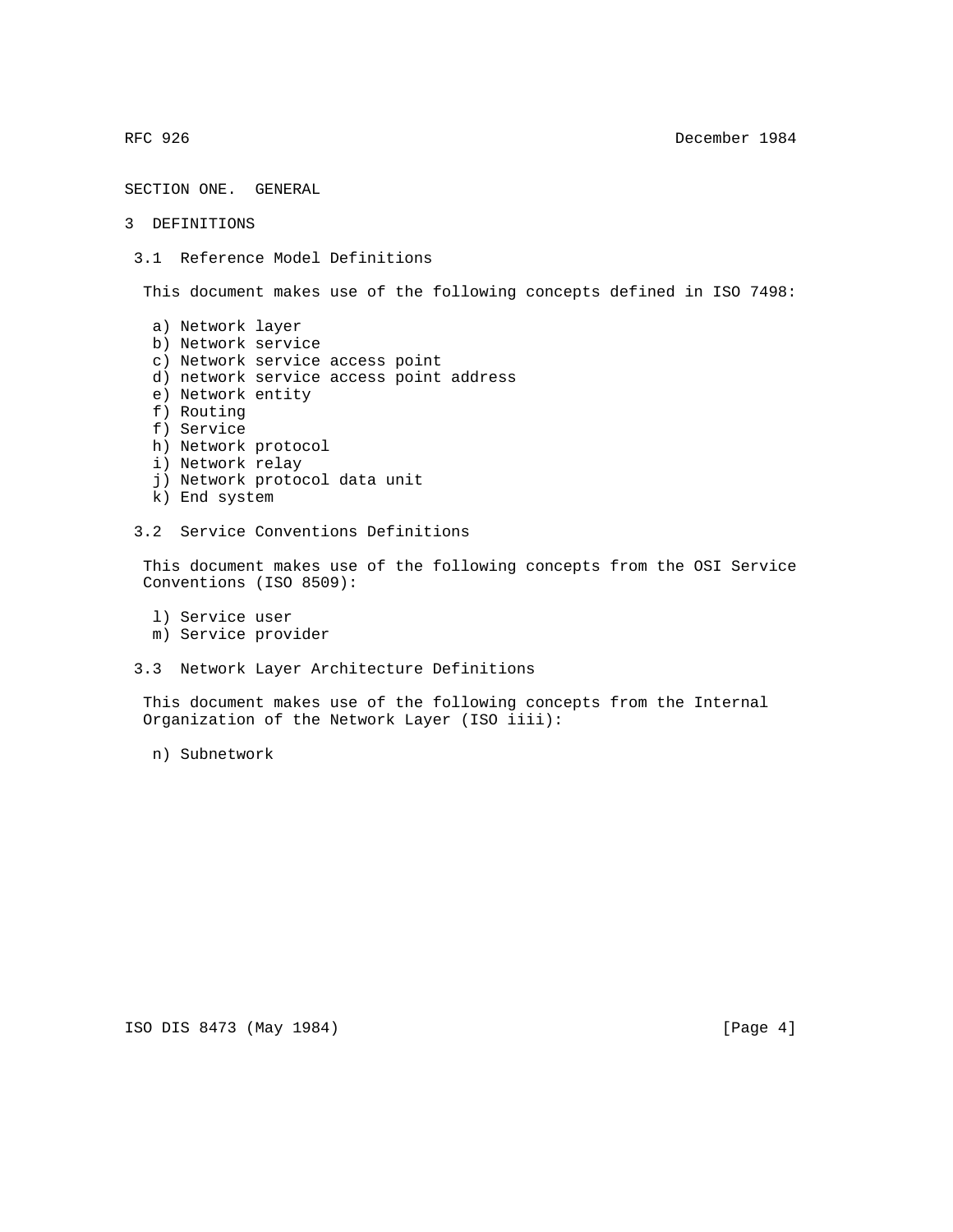SECTION ONE. GENERAL

# 3 DEFINITIONS

## 3.1 Reference Model Definitions

This document makes use of the following concepts defined in ISO 7498:

a) Network layer
b) Network service
c) Network service access point
d) network service access point address
e) Network entity
f) Routing
f) Service
h) Network protocol
i) Network relay
j) Network protocol data unit
k) End system

## 3.2 Service Conventions Definitions

This document makes use of the following concepts from the OSI Service Conventions (ISO 8509):

l) Service user
m) Service provider

## 3.3 Network Layer Architecture Definitions

This document makes use of the following concepts from the Internal Organization of the Network Layer (ISO iiii):

n) Subnetwork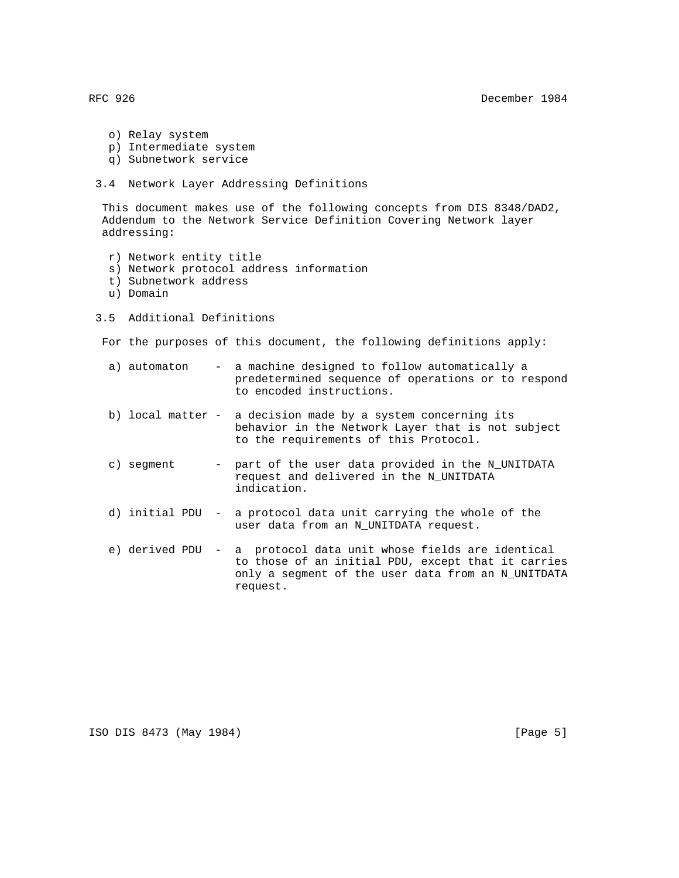o) Relay system
   p) Intermediate system
   q) Subnetwork service

### 3.4 Network Layer Addressing Definitions

This document makes use of the following concepts from DIS 8348/DAD2, Addendum to the Network Service Definition Covering Network layer addressing:

   r) Network entity title
   s) Network protocol address information
   t) Subnetwork address
   u) Domain

### 3.5 Additional Definitions

For the purposes of this document, the following definitions apply:

a) automaton - a machine designed to follow automatically a predetermined sequence of operations or to respond to encoded instructions.

b) local matter - a decision made by a system concerning its behavior in the Network Layer that is not subject to the requirements of this Protocol.

c) segment - part of the user data provided in the N_UNITDATA request and delivered in the N_UNITDATA indication.

d) initial PDU - a protocol data unit carrying the whole of the user data from an N_UNITDATA request.

e) derived PDU - a protocol data unit whose fields are identical to those of an initial PDU, except that it carries only a segment of the user data from an N_UNITDATA request.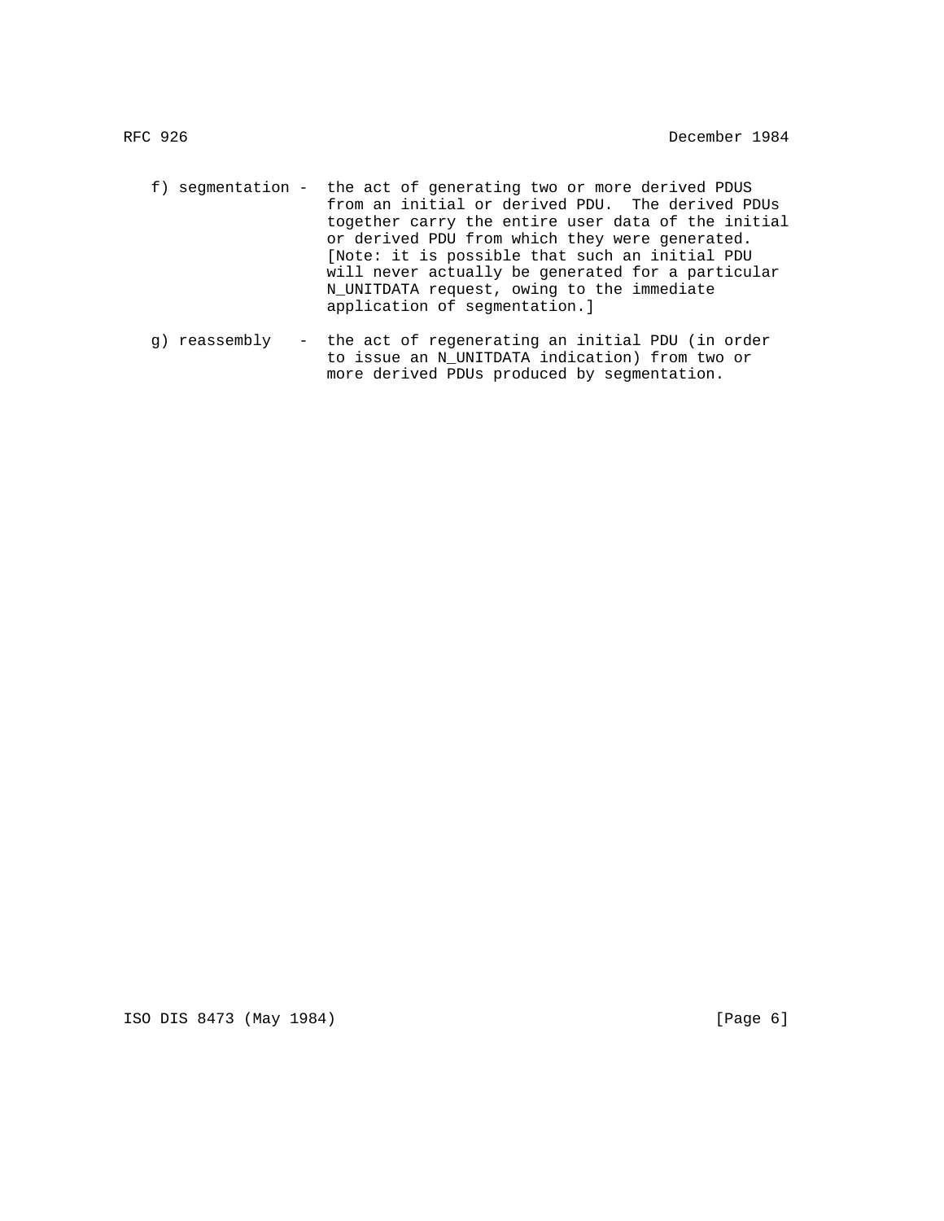f) segmentation - the act of generating two or more derived PDUS from an initial or derived PDU. The derived PDUs together carry the entire user data of the initial or derived PDU from which they were generated. [Note: it is possible that such an initial PDU will never actually be generated for a particular N_UNITDATA request, owing to the immediate application of segmentation.]

g) reassembly - the act of regenerating an initial PDU (in order to issue an N_UNITDATA indication) from two or more derived PDUs produced by segmentation.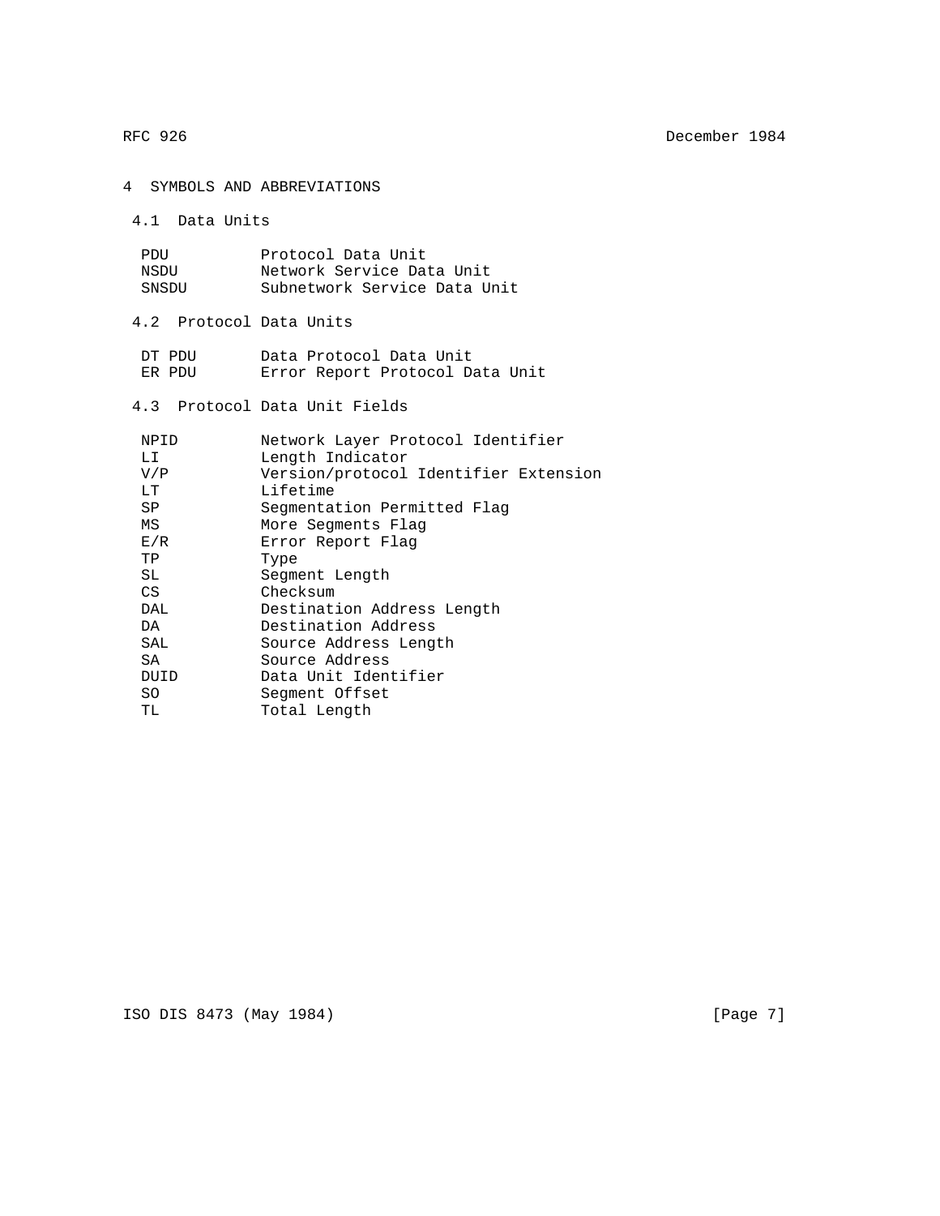# 4 SYMBOLS AND ABBREVIATIONS

## 4.1 Data Units

| | |
|---|---|
| PDU | Protocol Data Unit |
| NSDU | Network Service Data Unit |
| SNSDU | Subnetwork Service Data Unit |

## 4.2 Protocol Data Units

| | |
|---|---|
| DT PDU | Data Protocol Data Unit |
| ER PDU | Error Report Protocol Data Unit |

## 4.3 Protocol Data Unit Fields

| | |
|---|---|
| NPID | Network Layer Protocol Identifier |
| LI | Length Indicator |
| V/P | Version/protocol Identifier Extension |
| LT | Lifetime |
| SP | Segmentation Permitted Flag |
| MS | More Segments Flag |
| E/R | Error Report Flag |
| TP | Type |
| SL | Segment Length |
| CS | Checksum |
| DAL | Destination Address Length |
| DA | Destination Address |
| SAL | Source Address Length |
| SA | Source Address |
| DUID | Data Unit Identifier |
| SO | Segment Offset |
| TL | Total Length |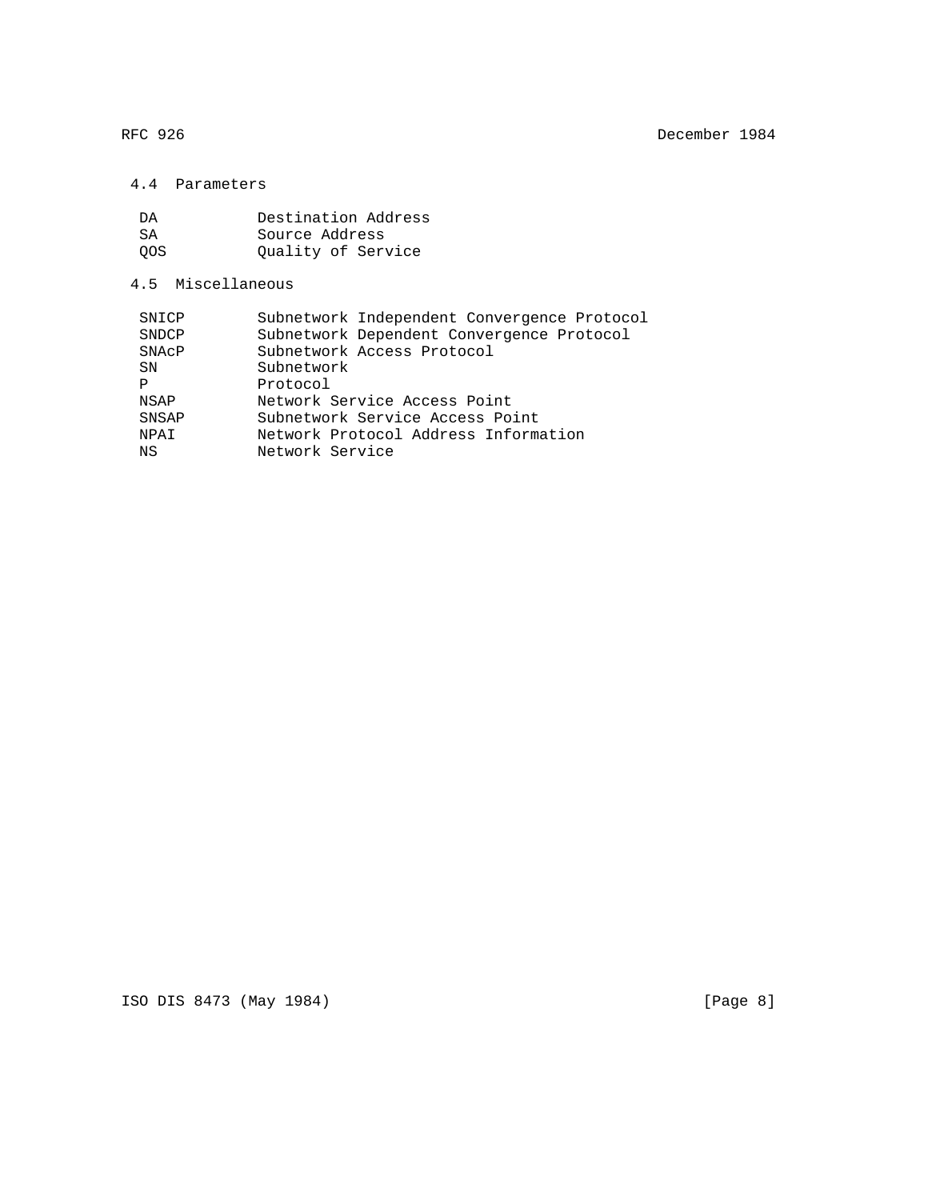### 4.4 Parameters

| | |
|---|---|
| DA | Destination Address |
| SA | Source Address |
| QOS | Quality of Service |

### 4.5 Miscellaneous

| | |
|---|---|
| SNICP | Subnetwork Independent Convergence Protocol |
| SNDCP | Subnetwork Dependent Convergence Protocol |
| SNAcP | Subnetwork Access Protocol |
| SN | Subnetwork |
| P | Protocol |
| NSAP | Network Service Access Point |
| SNSAP | Subnetwork Service Access Point |
| NPAI | Network Protocol Address Information |
| NS | Network Service |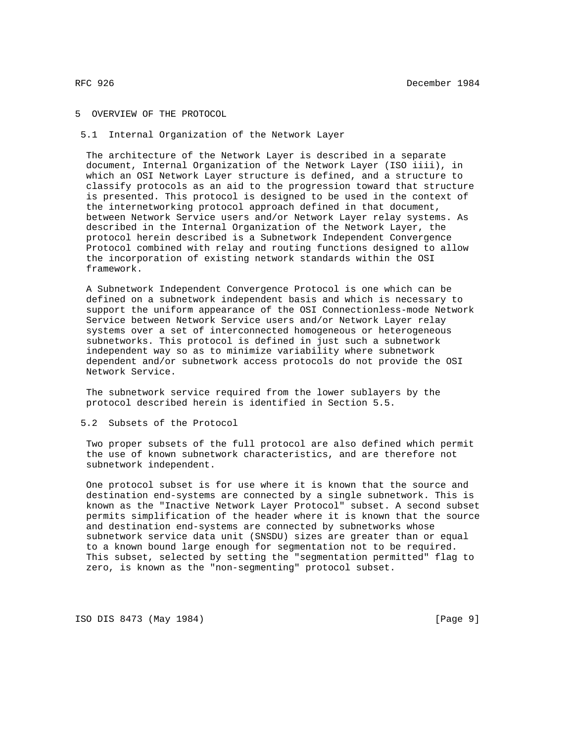# 5 OVERVIEW OF THE PROTOCOL

## 5.1 Internal Organization of the Network Layer

The architecture of the Network Layer is described in a separate document, Internal Organization of the Network Layer (ISO iiii), in which an OSI Network Layer structure is defined, and a structure to classify protocols as an aid to the progression toward that structure is presented. This protocol is designed to be used in the context of the internetworking protocol approach defined in that document, between Network Service users and/or Network Layer relay systems. As described in the Internal Organization of the Network Layer, the protocol herein described is a Subnetwork Independent Convergence Protocol combined with relay and routing functions designed to allow the incorporation of existing network standards within the OSI framework.

A Subnetwork Independent Convergence Protocol is one which can be defined on a subnetwork independent basis and which is necessary to support the uniform appearance of the OSI Connectionless-mode Network Service between Network Service users and/or Network Layer relay systems over a set of interconnected homogeneous or heterogeneous subnetworks. This protocol is defined in just such a subnetwork independent way so as to minimize variability where subnetwork dependent and/or subnetwork access protocols do not provide the OSI Network Service.

The subnetwork service required from the lower sublayers by the protocol described herein is identified in Section 5.5.

## 5.2 Subsets of the Protocol

Two proper subsets of the full protocol are also defined which permit the use of known subnetwork characteristics, and are therefore not subnetwork independent.

One protocol subset is for use where it is known that the source and destination end-systems are connected by a single subnetwork. This is known as the "Inactive Network Layer Protocol" subset. A second subset permits simplification of the header where it is known that the source and destination end-systems are connected by subnetworks whose subnetwork service data unit (SNSDU) sizes are greater than or equal to a known bound large enough for segmentation not to be required. This subset, selected by setting the "segmentation permitted" flag to zero, is known as the "non-segmenting" protocol subset.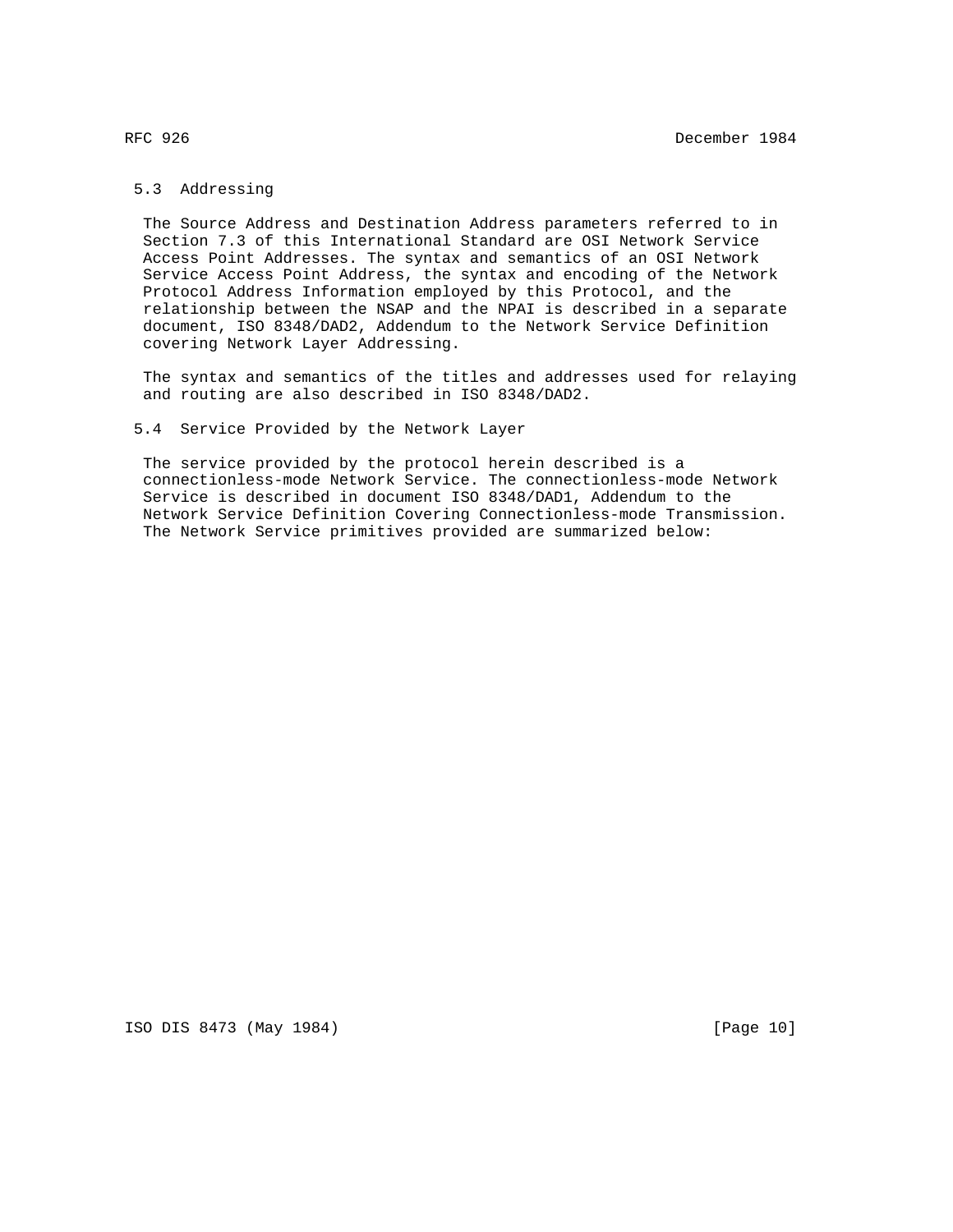## 5.3 Addressing

The Source Address and Destination Address parameters referred to in Section 7.3 of this International Standard are OSI Network Service Access Point Addresses. The syntax and semantics of an OSI Network Service Access Point Address, the syntax and encoding of the Network Protocol Address Information employed by this Protocol, and the relationship between the NSAP and the NPAI is described in a separate document, ISO 8348/DAD2, Addendum to the Network Service Definition covering Network Layer Addressing.

The syntax and semantics of the titles and addresses used for relaying and routing are also described in ISO 8348/DAD2.

## 5.4 Service Provided by the Network Layer

The service provided by the protocol herein described is a connectionless-mode Network Service. The connectionless-mode Network Service is described in document ISO 8348/DAD1, Addendum to the Network Service Definition Covering Connectionless-mode Transmission. The Network Service primitives provided are summarized below: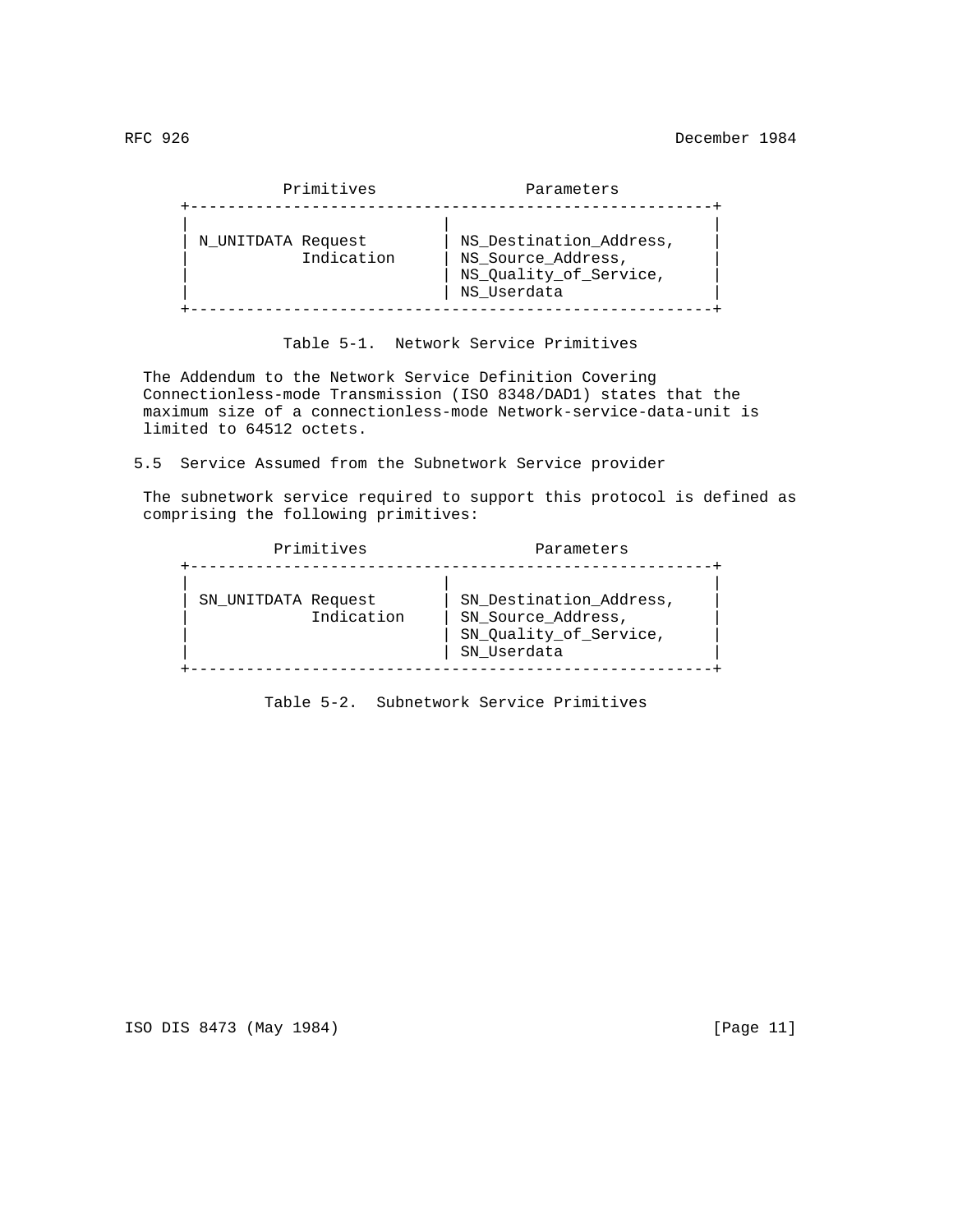| Primitives | Parameters |
| --- | --- |
| N_UNITDATA Request<br>Indication | NS_Destination_Address,<br>NS_Source_Address,<br>NS_Quality_of_Service,<br>NS_Userdata |

Table 5-1. Network Service Primitives

The Addendum to the Network Service Definition Covering Connectionless-mode Transmission (ISO 8348/DAD1) states that the maximum size of a connectionless-mode Network-service-data-unit is limited to 64512 octets.

### 5.5 Service Assumed from the Subnetwork Service provider

The subnetwork service required to support this protocol is defined as comprising the following primitives:

| Primitives | Parameters |
| --- | --- |
| SN_UNITDATA Request<br>Indication | SN_Destination_Address,<br>SN_Source_Address,<br>SN_Quality_of_Service,<br>SN_Userdata |

Table 5-2. Subnetwork Service Primitives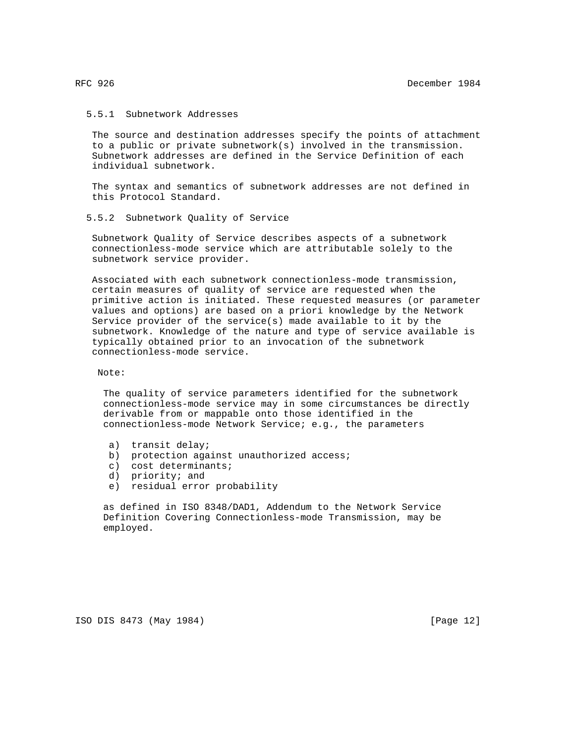### 5.5.1 Subnetwork Addresses

The source and destination addresses specify the points of attachment to a public or private subnetwork(s) involved in the transmission. Subnetwork addresses are defined in the Service Definition of each individual subnetwork.

The syntax and semantics of subnetwork addresses are not defined in this Protocol Standard.

### 5.5.2 Subnetwork Quality of Service

Subnetwork Quality of Service describes aspects of a subnetwork connectionless-mode service which are attributable solely to the subnetwork service provider.

Associated with each subnetwork connectionless-mode transmission, certain measures of quality of service are requested when the primitive action is initiated. These requested measures (or parameter values and options) are based on a priori knowledge by the Network Service provider of the service(s) made available to it by the subnetwork. Knowledge of the nature and type of service available is typically obtained prior to an invocation of the subnetwork connectionless-mode service.

Note:

The quality of service parameters identified for the subnetwork connectionless-mode service may in some circumstances be directly derivable from or mappable onto those identified in the connectionless-mode Network Service; e.g., the parameters

a) transit delay;
b) protection against unauthorized access;
c) cost determinants;
d) priority; and
e) residual error probability

as defined in ISO 8348/DAD1, Addendum to the Network Service Definition Covering Connectionless-mode Transmission, may be employed.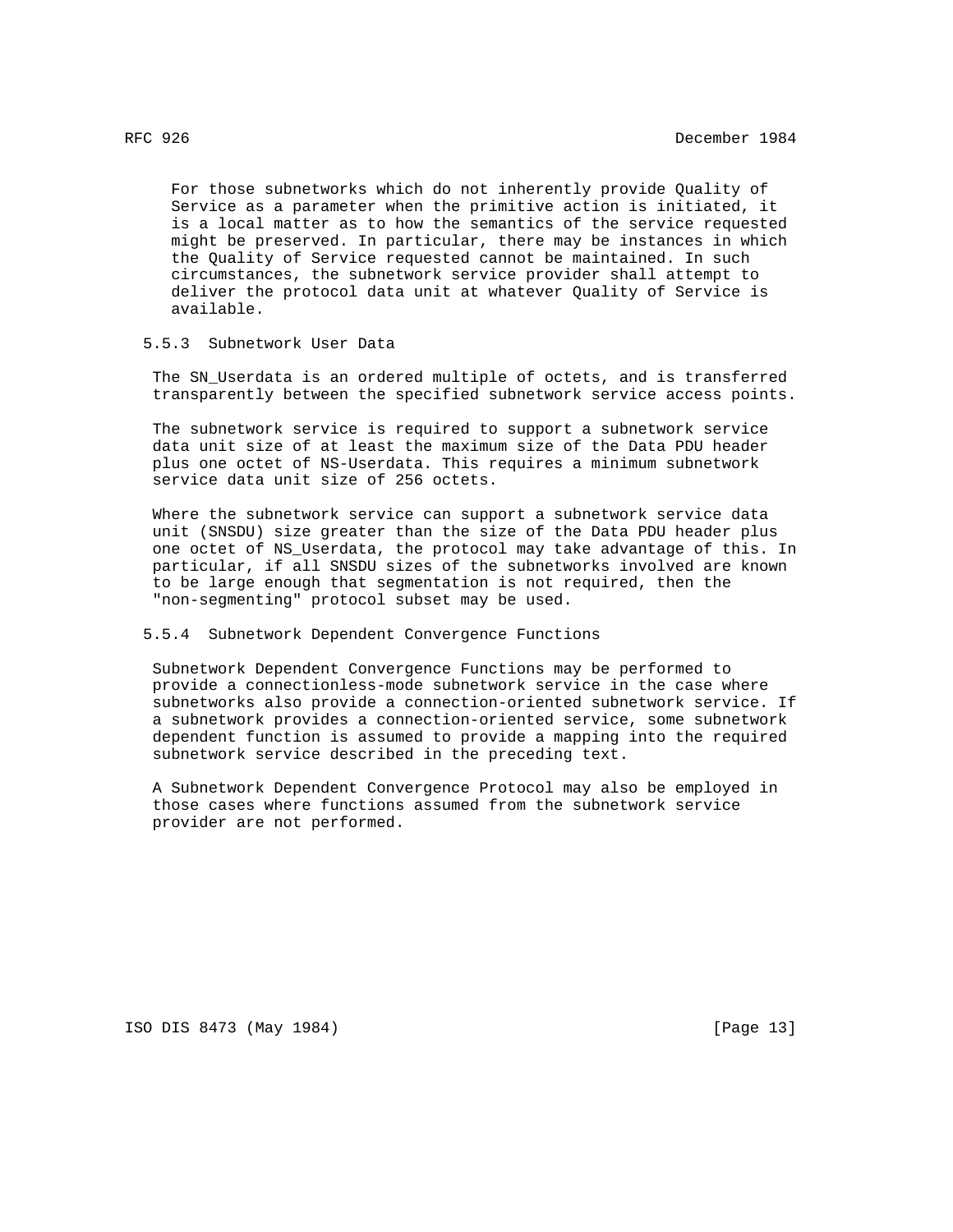For those subnetworks which do not inherently provide Quality of Service as a parameter when the primitive action is initiated, it is a local matter as to how the semantics of the service requested might be preserved. In particular, there may be instances in which the Quality of Service requested cannot be maintained. In such circumstances, the subnetwork service provider shall attempt to deliver the protocol data unit at whatever Quality of Service is available.

### 5.5.3 Subnetwork User Data

The SN_Userdata is an ordered multiple of octets, and is transferred transparently between the specified subnetwork service access points.

The subnetwork service is required to support a subnetwork service data unit size of at least the maximum size of the Data PDU header plus one octet of NS-Userdata. This requires a minimum subnetwork service data unit size of 256 octets.

Where the subnetwork service can support a subnetwork service data unit (SNSDU) size greater than the size of the Data PDU header plus one octet of NS_Userdata, the protocol may take advantage of this. In particular, if all SNSDU sizes of the subnetworks involved are known to be large enough that segmentation is not required, then the "non-segmenting" protocol subset may be used.

### 5.5.4 Subnetwork Dependent Convergence Functions

Subnetwork Dependent Convergence Functions may be performed to provide a connectionless-mode subnetwork service in the case where subnetworks also provide a connection-oriented subnetwork service. If a subnetwork provides a connection-oriented service, some subnetwork dependent function is assumed to provide a mapping into the required subnetwork service described in the preceding text.

A Subnetwork Dependent Convergence Protocol may also be employed in those cases where functions assumed from the subnetwork service provider are not performed.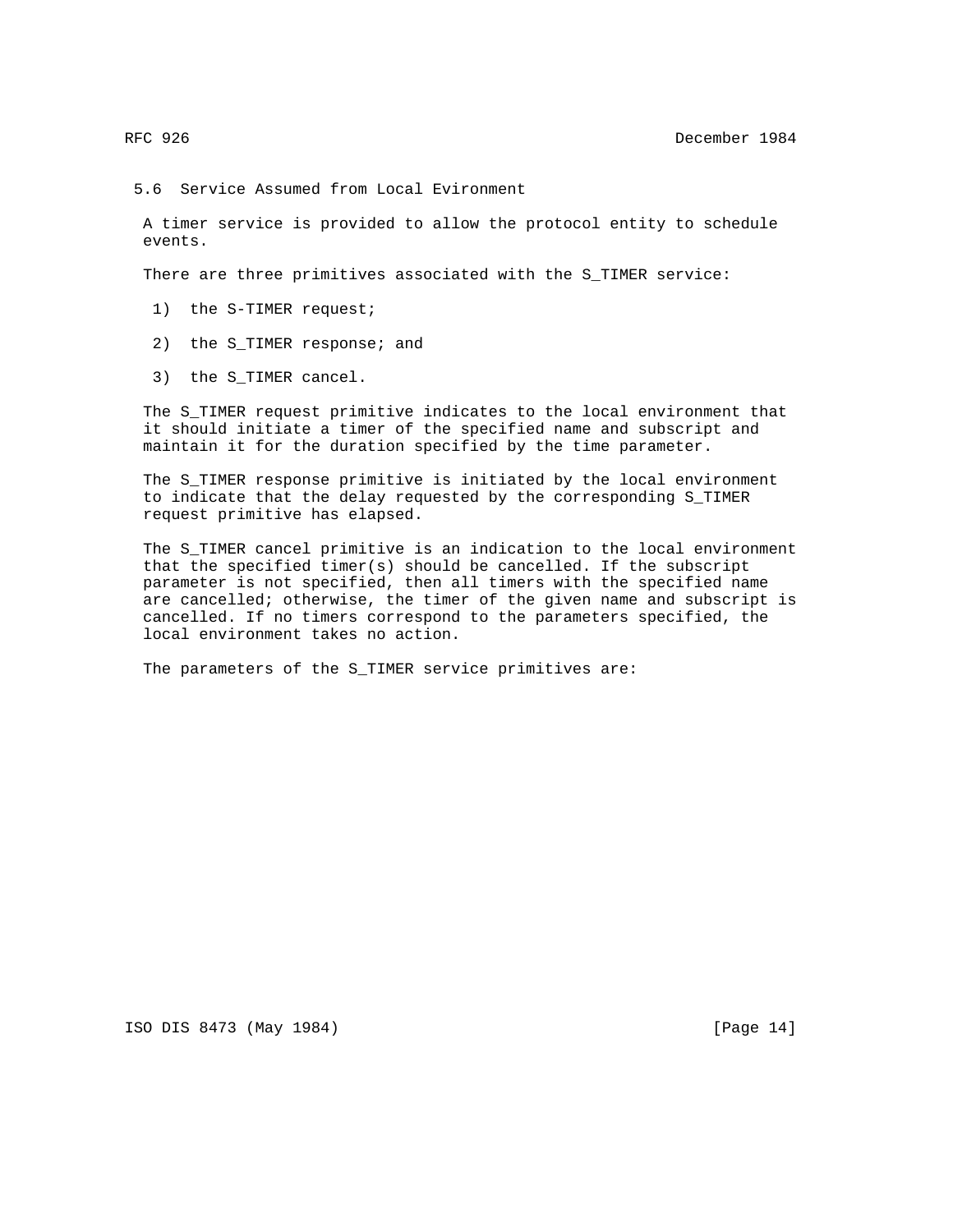## 5.6 Service Assumed from Local Evironment

A timer service is provided to allow the protocol entity to schedule events.

There are three primitives associated with the S_TIMER service:

1) the S-TIMER request;

2) the S_TIMER response; and

3) the S_TIMER cancel.

The S_TIMER request primitive indicates to the local environment that it should initiate a timer of the specified name and subscript and maintain it for the duration specified by the time parameter.

The S_TIMER response primitive is initiated by the local environment to indicate that the delay requested by the corresponding S_TIMER request primitive has elapsed.

The S_TIMER cancel primitive is an indication to the local environment that the specified timer(s) should be cancelled. If the subscript parameter is not specified, then all timers with the specified name are cancelled; otherwise, the timer of the given name and subscript is cancelled. If no timers correspond to the parameters specified, the local environment takes no action.

The parameters of the S_TIMER service primitives are: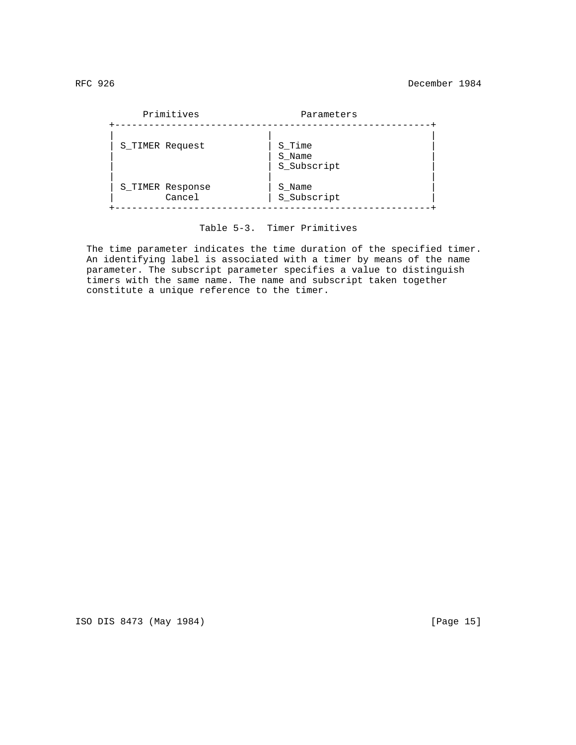| Primitives | Parameters |
| --- | --- |
| S_TIMER Request | S_Time<br>S_Name<br>S_Subscript |
| S_TIMER Response<br>Cancel | S_Name<br>S_Subscript |

Table 5-3. Timer Primitives

The time parameter indicates the time duration of the specified timer. An identifying label is associated with a timer by means of the name parameter. The subscript parameter specifies a value to distinguish timers with the same name. The name and subscript taken together constitute a unique reference to the timer.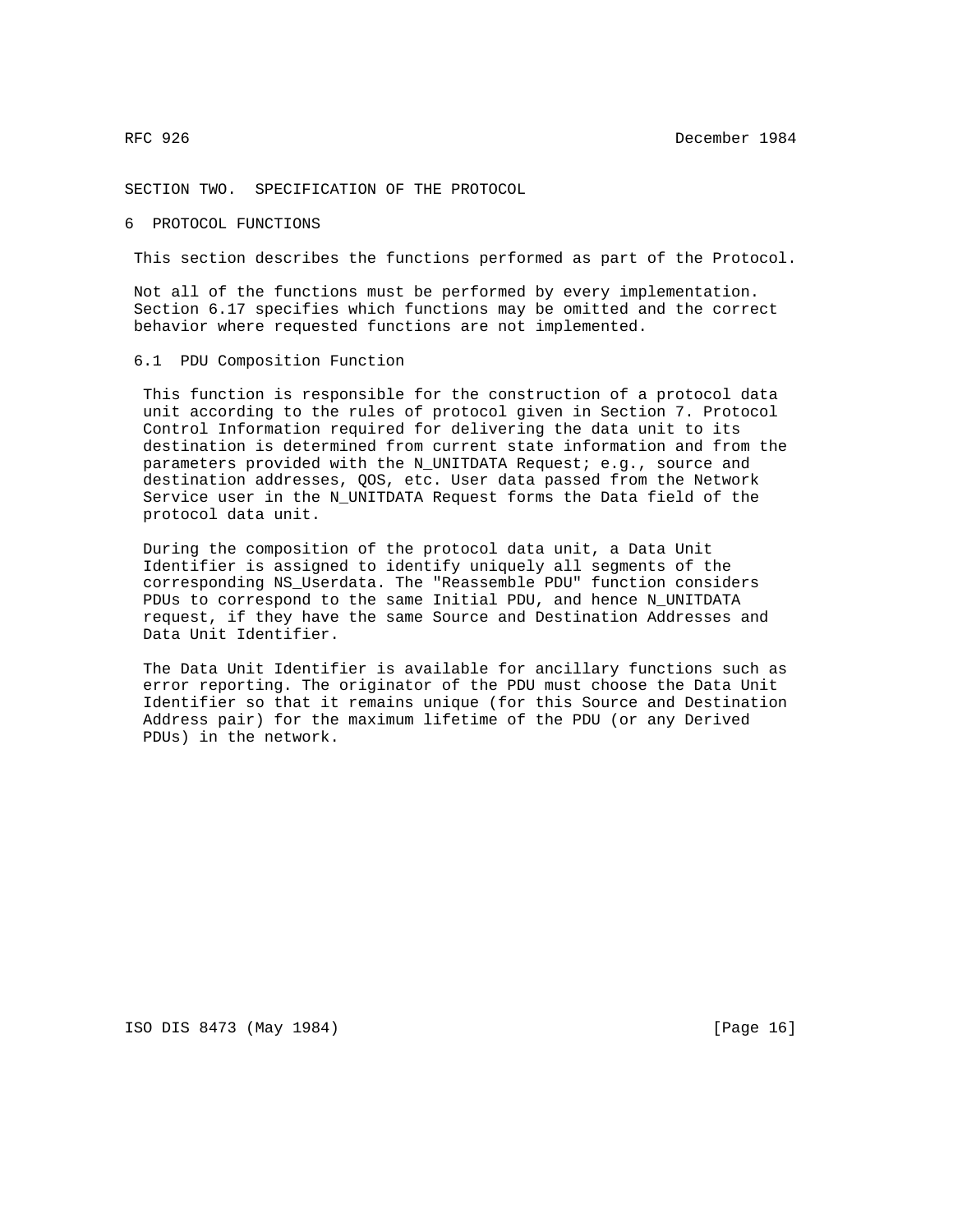# SECTION TWO. SPECIFICATION OF THE PROTOCOL

## 6 PROTOCOL FUNCTIONS

This section describes the functions performed as part of the Protocol.

Not all of the functions must be performed by every implementation. Section 6.17 specifies which functions may be omitted and the correct behavior where requested functions are not implemented.

### 6.1 PDU Composition Function

This function is responsible for the construction of a protocol data unit according to the rules of protocol given in Section 7. Protocol Control Information required for delivering the data unit to its destination is determined from current state information and from the parameters provided with the N_UNITDATA Request; e.g., source and destination addresses, QOS, etc. User data passed from the Network Service user in the N_UNITDATA Request forms the Data field of the protocol data unit.

During the composition of the protocol data unit, a Data Unit Identifier is assigned to identify uniquely all segments of the corresponding NS_Userdata. The "Reassemble PDU" function considers PDUs to correspond to the same Initial PDU, and hence N_UNITDATA request, if they have the same Source and Destination Addresses and Data Unit Identifier.

The Data Unit Identifier is available for ancillary functions such as error reporting. The originator of the PDU must choose the Data Unit Identifier so that it remains unique (for this Source and Destination Address pair) for the maximum lifetime of the PDU (or any Derived PDUs) in the network.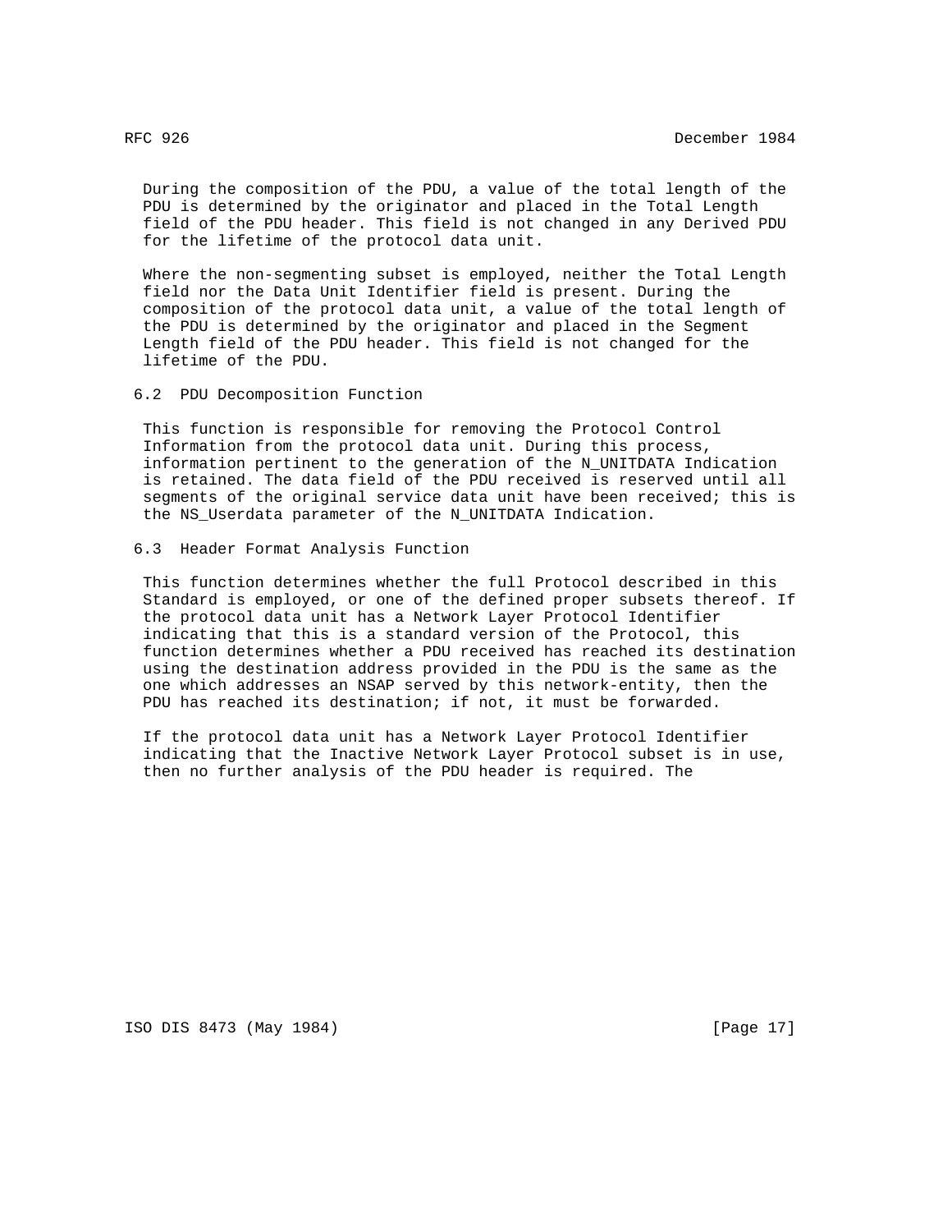During the composition of the PDU, a value of the total length of the PDU is determined by the originator and placed in the Total Length field of the PDU header. This field is not changed in any Derived PDU for the lifetime of the protocol data unit.

Where the non-segmenting subset is employed, neither the Total Length field nor the Data Unit Identifier field is present. During the composition of the protocol data unit, a value of the total length of the PDU is determined by the originator and placed in the Segment Length field of the PDU header. This field is not changed for the lifetime of the PDU.

### 6.2 PDU Decomposition Function

This function is responsible for removing the Protocol Control Information from the protocol data unit. During this process, information pertinent to the generation of the N_UNITDATA Indication is retained. The data field of the PDU received is reserved until all segments of the original service data unit have been received; this is the NS_Userdata parameter of the N_UNITDATA Indication.

### 6.3 Header Format Analysis Function

This function determines whether the full Protocol described in this Standard is employed, or one of the defined proper subsets thereof. If the protocol data unit has a Network Layer Protocol Identifier indicating that this is a standard version of the Protocol, this function determines whether a PDU received has reached its destination using the destination address provided in the PDU is the same as the one which addresses an NSAP served by this network-entity, then the PDU has reached its destination; if not, it must be forwarded.

If the protocol data unit has a Network Layer Protocol Identifier indicating that the Inactive Network Layer Protocol subset is in use, then no further analysis of the PDU header is required. The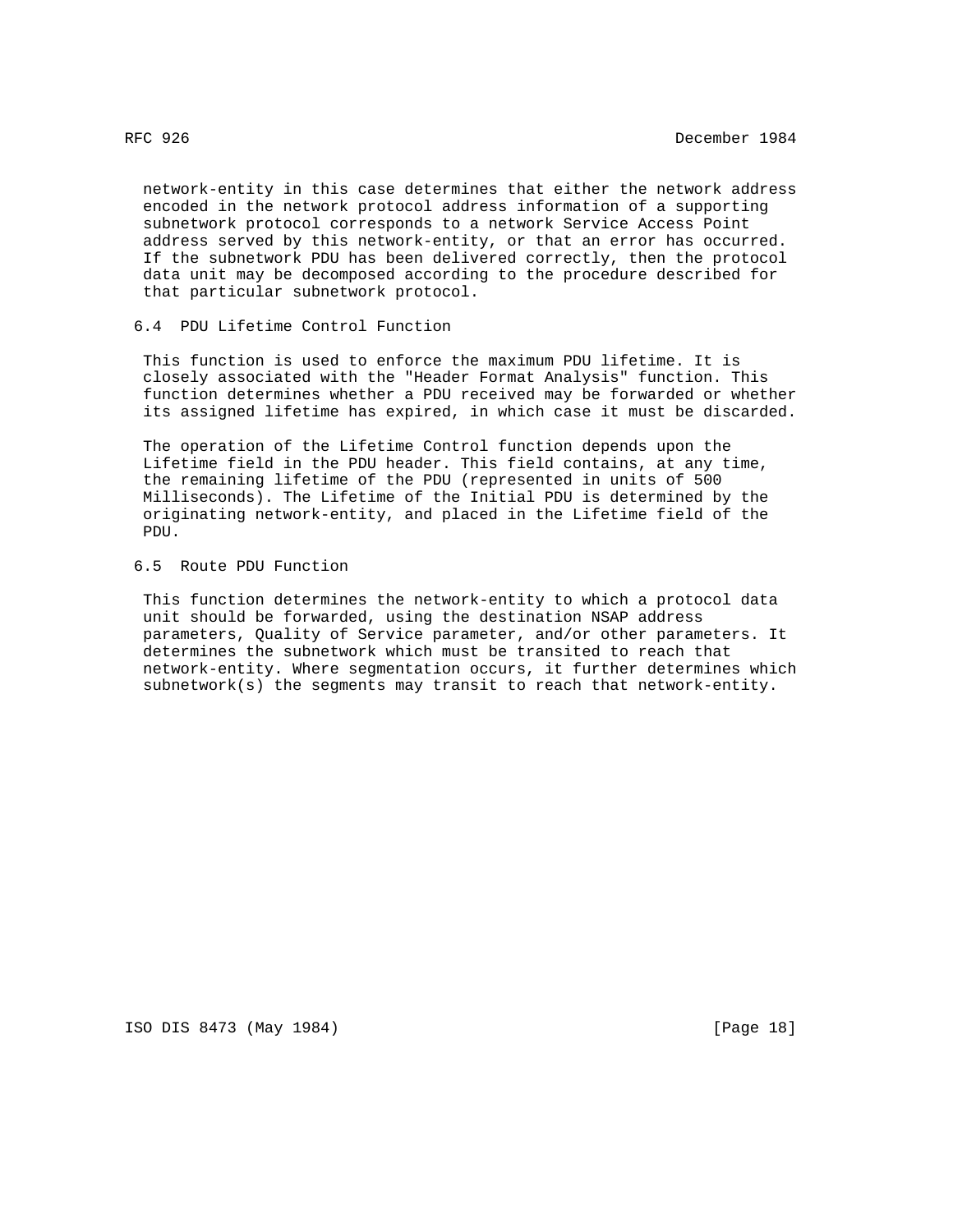network-entity in this case determines that either the network address encoded in the network protocol address information of a supporting subnetwork protocol corresponds to a network Service Access Point address served by this network-entity, or that an error has occurred. If the subnetwork PDU has been delivered correctly, then the protocol data unit may be decomposed according to the procedure described for that particular subnetwork protocol.

### 6.4 PDU Lifetime Control Function

This function is used to enforce the maximum PDU lifetime. It is closely associated with the "Header Format Analysis" function. This function determines whether a PDU received may be forwarded or whether its assigned lifetime has expired, in which case it must be discarded.

The operation of the Lifetime Control function depends upon the Lifetime field in the PDU header. This field contains, at any time, the remaining lifetime of the PDU (represented in units of 500 Milliseconds). The Lifetime of the Initial PDU is determined by the originating network-entity, and placed in the Lifetime field of the PDU.

### 6.5 Route PDU Function

This function determines the network-entity to which a protocol data unit should be forwarded, using the destination NSAP address parameters, Quality of Service parameter, and/or other parameters. It determines the subnetwork which must be transited to reach that network-entity. Where segmentation occurs, it further determines which subnetwork(s) the segments may transit to reach that network-entity.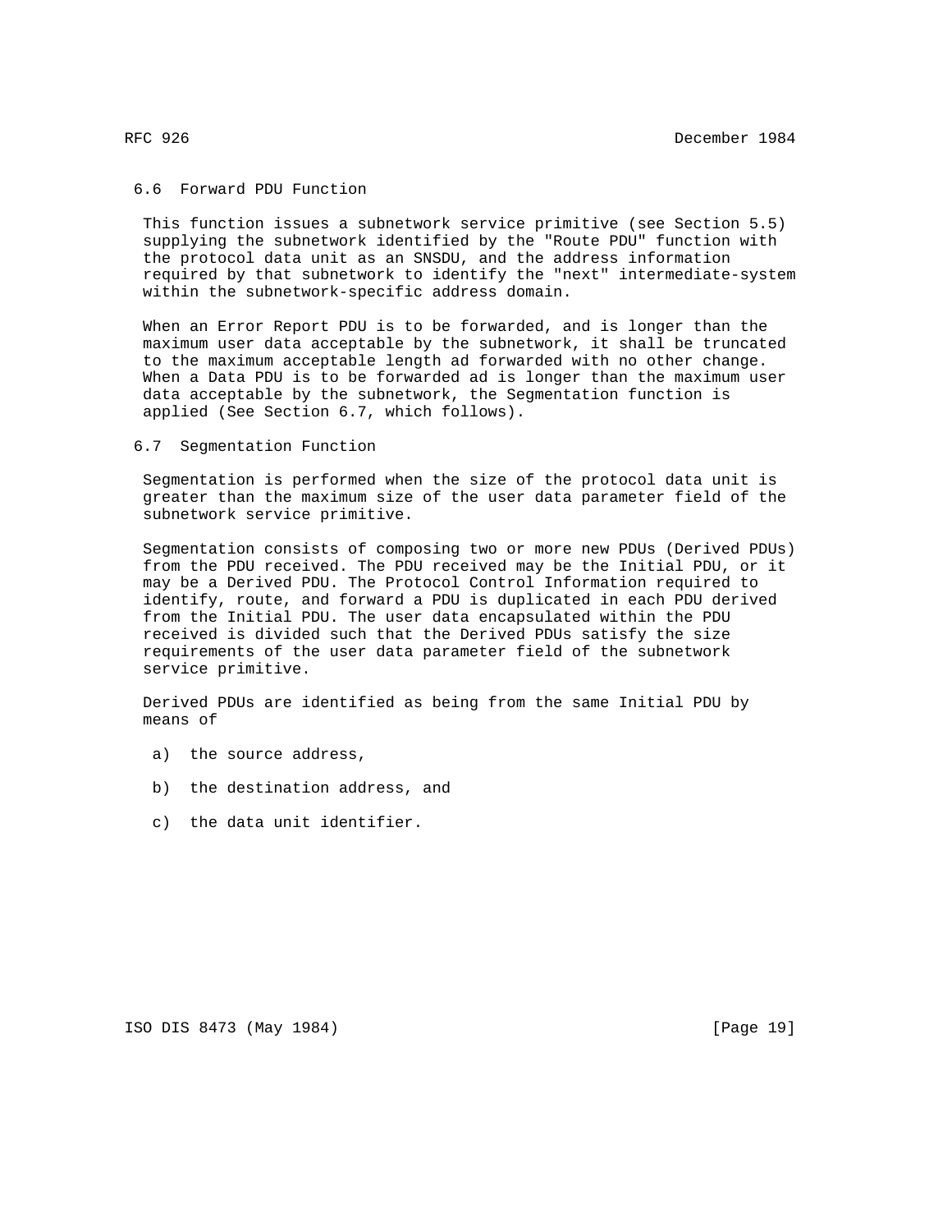### 6.6 Forward PDU Function

This function issues a subnetwork service primitive (see Section 5.5) supplying the subnetwork identified by the "Route PDU" function with the protocol data unit as an SNSDU, and the address information required by that subnetwork to identify the "next" intermediate-system within the subnetwork-specific address domain.

When an Error Report PDU is to be forwarded, and is longer than the maximum user data acceptable by the subnetwork, it shall be truncated to the maximum acceptable length ad forwarded with no other change. When a Data PDU is to be forwarded ad is longer than the maximum user data acceptable by the subnetwork, the Segmentation function is applied (See Section 6.7, which follows).

### 6.7 Segmentation Function

Segmentation is performed when the size of the protocol data unit is greater than the maximum size of the user data parameter field of the subnetwork service primitive.

Segmentation consists of composing two or more new PDUs (Derived PDUs) from the PDU received. The PDU received may be the Initial PDU, or it may be a Derived PDU. The Protocol Control Information required to identify, route, and forward a PDU is duplicated in each PDU derived from the Initial PDU. The user data encapsulated within the PDU received is divided such that the Derived PDUs satisfy the size requirements of the user data parameter field of the subnetwork service primitive.

Derived PDUs are identified as being from the same Initial PDU by means of

a) the source address,

b) the destination address, and

c) the data unit identifier.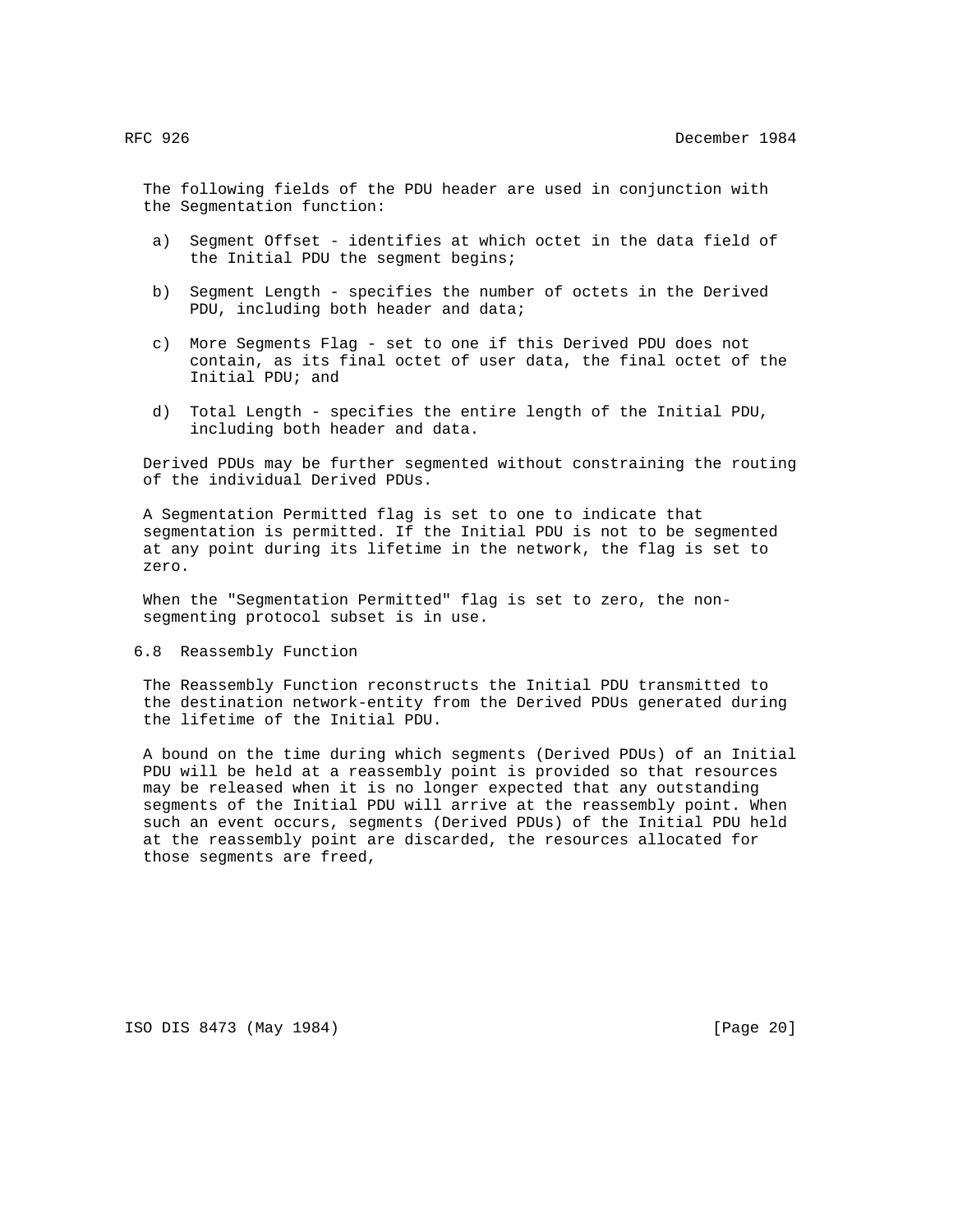The following fields of the PDU header are used in conjunction with the Segmentation function:

a) Segment Offset - identifies at which octet in the data field of the Initial PDU the segment begins;

b) Segment Length - specifies the number of octets in the Derived PDU, including both header and data;

c) More Segments Flag - set to one if this Derived PDU does not contain, as its final octet of user data, the final octet of the Initial PDU; and

d) Total Length - specifies the entire length of the Initial PDU, including both header and data.

Derived PDUs may be further segmented without constraining the routing of the individual Derived PDUs.

A Segmentation Permitted flag is set to one to indicate that segmentation is permitted. If the Initial PDU is not to be segmented at any point during its lifetime in the network, the flag is set to zero.

When the "Segmentation Permitted" flag is set to zero, the non-segmenting protocol subset is in use.

## 6.8 Reassembly Function

The Reassembly Function reconstructs the Initial PDU transmitted to the destination network-entity from the Derived PDUs generated during the lifetime of the Initial PDU.

A bound on the time during which segments (Derived PDUs) of an Initial PDU will be held at a reassembly point is provided so that resources may be released when it is no longer expected that any outstanding segments of the Initial PDU will arrive at the reassembly point. When such an event occurs, segments (Derived PDUs) of the Initial PDU held at the reassembly point are discarded, the resources allocated for those segments are freed,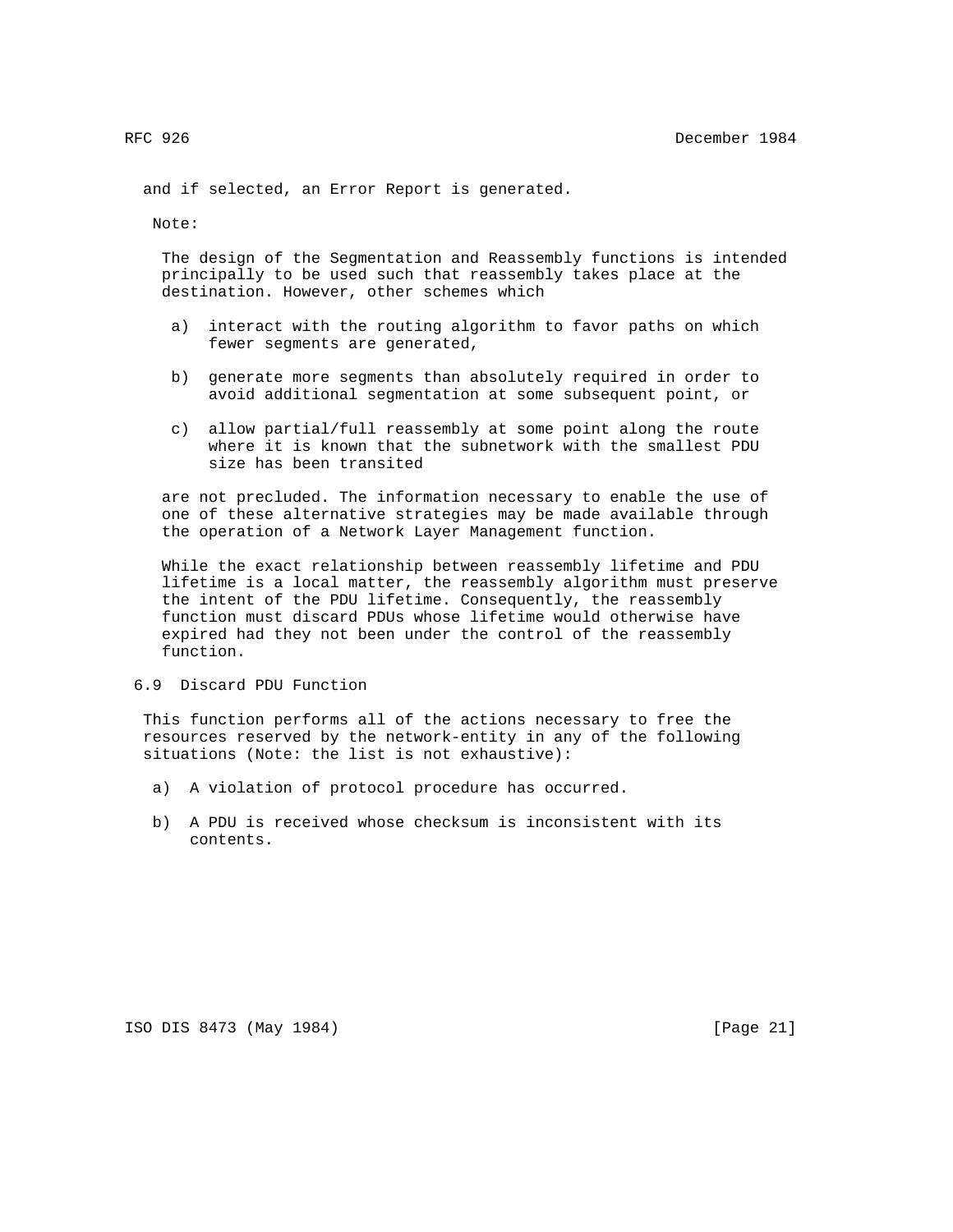and if selected, an Error Report is generated.

Note:

The design of the Segmentation and Reassembly functions is intended principally to be used such that reassembly takes place at the destination. However, other schemes which

a) interact with the routing algorithm to favor paths on which fewer segments are generated,

b) generate more segments than absolutely required in order to avoid additional segmentation at some subsequent point, or

c) allow partial/full reassembly at some point along the route where it is known that the subnetwork with the smallest PDU size has been transited

are not precluded. The information necessary to enable the use of one of these alternative strategies may be made available through the operation of a Network Layer Management function.

While the exact relationship between reassembly lifetime and PDU lifetime is a local matter, the reassembly algorithm must preserve the intent of the PDU lifetime. Consequently, the reassembly function must discard PDUs whose lifetime would otherwise have expired had they not been under the control of the reassembly function.

## 6.9 Discard PDU Function

This function performs all of the actions necessary to free the resources reserved by the network-entity in any of the following situations (Note: the list is not exhaustive):

a) A violation of protocol procedure has occurred.

b) A PDU is received whose checksum is inconsistent with its contents.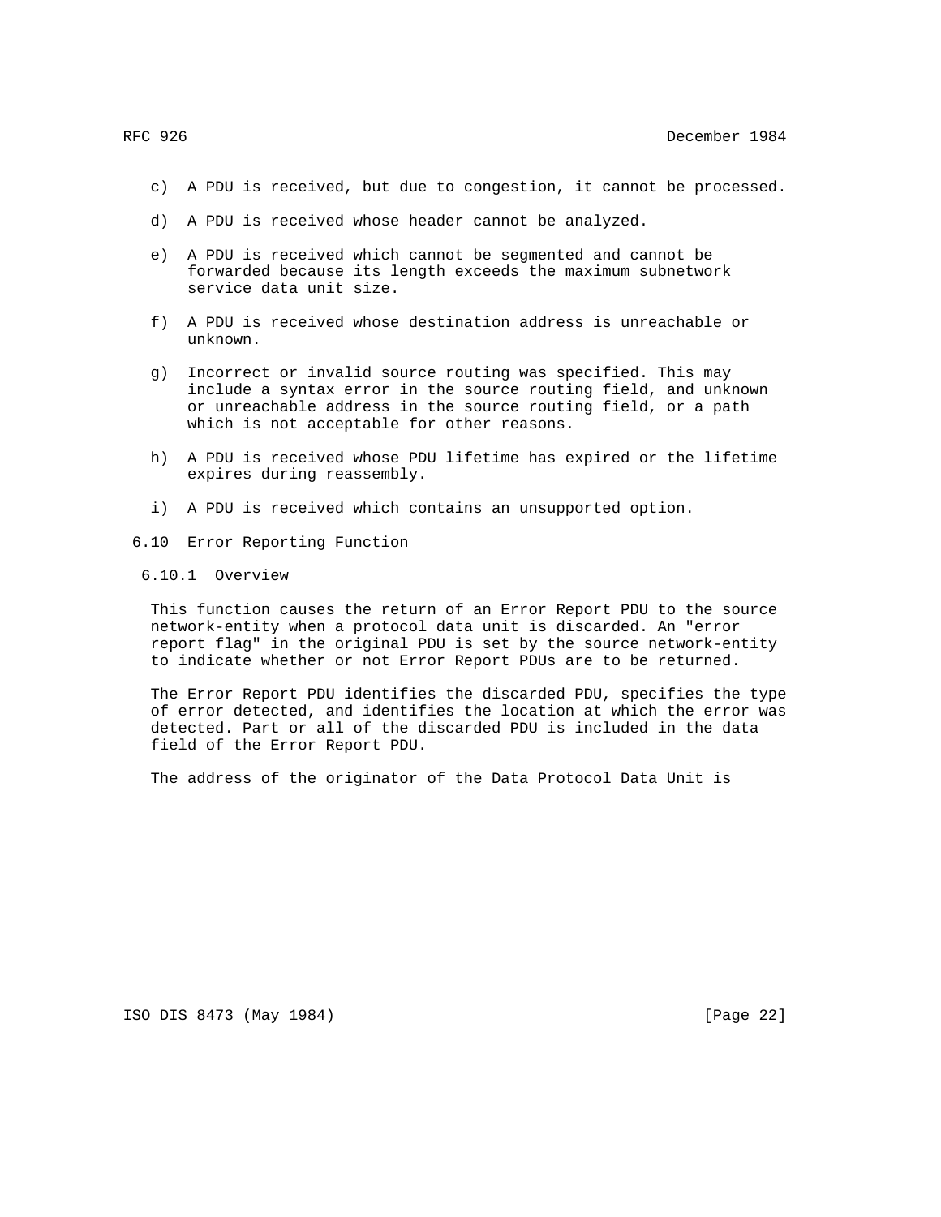c) A PDU is received, but due to congestion, it cannot be processed.

d) A PDU is received whose header cannot be analyzed.

e) A PDU is received which cannot be segmented and cannot be forwarded because its length exceeds the maximum subnetwork service data unit size.

f) A PDU is received whose destination address is unreachable or unknown.

g) Incorrect or invalid source routing was specified. This may include a syntax error in the source routing field, and unknown or unreachable address in the source routing field, or a path which is not acceptable for other reasons.

h) A PDU is received whose PDU lifetime has expired or the lifetime expires during reassembly.

i) A PDU is received which contains an unsupported option.

## 6.10 Error Reporting Function

### 6.10.1 Overview

This function causes the return of an Error Report PDU to the source network-entity when a protocol data unit is discarded. An "error report flag" in the original PDU is set by the source network-entity to indicate whether or not Error Report PDUs are to be returned.

The Error Report PDU identifies the discarded PDU, specifies the type of error detected, and identifies the location at which the error was detected. Part or all of the discarded PDU is included in the data field of the Error Report PDU.

The address of the originator of the Data Protocol Data Unit is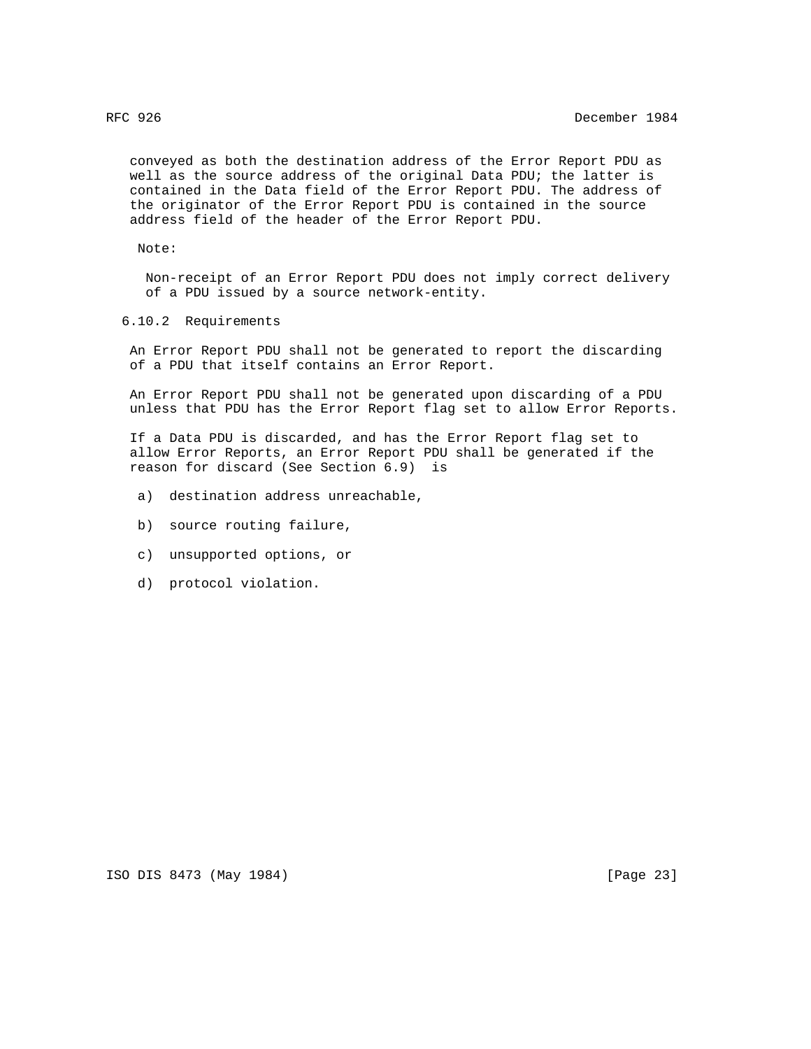conveyed as both the destination address of the Error Report PDU as well as the source address of the original Data PDU; the latter is contained in the Data field of the Error Report PDU. The address of the originator of the Error Report PDU is contained in the source address field of the header of the Error Report PDU.

Note:

Non-receipt of an Error Report PDU does not imply correct delivery of a PDU issued by a source network-entity.

### 6.10.2 Requirements

An Error Report PDU shall not be generated to report the discarding of a PDU that itself contains an Error Report.

An Error Report PDU shall not be generated upon discarding of a PDU unless that PDU has the Error Report flag set to allow Error Reports.

If a Data PDU is discarded, and has the Error Report flag set to allow Error Reports, an Error Report PDU shall be generated if the reason for discard (See Section 6.9) is

a) destination address unreachable,

b) source routing failure,

c) unsupported options, or

d) protocol violation.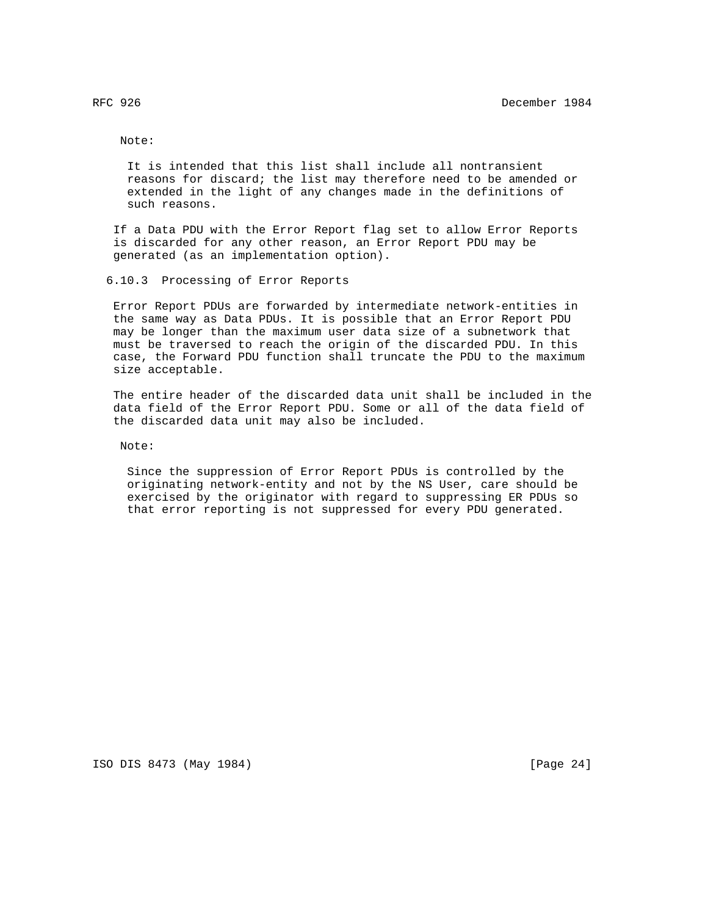Note:

It is intended that this list shall include all nontransient reasons for discard; the list may therefore need to be amended or extended in the light of any changes made in the definitions of such reasons.

If a Data PDU with the Error Report flag set to allow Error Reports is discarded for any other reason, an Error Report PDU may be generated (as an implementation option).

### 6.10.3 Processing of Error Reports

Error Report PDUs are forwarded by intermediate network-entities in the same way as Data PDUs. It is possible that an Error Report PDU may be longer than the maximum user data size of a subnetwork that must be traversed to reach the origin of the discarded PDU. In this case, the Forward PDU function shall truncate the PDU to the maximum size acceptable.

The entire header of the discarded data unit shall be included in the data field of the Error Report PDU. Some or all of the data field of the discarded data unit may also be included.

Note:

Since the suppression of Error Report PDUs is controlled by the originating network-entity and not by the NS User, care should be exercised by the originator with regard to suppressing ER PDUs so that error reporting is not suppressed for every PDU generated.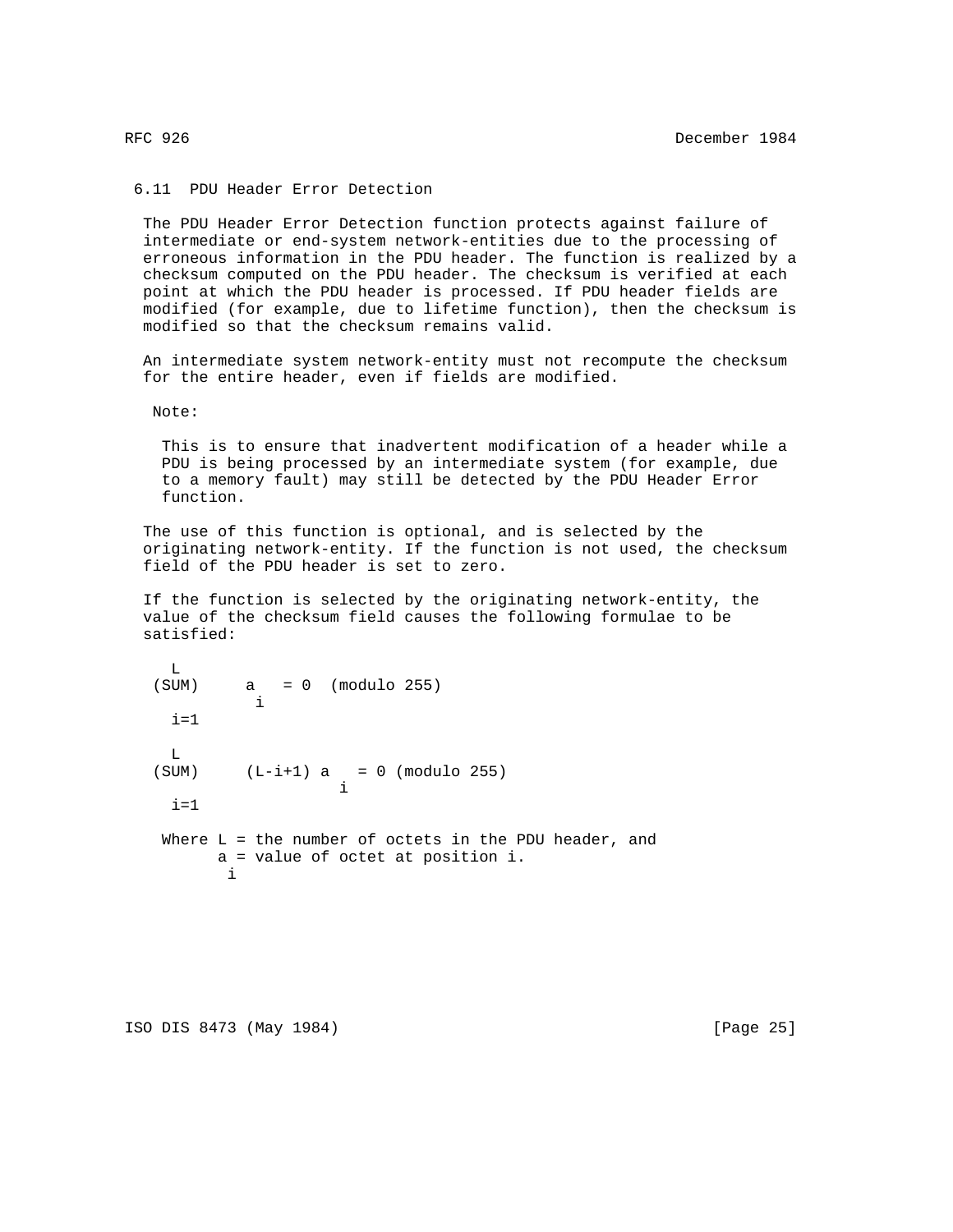### 6.11 PDU Header Error Detection

The PDU Header Error Detection function protects against failure of intermediate or end-system network-entities due to the processing of erroneous information in the PDU header. The function is realized by a checksum computed on the PDU header. The checksum is verified at each point at which the PDU header is processed. If PDU header fields are modified (for example, due to lifetime function), then the checksum is modified so that the checksum remains valid.

An intermediate system network-entity must not recompute the checksum for the entire header, even if fields are modified.

Note:

This is to ensure that inadvertent modification of a header while a PDU is being processed by an intermediate system (for example, due to a memory fault) may still be detected by the PDU Header Error function.

The use of this function is optional, and is selected by the originating network-entity. If the function is not used, the checksum field of the PDU header is set to zero.

If the function is selected by the originating network-entity, the value of the checksum field causes the following formulae to be satisfied:

$$\sum_{i=1}^{L} a_i = 0 \pmod{255}$$

$$\sum_{i=1}^{L} (L-i+1)\, a_i = 0 \pmod{255}$$

Where $L$ = the number of octets in the PDU header, and $a_i$ = value of octet at position $i$.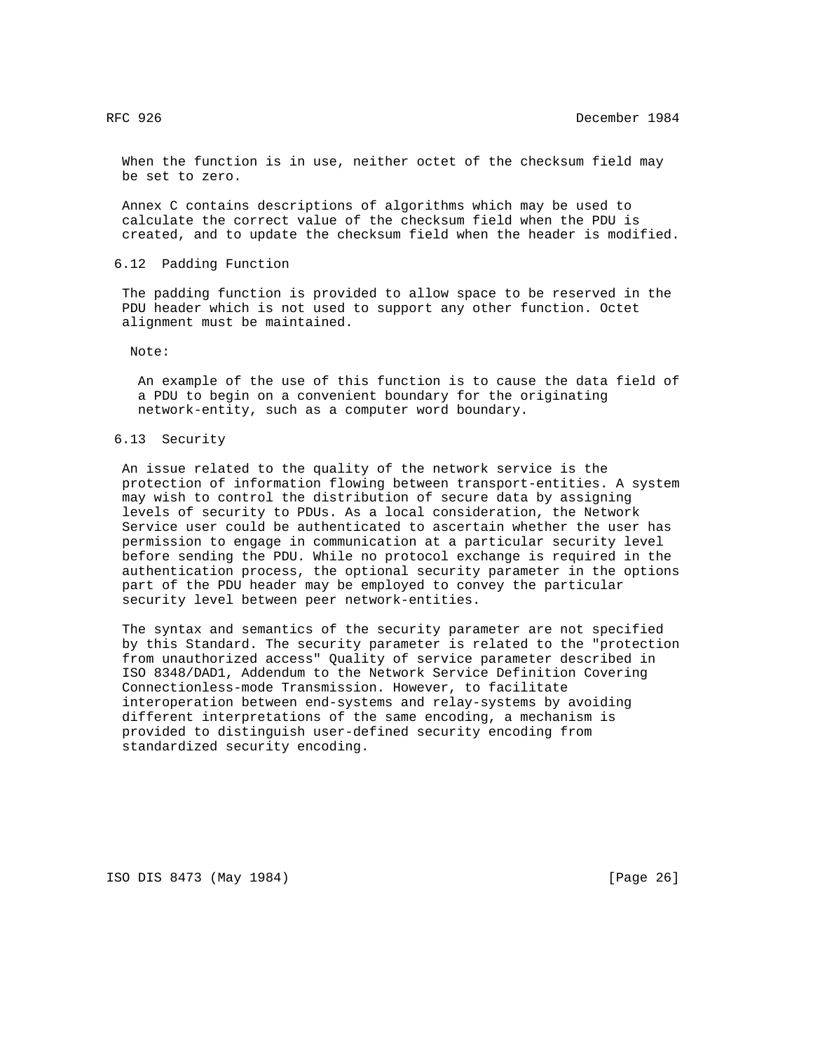When the function is in use, neither octet of the checksum field may be set to zero.

Annex C contains descriptions of algorithms which may be used to calculate the correct value of the checksum field when the PDU is created, and to update the checksum field when the header is modified.

## 6.12 Padding Function

The padding function is provided to allow space to be reserved in the PDU header which is not used to support any other function. Octet alignment must be maintained.

Note:

An example of the use of this function is to cause the data field of a PDU to begin on a convenient boundary for the originating network-entity, such as a computer word boundary.

## 6.13 Security

An issue related to the quality of the network service is the protection of information flowing between transport-entities. A system may wish to control the distribution of secure data by assigning levels of security to PDUs. As a local consideration, the Network Service user could be authenticated to ascertain whether the user has permission to engage in communication at a particular security level before sending the PDU. While no protocol exchange is required in the authentication process, the optional security parameter in the options part of the PDU header may be employed to convey the particular security level between peer network-entities.

The syntax and semantics of the security parameter are not specified by this Standard. The security parameter is related to the "protection from unauthorized access" Quality of service parameter described in ISO 8348/DAD1, Addendum to the Network Service Definition Covering Connectionless-mode Transmission. However, to facilitate interoperation between end-systems and relay-systems by avoiding different interpretations of the same encoding, a mechanism is provided to distinguish user-defined security encoding from standardized security encoding.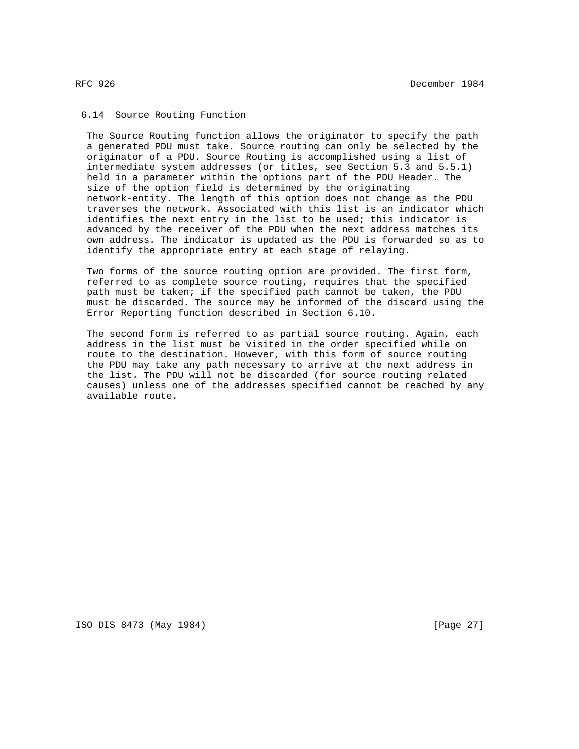### 6.14 Source Routing Function

The Source Routing function allows the originator to specify the path a generated PDU must take. Source routing can only be selected by the originator of a PDU. Source Routing is accomplished using a list of intermediate system addresses (or titles, see Section 5.3 and 5.5.1) held in a parameter within the options part of the PDU Header. The size of the option field is determined by the originating network-entity. The length of this option does not change as the PDU traverses the network. Associated with this list is an indicator which identifies the next entry in the list to be used; this indicator is advanced by the receiver of the PDU when the next address matches its own address. The indicator is updated as the PDU is forwarded so as to identify the appropriate entry at each stage of relaying.

Two forms of the source routing option are provided. The first form, referred to as complete source routing, requires that the specified path must be taken; if the specified path cannot be taken, the PDU must be discarded. The source may be informed of the discard using the Error Reporting function described in Section 6.10.

The second form is referred to as partial source routing. Again, each address in the list must be visited in the order specified while on route to the destination. However, with this form of source routing the PDU may take any path necessary to arrive at the next address in the list. The PDU will not be discarded (for source routing related causes) unless one of the addresses specified cannot be reached by any available route.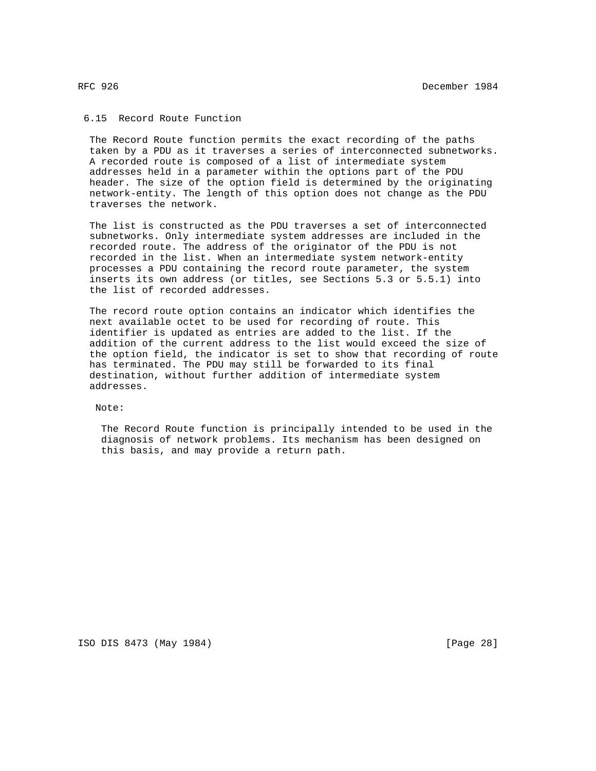### 6.15 Record Route Function

The Record Route function permits the exact recording of the paths taken by a PDU as it traverses a series of interconnected subnetworks. A recorded route is composed of a list of intermediate system addresses held in a parameter within the options part of the PDU header. The size of the option field is determined by the originating network-entity. The length of this option does not change as the PDU traverses the network.

The list is constructed as the PDU traverses a set of interconnected subnetworks. Only intermediate system addresses are included in the recorded route. The address of the originator of the PDU is not recorded in the list. When an intermediate system network-entity processes a PDU containing the record route parameter, the system inserts its own address (or titles, see Sections 5.3 or 5.5.1) into the list of recorded addresses.

The record route option contains an indicator which identifies the next available octet to be used for recording of route. This identifier is updated as entries are added to the list. If the addition of the current address to the list would exceed the size of the option field, the indicator is set to show that recording of route has terminated. The PDU may still be forwarded to its final destination, without further addition of intermediate system addresses.

Note:

The Record Route function is principally intended to be used in the diagnosis of network problems. Its mechanism has been designed on this basis, and may provide a return path.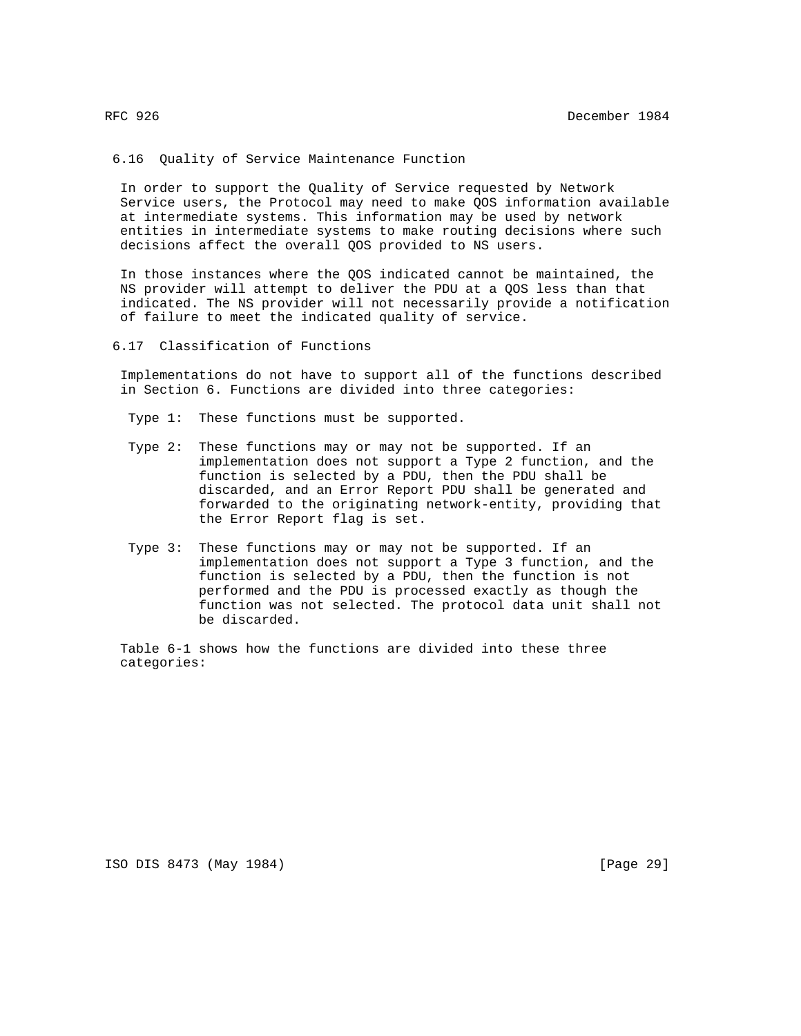### 6.16 Quality of Service Maintenance Function

In order to support the Quality of Service requested by Network Service users, the Protocol may need to make QOS information available at intermediate systems. This information may be used by network entities in intermediate systems to make routing decisions where such decisions affect the overall QOS provided to NS users.

In those instances where the QOS indicated cannot be maintained, the NS provider will attempt to deliver the PDU at a QOS less than that indicated. The NS provider will not necessarily provide a notification of failure to meet the indicated quality of service.

### 6.17 Classification of Functions

Implementations do not have to support all of the functions described in Section 6. Functions are divided into three categories:

Type 1: These functions must be supported.

Type 2: These functions may or may not be supported. If an implementation does not support a Type 2 function, and the function is selected by a PDU, then the PDU shall be discarded, and an Error Report PDU shall be generated and forwarded to the originating network-entity, providing that the Error Report flag is set.

Type 3: These functions may or may not be supported. If an implementation does not support a Type 3 function, and the function is selected by a PDU, then the function is not performed and the PDU is processed exactly as though the function was not selected. The protocol data unit shall not be discarded.

Table 6-1 shows how the functions are divided into these three categories: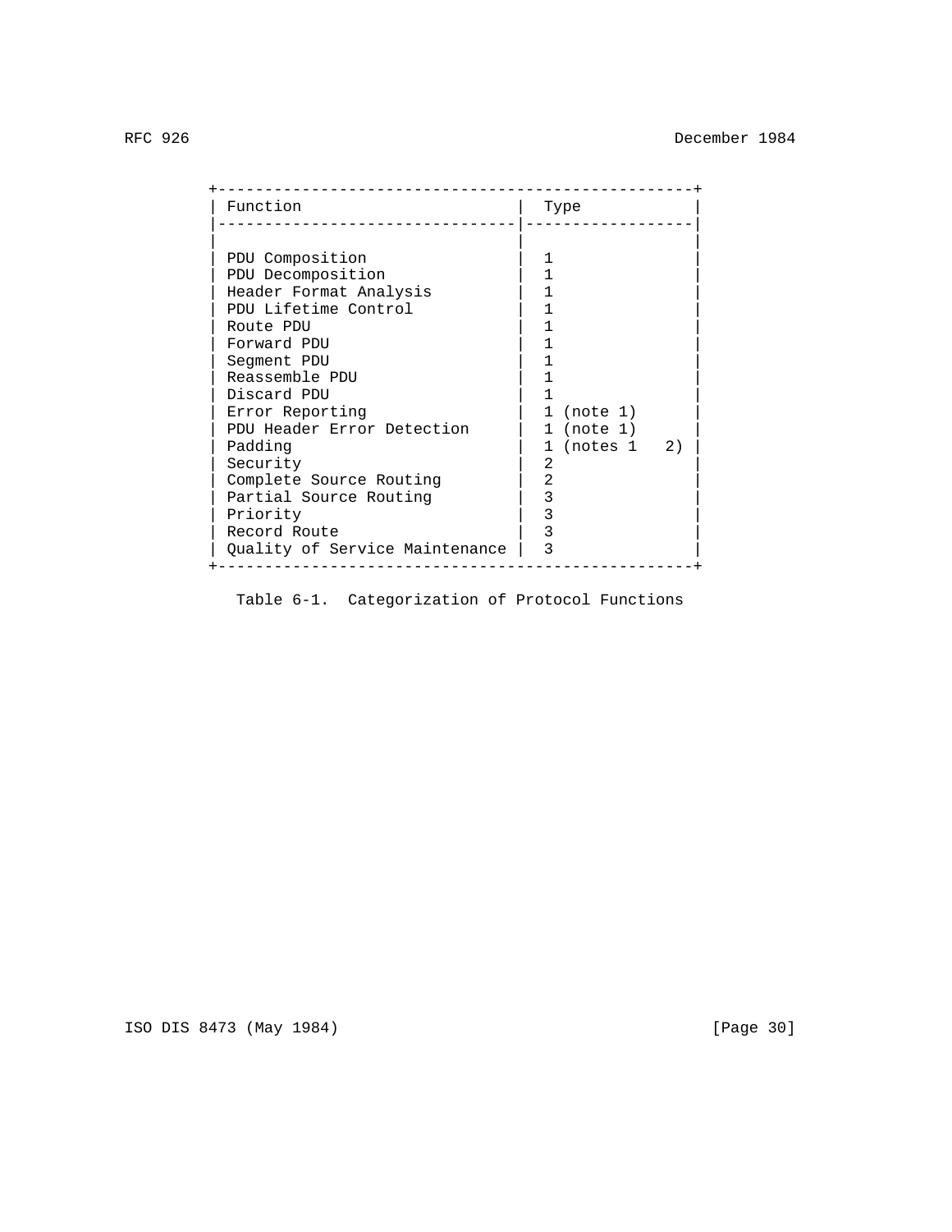| Function | Type |
| --- | --- |
| PDU Composition | 1 |
| PDU Decomposition | 1 |
| Header Format Analysis | 1 |
| PDU Lifetime Control | 1 |
| Route PDU | 1 |
| Forward PDU | 1 |
| Segment PDU | 1 |
| Reassemble PDU | 1 |
| Discard PDU | 1 |
| Error Reporting | 1 (note 1) |
| PDU Header Error Detection | 1 (note 1) |
| Padding | 1 (notes 1 2) |
| Security | 2 |
| Complete Source Routing | 2 |
| Partial Source Routing | 3 |
| Priority | 3 |
| Record Route | 3 |
| Quality of Service Maintenance | 3 |

Table 6-1. Categorization of Protocol Functions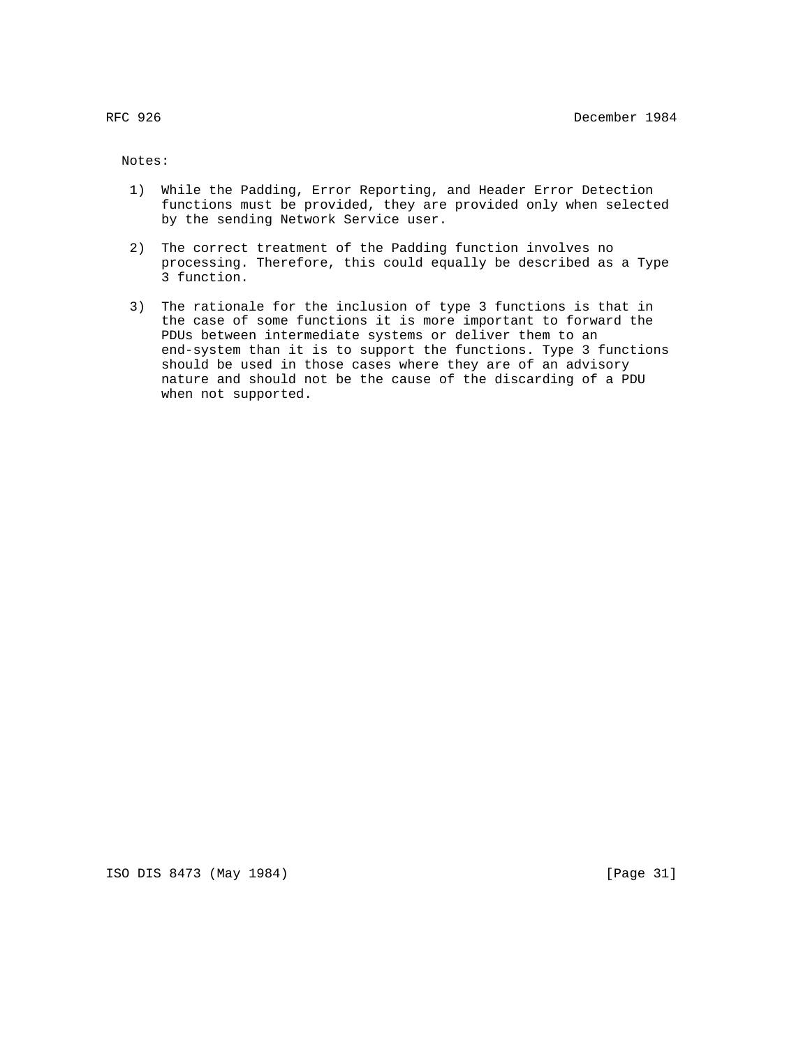Notes:

1) While the Padding, Error Reporting, and Header Error Detection functions must be provided, they are provided only when selected by the sending Network Service user.

2) The correct treatment of the Padding function involves no processing. Therefore, this could equally be described as a Type 3 function.

3) The rationale for the inclusion of type 3 functions is that in the case of some functions it is more important to forward the PDUs between intermediate systems or deliver them to an end-system than it is to support the functions. Type 3 functions should be used in those cases where they are of an advisory nature and should not be the cause of the discarding of a PDU when not supported.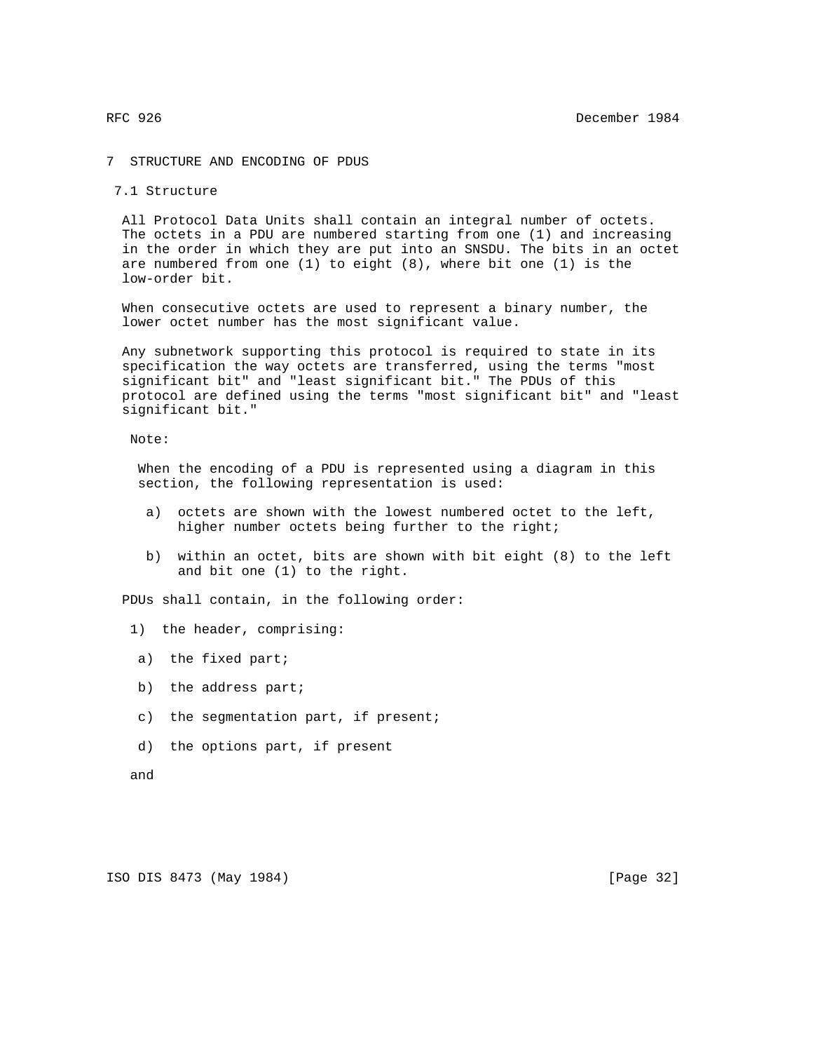# 7 STRUCTURE AND ENCODING OF PDUS

## 7.1 Structure

All Protocol Data Units shall contain an integral number of octets. The octets in a PDU are numbered starting from one (1) and increasing in the order in which they are put into an SNSDU. The bits in an octet are numbered from one (1) to eight (8), where bit one (1) is the low-order bit.

When consecutive octets are used to represent a binary number, the lower octet number has the most significant value.

Any subnetwork supporting this protocol is required to state in its specification the way octets are transferred, using the terms "most significant bit" and "least significant bit." The PDUs of this protocol are defined using the terms "most significant bit" and "least significant bit."

Note:

When the encoding of a PDU is represented using a diagram in this section, the following representation is used:

a) octets are shown with the lowest numbered octet to the left, higher number octets being further to the right;

b) within an octet, bits are shown with bit eight (8) to the left and bit one (1) to the right.

PDUs shall contain, in the following order:

1) the header, comprising:

a) the fixed part;

b) the address part;

c) the segmentation part, if present;

d) the options part, if present

and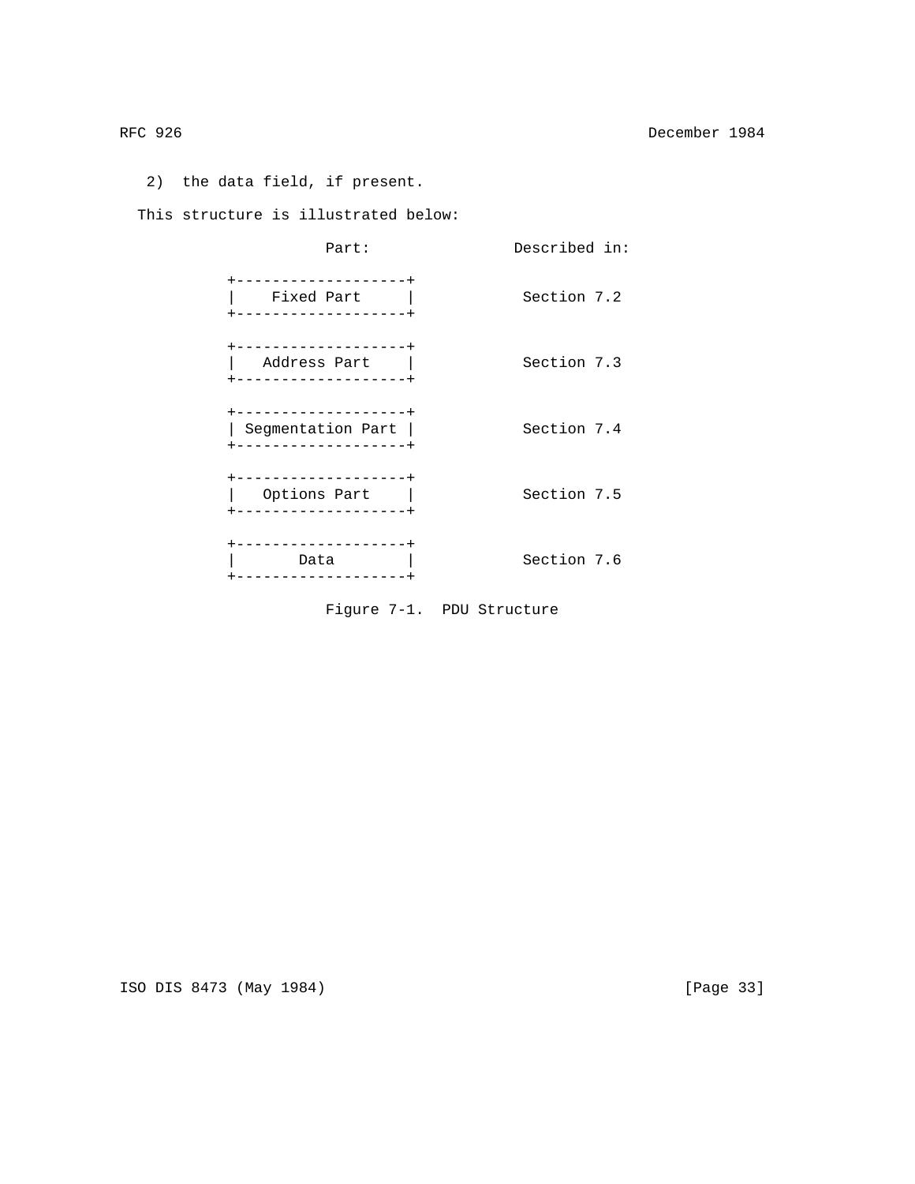2) the data field, if present.

This structure is illustrated below:

```
                    Part:               Described in:

          +--------------------+
          |    Fixed Part      |           Section 7.2
          +--------------------+

          +--------------------+
          |   Address Part     |           Section 7.3
          +--------------------+

          +--------------------+
          | Segmentation Part  |           Section 7.4
          +--------------------+

          +--------------------+
          |   Options Part     |           Section 7.5
          +--------------------+

          +--------------------+
          |       Data         |           Section 7.6
          +--------------------+
```

Figure 7-1. PDU Structure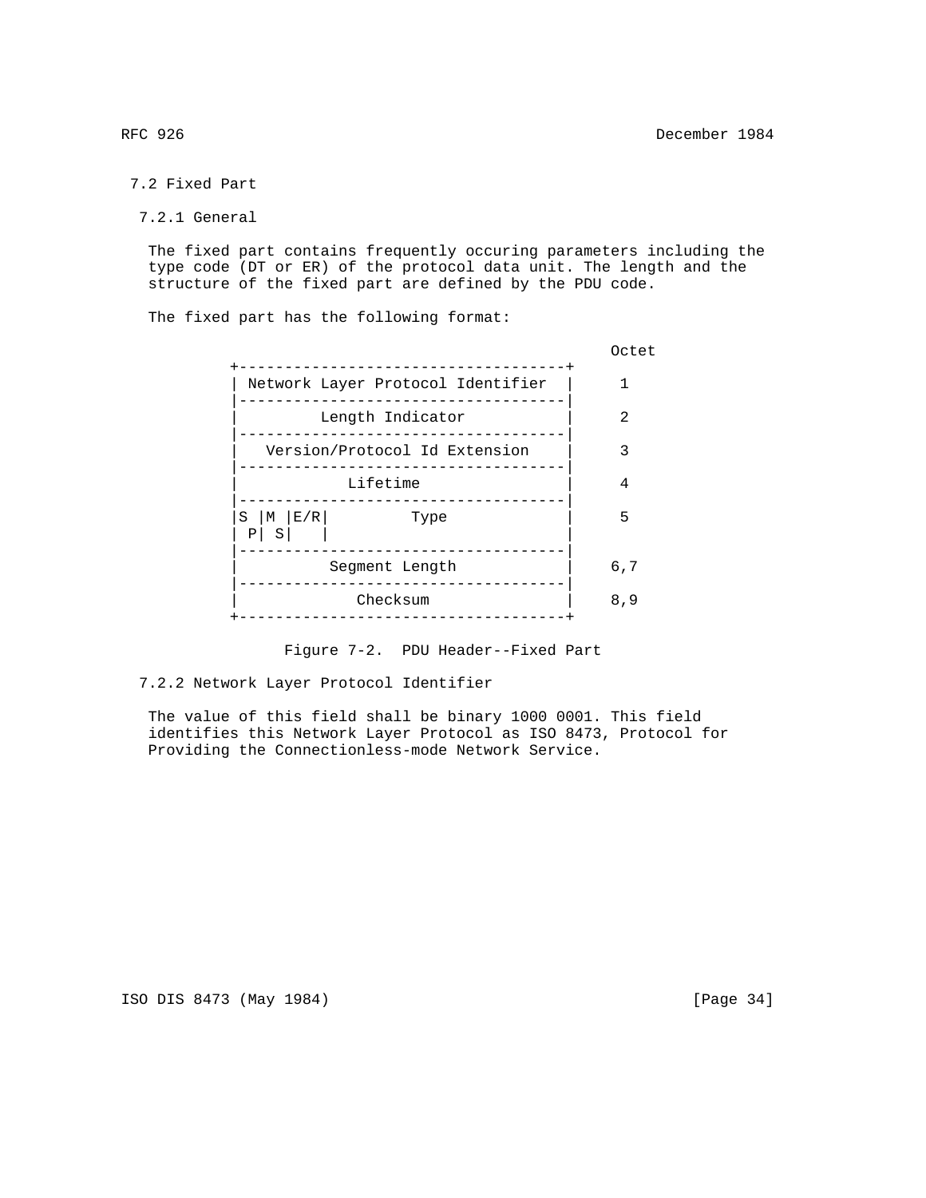## 7.2 Fixed Part

### 7.2.1 General

The fixed part contains frequently occuring parameters including the type code (DT or ER) of the protocol data unit. The length and the structure of the fixed part are defined by the PDU code.

The fixed part has the following format:

```
                                                  Octet
          +------------------------------------+
          | Network Layer Protocol Identifier  |     1
          |------------------------------------|
          |         Length Indicator           |     2
          |------------------------------------|
          |   Version/Protocol Id Extension    |     3
          |------------------------------------|
          |            Lifetime                |     4
          |------------------------------------|
          |S |M |E/R|         Type             |     5
          | P| S|   |                          |
          |------------------------------------|
          |          Segment Length            |    6,7
          |------------------------------------|
          |             Checksum               |    8,9
          +------------------------------------+
```

Figure 7-2. PDU Header--Fixed Part

### 7.2.2 Network Layer Protocol Identifier

The value of this field shall be binary 1000 0001. This field identifies this Network Layer Protocol as ISO 8473, Protocol for Providing the Connectionless-mode Network Service.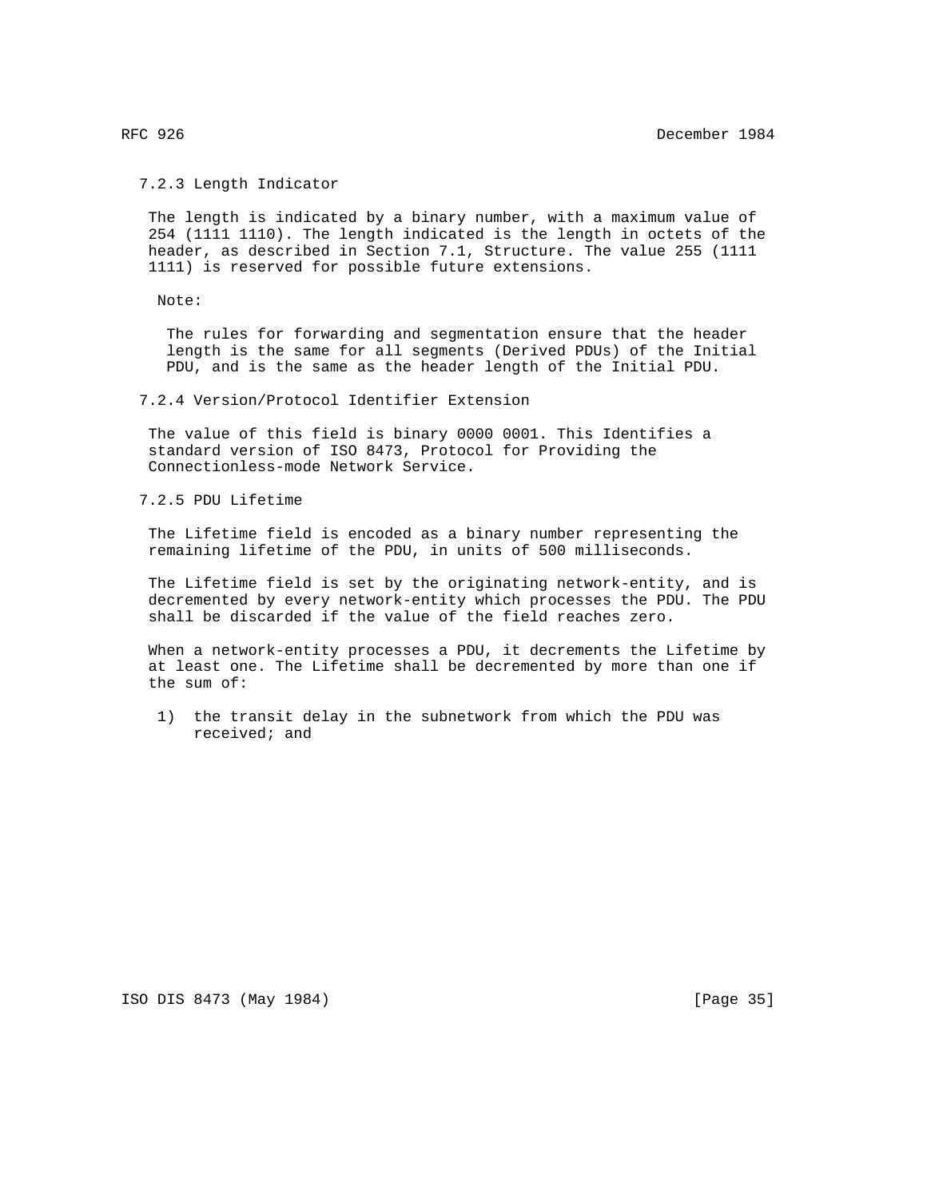### 7.2.3 Length Indicator

The length is indicated by a binary number, with a maximum value of 254 (1111 1110). The length indicated is the length in octets of the header, as described in Section 7.1, Structure. The value 255 (1111 1111) is reserved for possible future extensions.

Note:

The rules for forwarding and segmentation ensure that the header length is the same for all segments (Derived PDUs) of the Initial PDU, and is the same as the header length of the Initial PDU.

### 7.2.4 Version/Protocol Identifier Extension

The value of this field is binary 0000 0001. This Identifies a standard version of ISO 8473, Protocol for Providing the Connectionless-mode Network Service.

### 7.2.5 PDU Lifetime

The Lifetime field is encoded as a binary number representing the remaining lifetime of the PDU, in units of 500 milliseconds.

The Lifetime field is set by the originating network-entity, and is decremented by every network-entity which processes the PDU. The PDU shall be discarded if the value of the field reaches zero.

When a network-entity processes a PDU, it decrements the Lifetime by at least one. The Lifetime shall be decremented by more than one if the sum of:

1) the transit delay in the subnetwork from which the PDU was received; and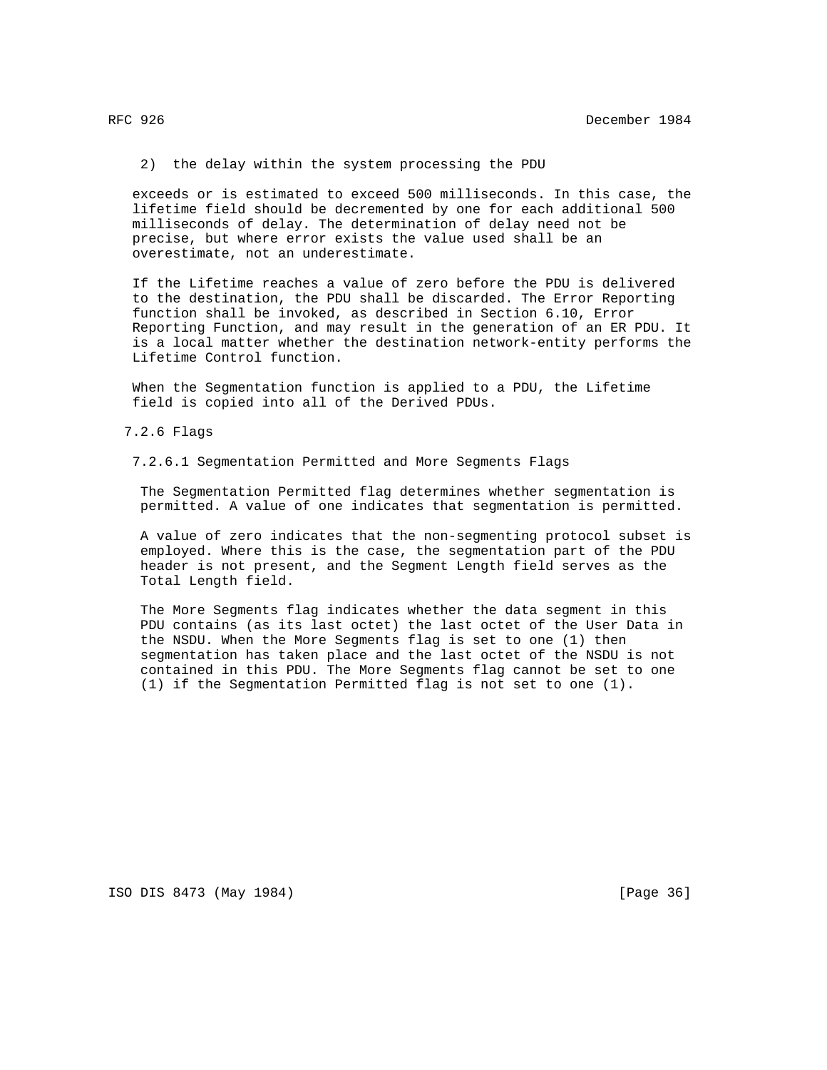2) the delay within the system processing the PDU

exceeds or is estimated to exceed 500 milliseconds. In this case, the lifetime field should be decremented by one for each additional 500 milliseconds of delay. The determination of delay need not be precise, but where error exists the value used shall be an overestimate, not an underestimate.

If the Lifetime reaches a value of zero before the PDU is delivered to the destination, the PDU shall be discarded. The Error Reporting function shall be invoked, as described in Section 6.10, Error Reporting Function, and may result in the generation of an ER PDU. It is a local matter whether the destination network-entity performs the Lifetime Control function.

When the Segmentation function is applied to a PDU, the Lifetime field is copied into all of the Derived PDUs.

### 7.2.6 Flags

#### 7.2.6.1 Segmentation Permitted and More Segments Flags

The Segmentation Permitted flag determines whether segmentation is permitted. A value of one indicates that segmentation is permitted.

A value of zero indicates that the non-segmenting protocol subset is employed. Where this is the case, the segmentation part of the PDU header is not present, and the Segment Length field serves as the Total Length field.

The More Segments flag indicates whether the data segment in this PDU contains (as its last octet) the last octet of the User Data in the NSDU. When the More Segments flag is set to one (1) then segmentation has taken place and the last octet of the NSDU is not contained in this PDU. The More Segments flag cannot be set to one (1) if the Segmentation Permitted flag is not set to one (1).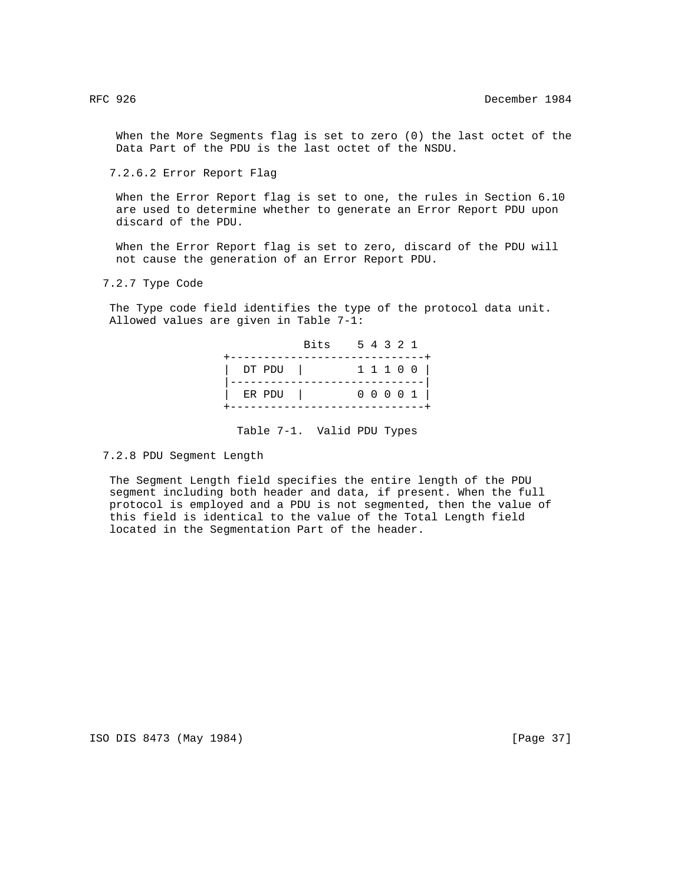When the More Segments flag is set to zero (0) the last octet of the Data Part of the PDU is the last octet of the NSDU.

#### 7.2.6.2 Error Report Flag

When the Error Report flag is set to one, the rules in Section 6.10 are used to determine whether to generate an Error Report PDU upon discard of the PDU.

When the Error Report flag is set to zero, discard of the PDU will not cause the generation of an Error Report PDU.

### 7.2.7 Type Code

The Type code field identifies the type of the protocol data unit. Allowed values are given in Table 7-1:

| | Bits 5 4 3 2 1 |
|---|---|
| DT PDU | 1 1 1 0 0 |
| ER PDU | 0 0 0 0 1 |

Table 7-1. Valid PDU Types

### 7.2.8 PDU Segment Length

The Segment Length field specifies the entire length of the PDU segment including both header and data, if present. When the full protocol is employed and a PDU is not segmented, then the value of this field is identical to the value of the Total Length field located in the Segmentation Part of the header.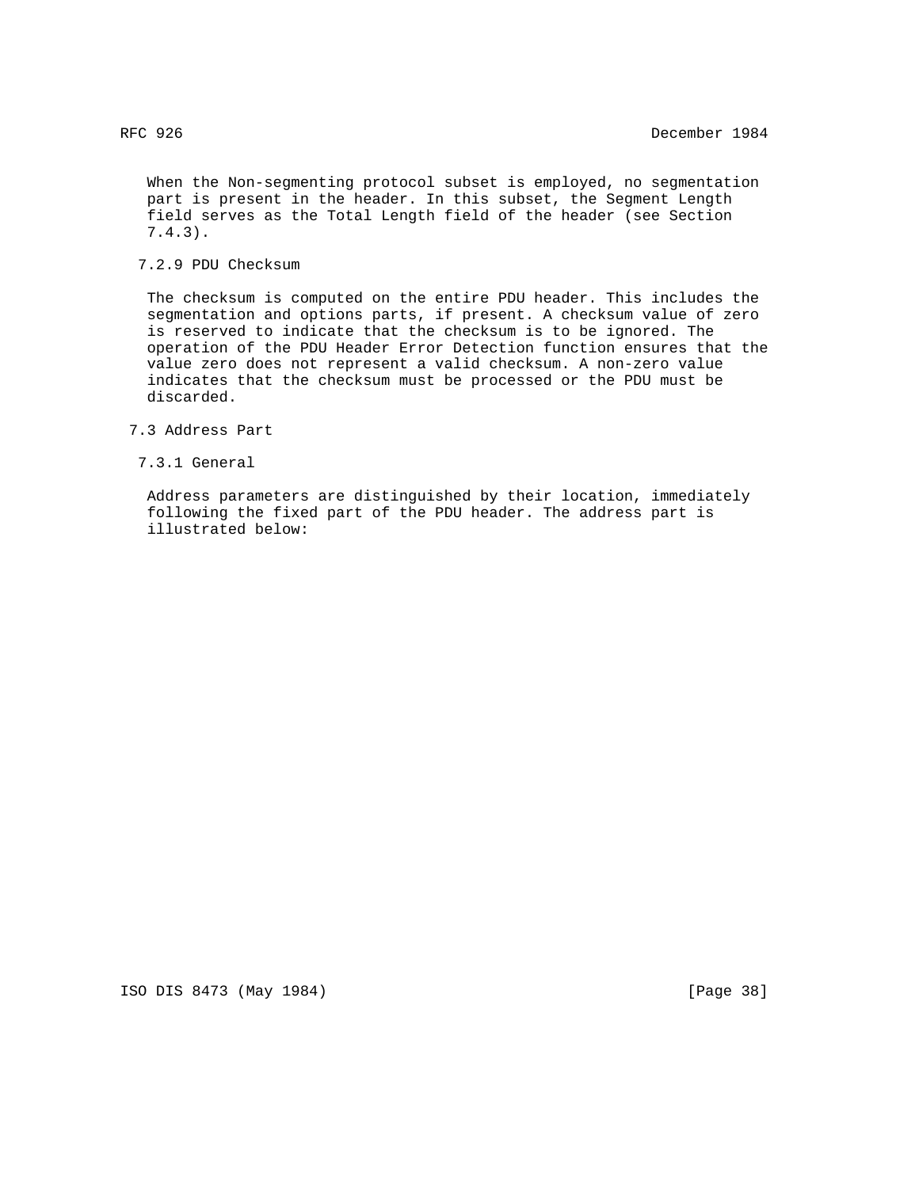When the Non-segmenting protocol subset is employed, no segmentation part is present in the header. In this subset, the Segment Length field serves as the Total Length field of the header (see Section 7.4.3).

#### 7.2.9 PDU Checksum

The checksum is computed on the entire PDU header. This includes the segmentation and options parts, if present. A checksum value of zero is reserved to indicate that the checksum is to be ignored. The operation of the PDU Header Error Detection function ensures that the value zero does not represent a valid checksum. A non-zero value indicates that the checksum must be processed or the PDU must be discarded.

### 7.3 Address Part

#### 7.3.1 General

Address parameters are distinguished by their location, immediately following the fixed part of the PDU header. The address part is illustrated below: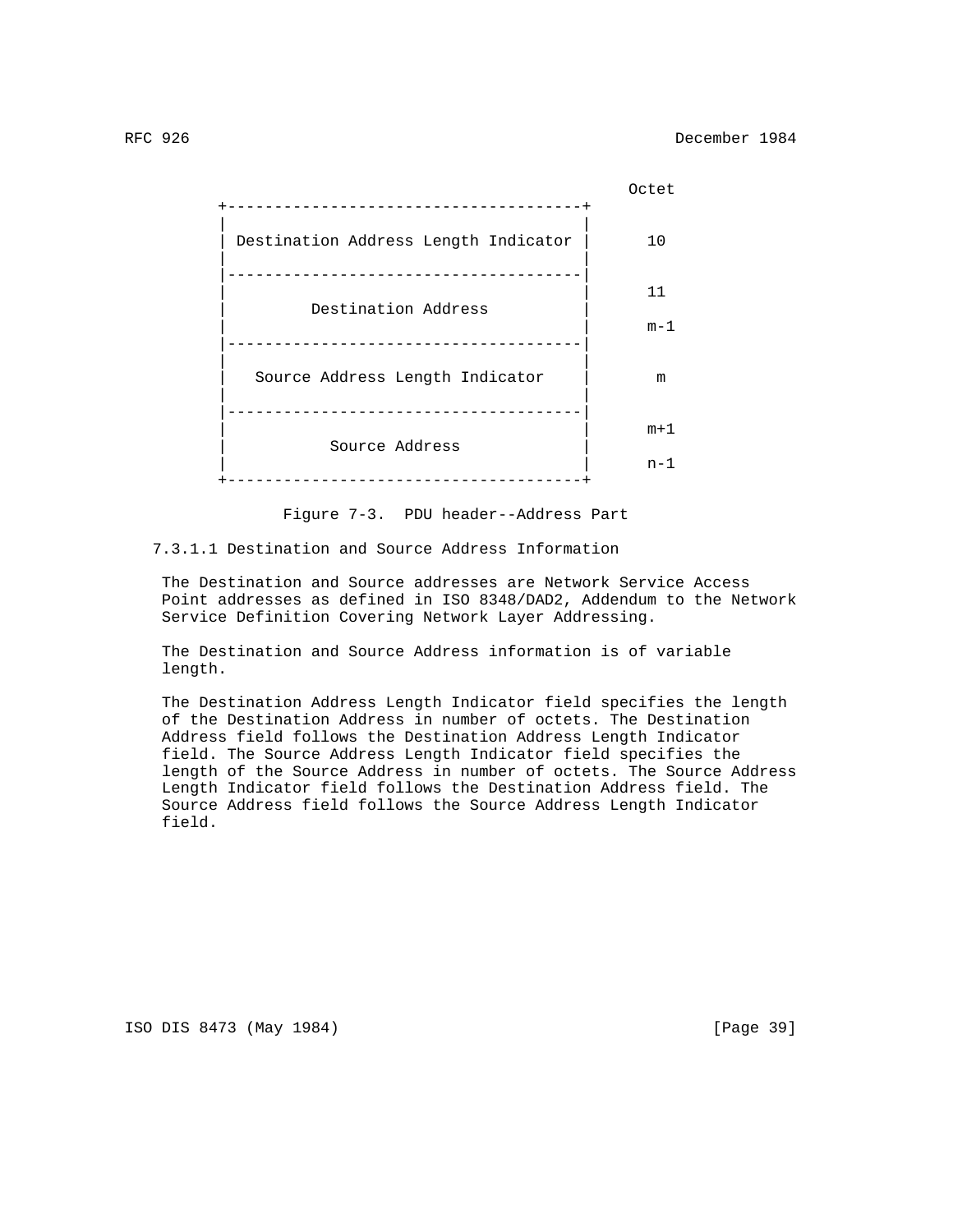```
                                                 Octet
      +-------------------------------------+
      |                                     |
      | Destination Address Length Indicator |      10
      |                                     |
      |-------------------------------------|
      |                                     |      11
      |         Destination Address         |
      |                                     |      m-1
      |-------------------------------------|
      |                                     |
      |   Source Address Length Indicator   |       m
      |                                     |
      |-------------------------------------|
      |                                     |      m+1
      |           Source Address            |
      |                                     |      n-1
      +-------------------------------------+
```

Figure 7-3. PDU header--Address Part

#### 7.3.1.1 Destination and Source Address Information

The Destination and Source addresses are Network Service Access Point addresses as defined in ISO 8348/DAD2, Addendum to the Network Service Definition Covering Network Layer Addressing.

The Destination and Source Address information is of variable length.

The Destination Address Length Indicator field specifies the length of the Destination Address in number of octets. The Destination Address field follows the Destination Address Length Indicator field. The Source Address Length Indicator field specifies the length of the Source Address in number of octets. The Source Address Length Indicator field follows the Destination Address field. The Source Address field follows the Source Address Length Indicator field.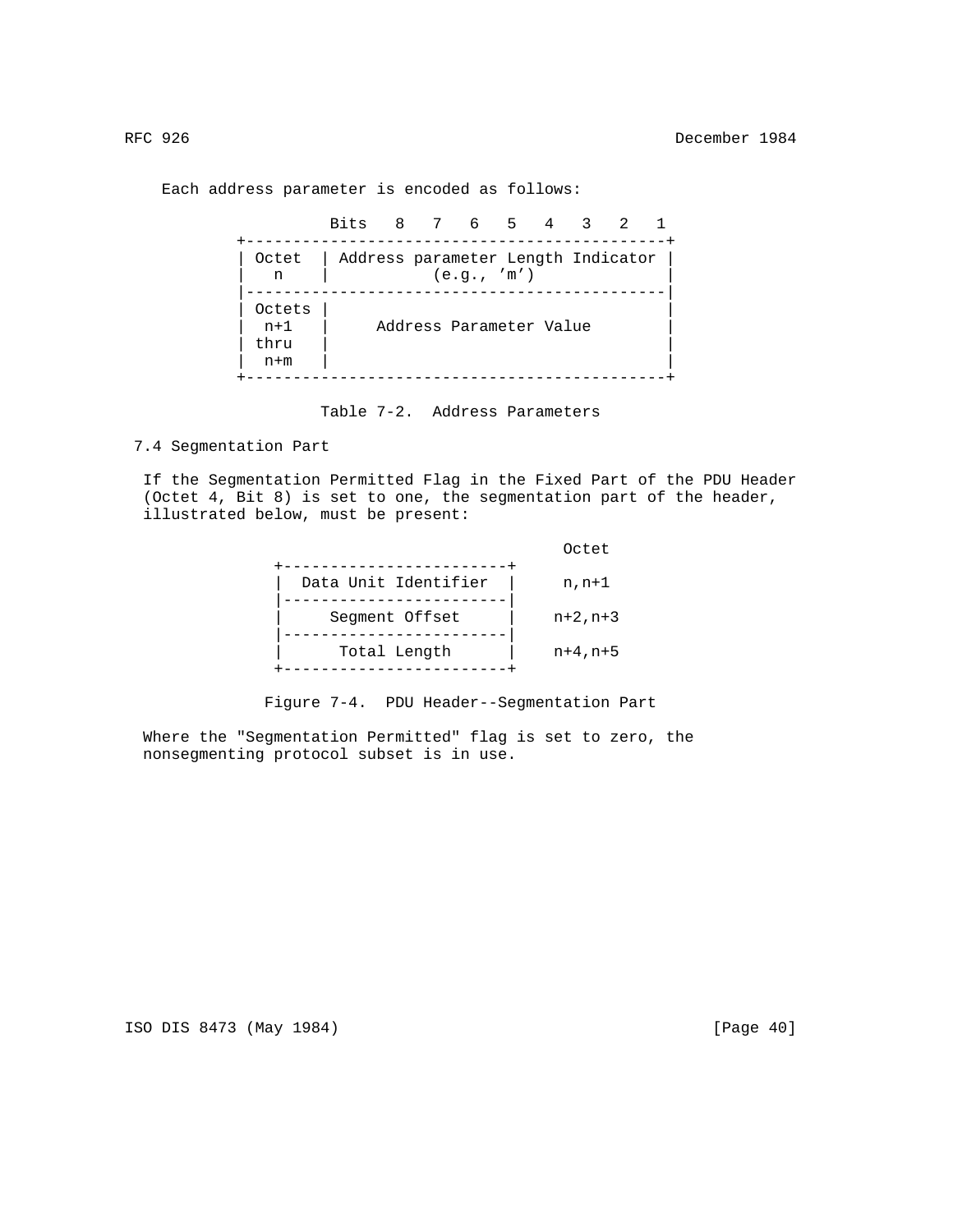Each address parameter is encoded as follows:

```
          Bits   8   7   6   5   4   3   2   1
 +---------------------------------------------+
 | Octet  | Address parameter Length Indicator |
 |   n    |           (e.g., 'm')              |
 |---------------------------------------------|
 | Octets |                                    |
 |  n+1   |     Address Parameter Value        |
 | thru   |                                    |
 |  n+m   |                                    |
 +---------------------------------------------+
```

Table 7-2. Address Parameters

## 7.4 Segmentation Part

If the Segmentation Permitted Flag in the Fixed Part of the PDU Header (Octet 4, Bit 8) is set to one, the segmentation part of the header, illustrated below, must be present:

```
                                      Octet
  +------------------------+
  |  Data Unit Identifier  |          n,n+1
  |------------------------|
  |     Segment Offset     |        n+2,n+3
  |------------------------|
  |      Total Length      |        n+4,n+5
  +------------------------+
```

Figure 7-4. PDU Header--Segmentation Part

Where the "Segmentation Permitted" flag is set to zero, the nonsegmenting protocol subset is in use.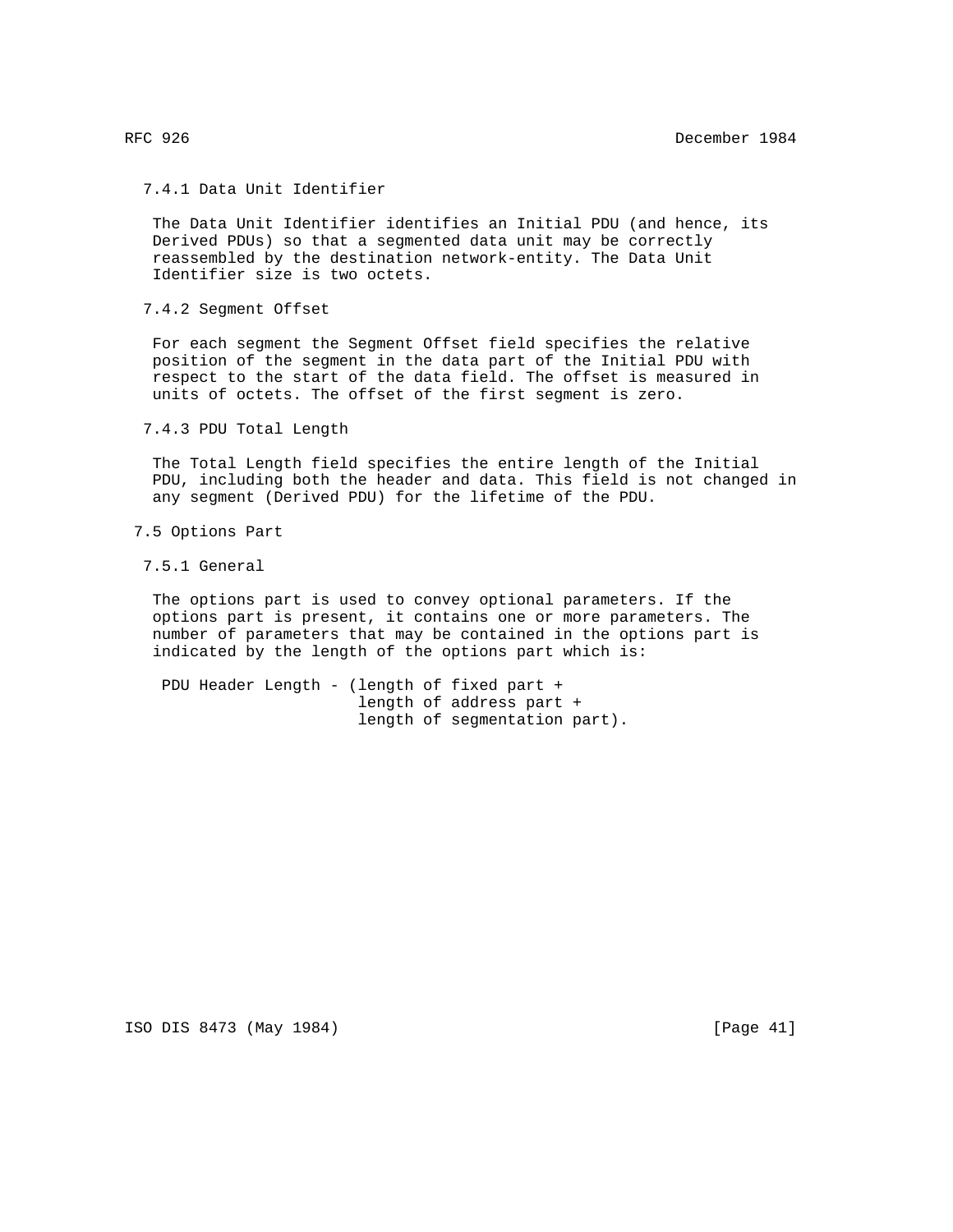### 7.4.1 Data Unit Identifier

The Data Unit Identifier identifies an Initial PDU (and hence, its Derived PDUs) so that a segmented data unit may be correctly reassembled by the destination network-entity. The Data Unit Identifier size is two octets.

### 7.4.2 Segment Offset

For each segment the Segment Offset field specifies the relative position of the segment in the data part of the Initial PDU with respect to the start of the data field. The offset is measured in units of octets. The offset of the first segment is zero.

### 7.4.3 PDU Total Length

The Total Length field specifies the entire length of the Initial PDU, including both the header and data. This field is not changed in any segment (Derived PDU) for the lifetime of the PDU.

## 7.5 Options Part

### 7.5.1 General

The options part is used to convey optional parameters. If the options part is present, it contains one or more parameters. The number of parameters that may be contained in the options part is indicated by the length of the options part which is:

```
PDU Header Length - (length of fixed part +
                     length of address part +
                     length of segmentation part).
```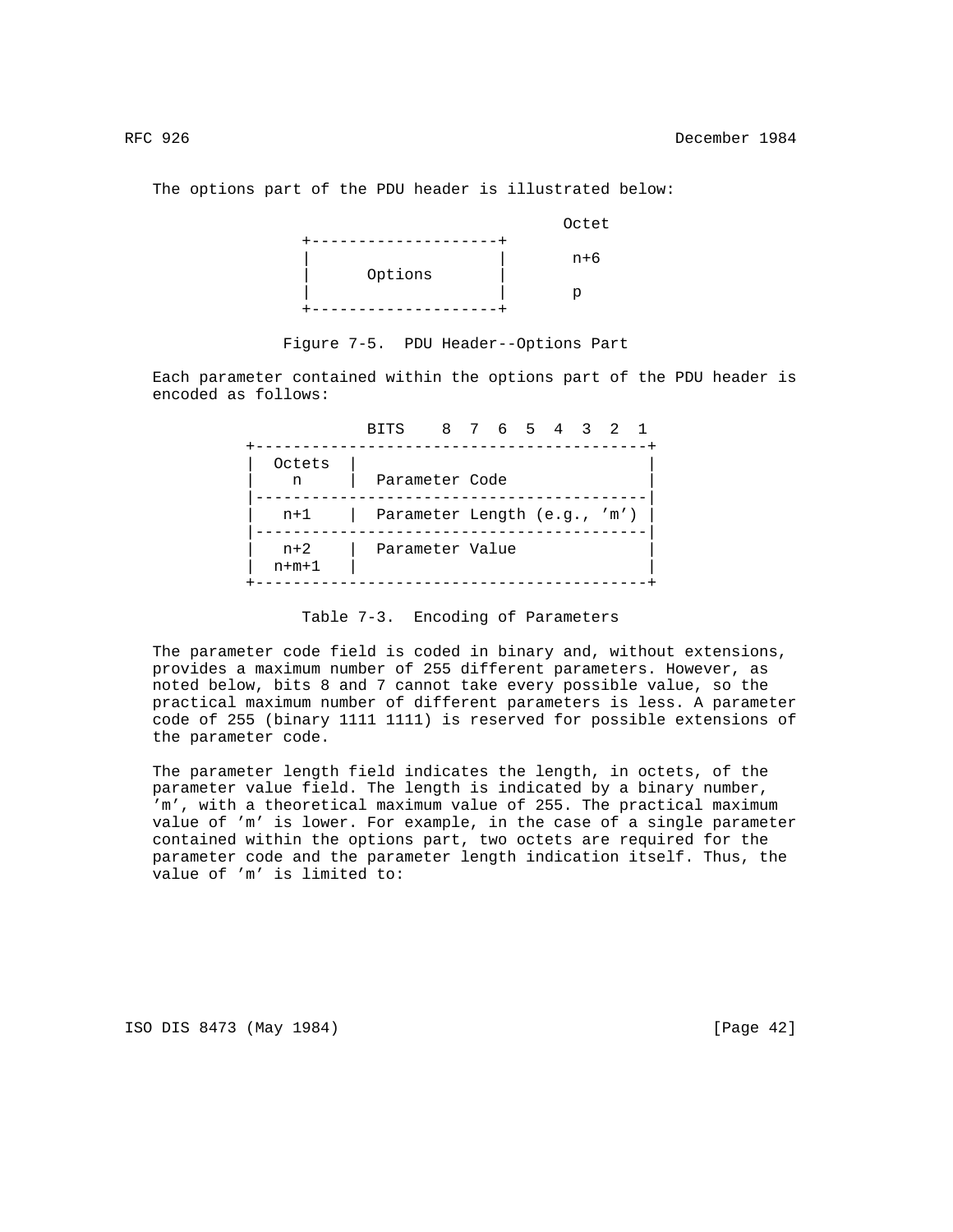The options part of the PDU header is illustrated below:

```
                                        Octet
               +--------------------+
               |                    |    n+6
               |      Options       |
               |                    |    p
               +--------------------+
```

Figure 7-5. PDU Header--Options Part

Each parameter contained within the options part of the PDU header is encoded as follows:

```
                 BITS    8  7  6  5  4  3  2  1
        +------------------------------------------+
        |  Octets  |                               |
        |    n     |  Parameter Code               |
        |------------------------------------------|
        |   n+1    |  Parameter Length (e.g., 'm') |
        |------------------------------------------|
        |   n+2    |  Parameter Value              |
        |  n+m+1   |                               |
        +------------------------------------------+
```

Table 7-3. Encoding of Parameters

The parameter code field is coded in binary and, without extensions, provides a maximum number of 255 different parameters. However, as noted below, bits 8 and 7 cannot take every possible value, so the practical maximum number of different parameters is less. A parameter code of 255 (binary 1111 1111) is reserved for possible extensions of the parameter code.

The parameter length field indicates the length, in octets, of the parameter value field. The length is indicated by a binary number, 'm', with a theoretical maximum value of 255. The practical maximum value of 'm' is lower. For example, in the case of a single parameter contained within the options part, two octets are required for the parameter code and the parameter length indication itself. Thus, the value of 'm' is limited to: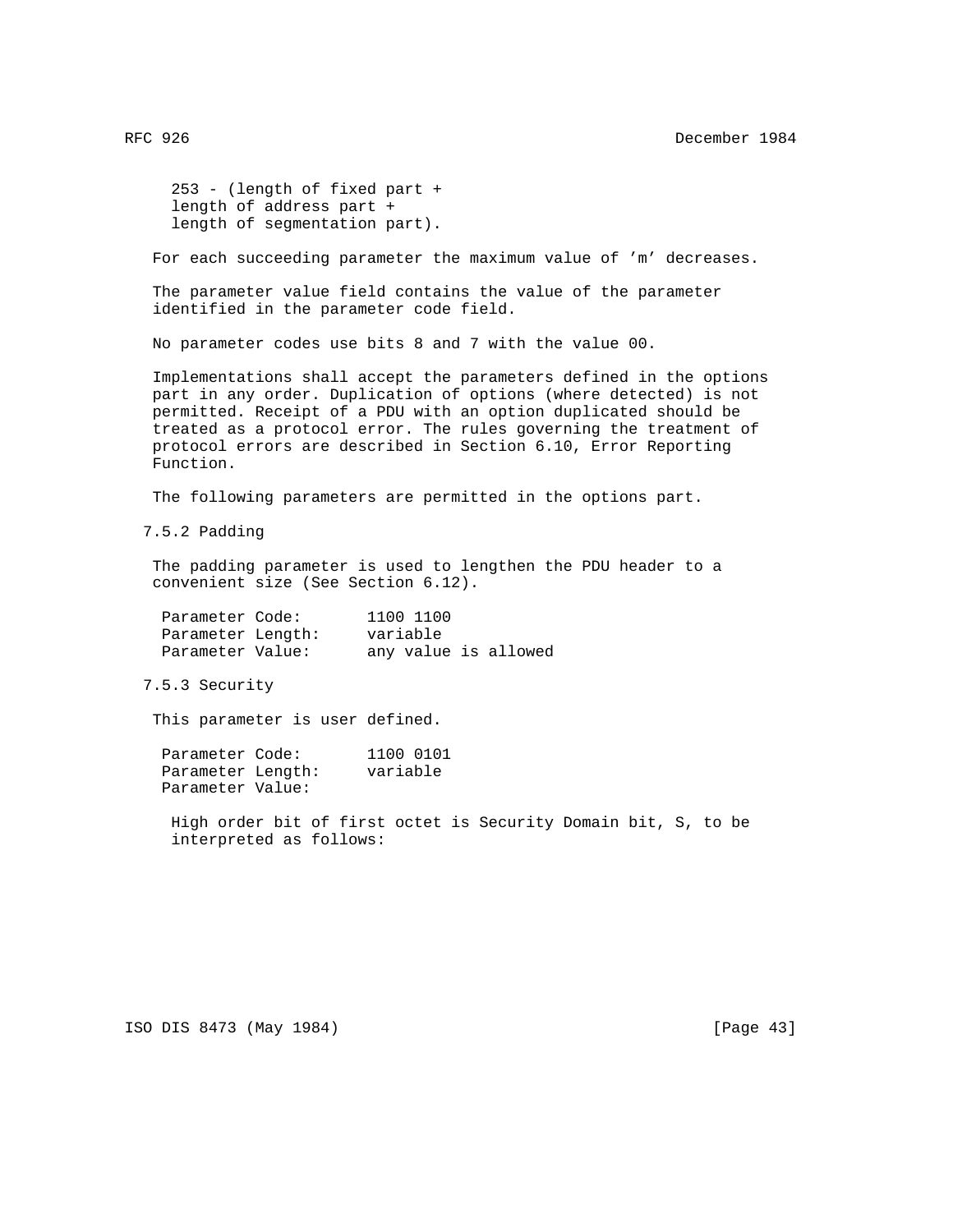253 - (length of fixed part +
length of address part +
length of segmentation part).

For each succeeding parameter the maximum value of 'm' decreases.

The parameter value field contains the value of the parameter identified in the parameter code field.

No parameter codes use bits 8 and 7 with the value 00.

Implementations shall accept the parameters defined in the options part in any order. Duplication of options (where detected) is not permitted. Receipt of a PDU with an option duplicated should be treated as a protocol error. The rules governing the treatment of protocol errors are described in Section 6.10, Error Reporting Function.

The following parameters are permitted in the options part.

### 7.5.2 Padding

The padding parameter is used to lengthen the PDU header to a convenient size (See Section 6.12).

```
Parameter Code:       1100 1100
Parameter Length:     variable
Parameter Value:      any value is allowed
```

### 7.5.3 Security

This parameter is user defined.

```
Parameter Code:       1100 0101
Parameter Length:     variable
Parameter Value:
```

High order bit of first octet is Security Domain bit, S, to be interpreted as follows: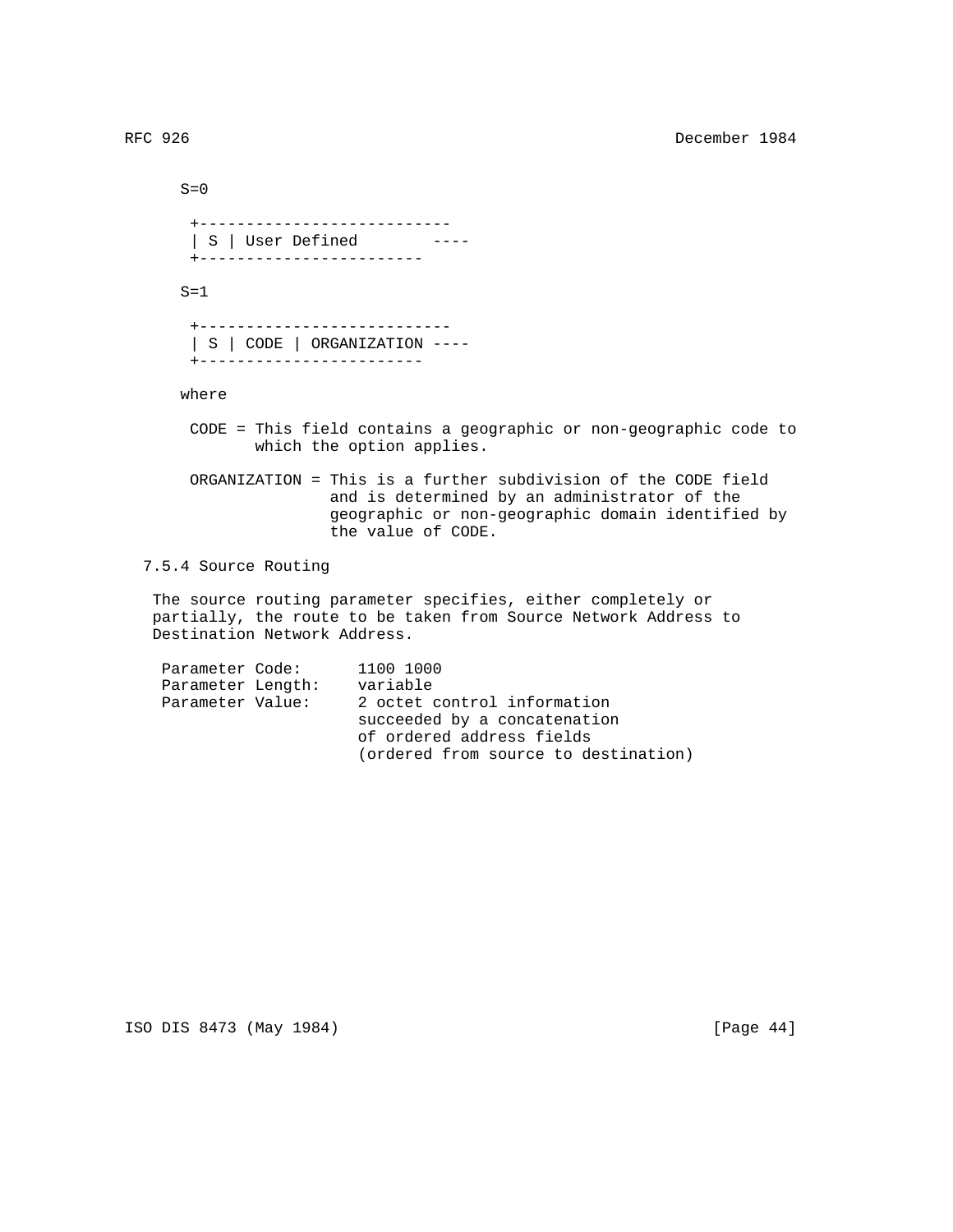S=0

```
 +---------------------------
 | S | User Defined        ----
 +------------------------
```

S=1

```
 +---------------------------
 | S | CODE | ORGANIZATION ----
 +------------------------
```

where

CODE = This field contains a geographic or non-geographic code to which the option applies.

ORGANIZATION = This is a further subdivision of the CODE field and is determined by an administrator of the geographic or non-geographic domain identified by the value of CODE.

### 7.5.4 Source Routing

The source routing parameter specifies, either completely or partially, the route to be taken from Source Network Address to Destination Network Address.

```
Parameter Code:      1100 1000
Parameter Length:    variable
Parameter Value:     2 octet control information
                     succeeded by a concatenation
                     of ordered address fields
                     (ordered from source to destination)
```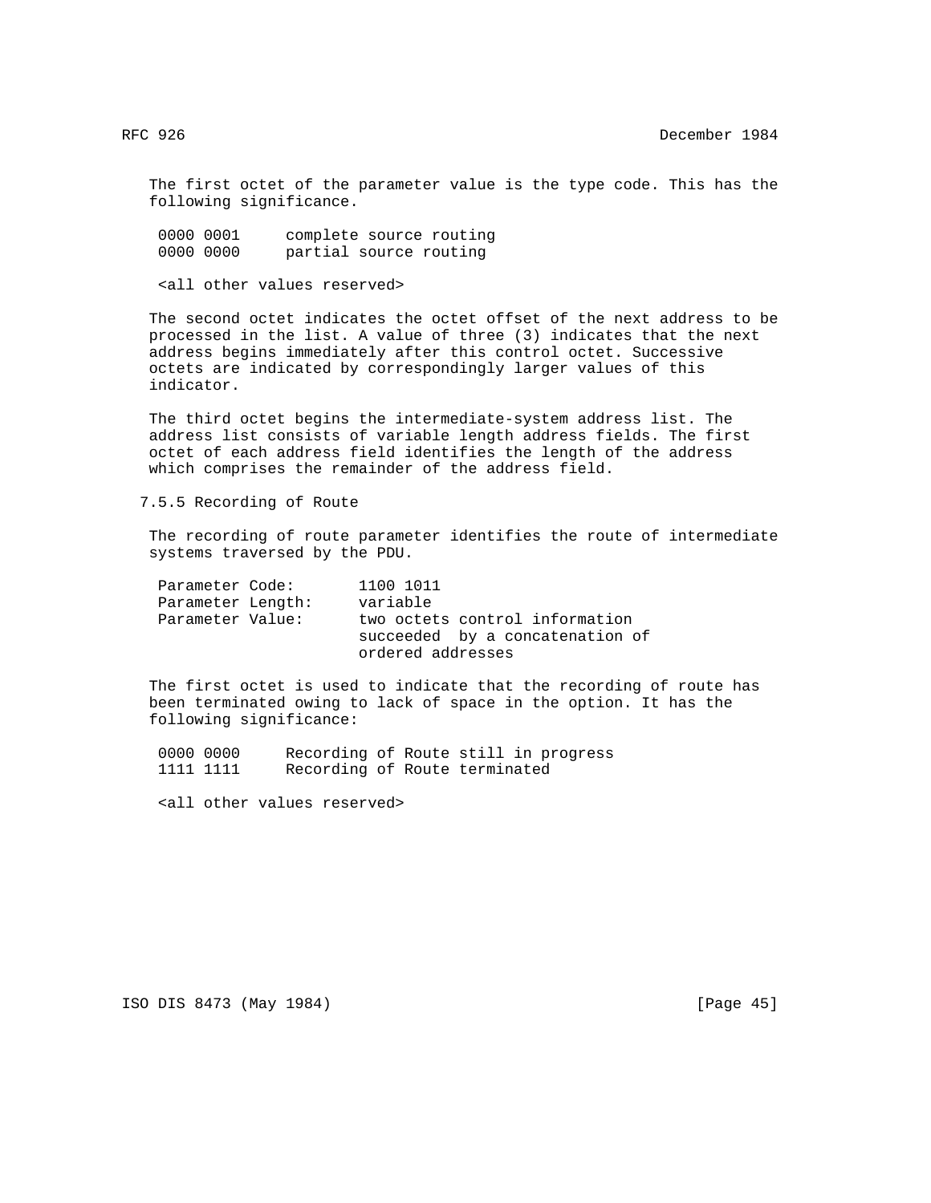The first octet of the parameter value is the type code. This has the following significance.

| | |
|---|---|
| 0000 0001 | complete source routing |
| 0000 0000 | partial source routing |

<all other values reserved>

The second octet indicates the octet offset of the next address to be processed in the list. A value of three (3) indicates that the next address begins immediately after this control octet. Successive octets are indicated by correspondingly larger values of this indicator.

The third octet begins the intermediate-system address list. The address list consists of variable length address fields. The first octet of each address field identifies the length of the address which comprises the remainder of the address field.

### 7.5.5 Recording of Route

The recording of route parameter identifies the route of intermediate systems traversed by the PDU.

| | |
|---|---|
| Parameter Code: | 1100 1011 |
| Parameter Length: | variable |
| Parameter Value: | two octets control information succeeded by a concatenation of ordered addresses |

The first octet is used to indicate that the recording of route has been terminated owing to lack of space in the option. It has the following significance:

| | |
|---|---|
| 0000 0000 | Recording of Route still in progress |
| 1111 1111 | Recording of Route terminated |

<all other values reserved>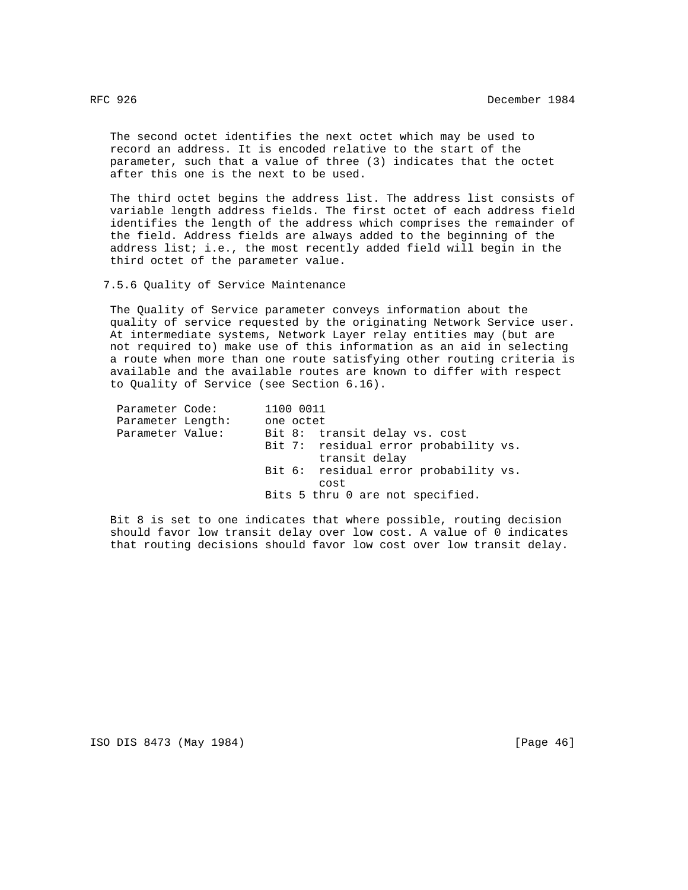The second octet identifies the next octet which may be used to record an address. It is encoded relative to the start of the parameter, such that a value of three (3) indicates that the octet after this one is the next to be used.

The third octet begins the address list. The address list consists of variable length address fields. The first octet of each address field identifies the length of the address which comprises the remainder of the field. Address fields are always added to the beginning of the address list; i.e., the most recently added field will begin in the third octet of the parameter value.

### 7.5.6 Quality of Service Maintenance

The Quality of Service parameter conveys information about the quality of service requested by the originating Network Service user. At intermediate systems, Network Layer relay entities may (but are not required to) make use of this information as an aid in selecting a route when more than one route satisfying other routing criteria is available and the available routes are known to differ with respect to Quality of Service (see Section 6.16).

```
Parameter Code:       1100 0011
Parameter Length:     one octet
Parameter Value:      Bit 8:  transit delay vs. cost
                      Bit 7:  residual error probability vs.
                              transit delay
                      Bit 6:  residual error probability vs.
                              cost
                      Bits 5 thru 0 are not specified.
```

Bit 8 is set to one indicates that where possible, routing decision should favor low transit delay over low cost. A value of 0 indicates that routing decisions should favor low cost over low transit delay.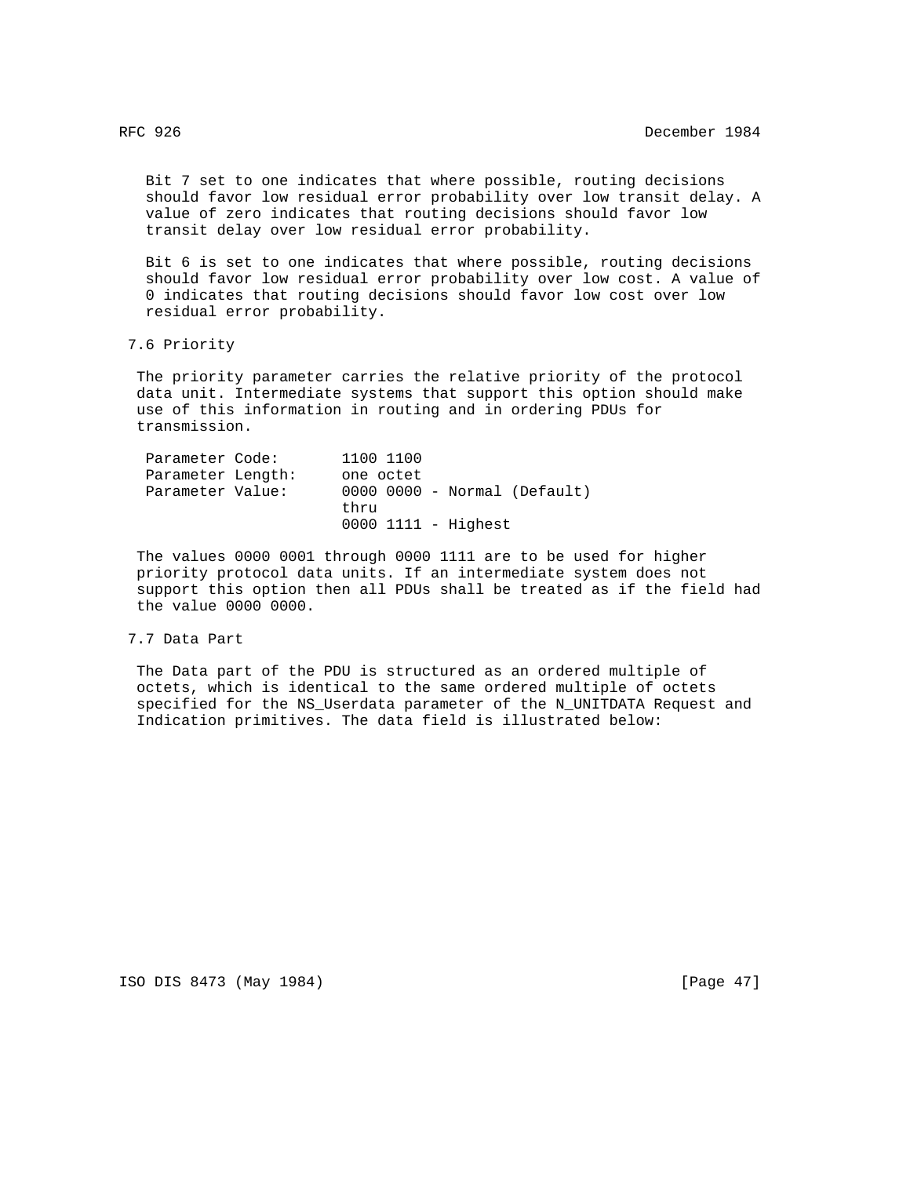Bit 7 set to one indicates that where possible, routing decisions should favor low residual error probability over low transit delay. A value of zero indicates that routing decisions should favor low transit delay over low residual error probability.

Bit 6 is set to one indicates that where possible, routing decisions should favor low residual error probability over low cost. A value of 0 indicates that routing decisions should favor low cost over low residual error probability.

### 7.6 Priority

The priority parameter carries the relative priority of the protocol data unit. Intermediate systems that support this option should make use of this information in routing and in ordering PDUs for transmission.

```
Parameter Code:       1100 1100
Parameter Length:     one octet
Parameter Value:      0000 0000 - Normal (Default)
                      thru
                      0000 1111 - Highest
```

The values 0000 0001 through 0000 1111 are to be used for higher priority protocol data units. If an intermediate system does not support this option then all PDUs shall be treated as if the field had the value 0000 0000.

### 7.7 Data Part

The Data part of the PDU is structured as an ordered multiple of octets, which is identical to the same ordered multiple of octets specified for the NS_Userdata parameter of the N_UNITDATA Request and Indication primitives. The data field is illustrated below: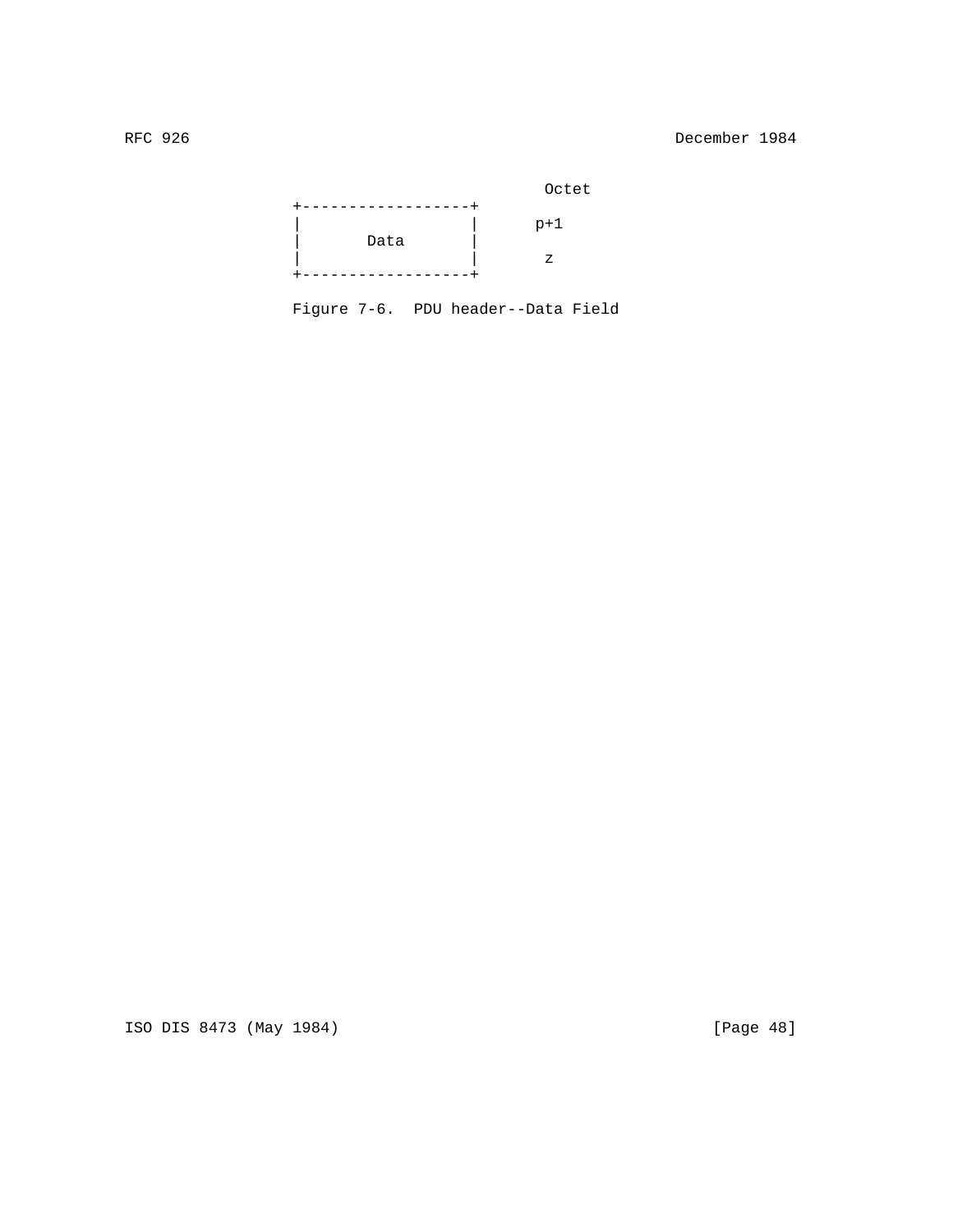```
                                               Octet
                  +------------------+
                  |                  |          p+1
                  |       Data       |
                  |                  |           z
                  +------------------+
```

Figure 7-6.  PDU header--Data Field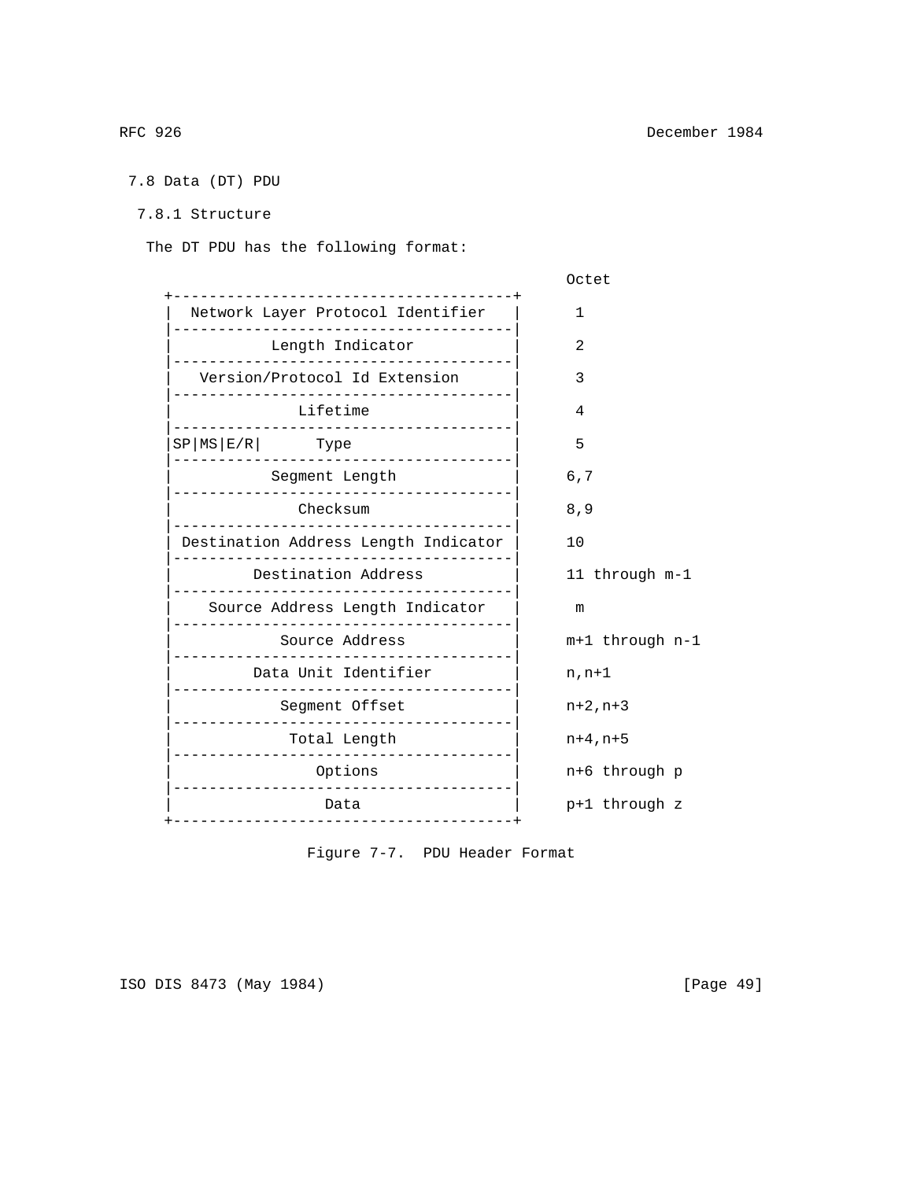### 7.8 Data (DT) PDU

#### 7.8.1 Structure

The DT PDU has the following format:

```
                                                 Octet
  +-------------------------------------+
  |  Network Layer Protocol Identifier  |         1
  |-------------------------------------|
  |           Length Indicator          |         2
  |-------------------------------------|
  |   Version/Protocol Id Extension     |         3
  |-------------------------------------|
  |              Lifetime               |         4
  |-------------------------------------|
  |SP|MS|E/R|      Type                 |         5
  |-------------------------------------|
  |           Segment Length            |        6,7
  |-------------------------------------|
  |              Checksum               |        8,9
  |-------------------------------------|
  | Destination Address Length Indicator |       10
  |-------------------------------------|
  |         Destination Address         |        11 through m-1
  |-------------------------------------|
  |    Source Address Length Indicator  |         m
  |-------------------------------------|
  |            Source Address           |        m+1 through n-1
  |-------------------------------------|
  |         Data Unit Identifier        |        n,n+1
  |-------------------------------------|
  |            Segment Offset           |        n+2,n+3
  |-------------------------------------|
  |             Total Length            |        n+4,n+5
  |-------------------------------------|
  |               Options               |        n+6 through p
  |-------------------------------------|
  |                Data                 |        p+1 through z
  +-------------------------------------+
```

Figure 7-7. PDU Header Format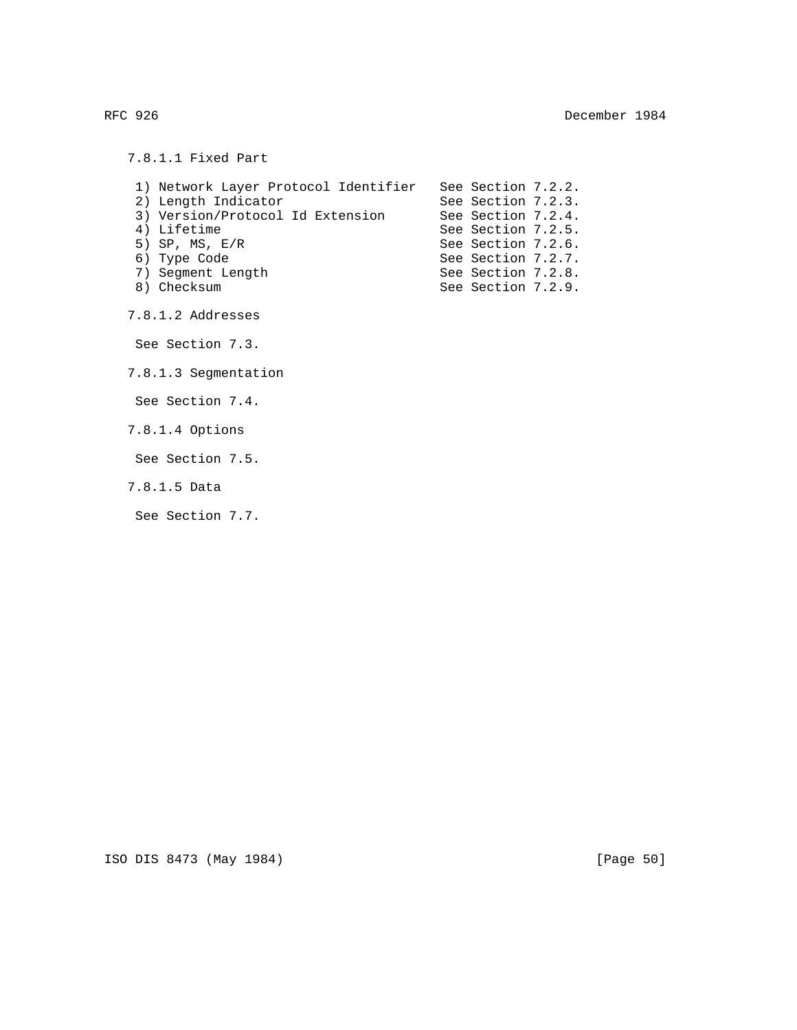#### 7.8.1.1 Fixed Part

1) Network Layer Protocol Identifier   See Section 7.2.2.
2) Length Indicator                    See Section 7.2.3.
3) Version/Protocol Id Extension       See Section 7.2.4.
4) Lifetime                            See Section 7.2.5.
5) SP, MS, E/R                         See Section 7.2.6.
6) Type Code                           See Section 7.2.7.
7) Segment Length                      See Section 7.2.8.
8) Checksum                            See Section 7.2.9.

#### 7.8.1.2 Addresses

See Section 7.3.

#### 7.8.1.3 Segmentation

See Section 7.4.

#### 7.8.1.4 Options

See Section 7.5.

#### 7.8.1.5 Data

See Section 7.7.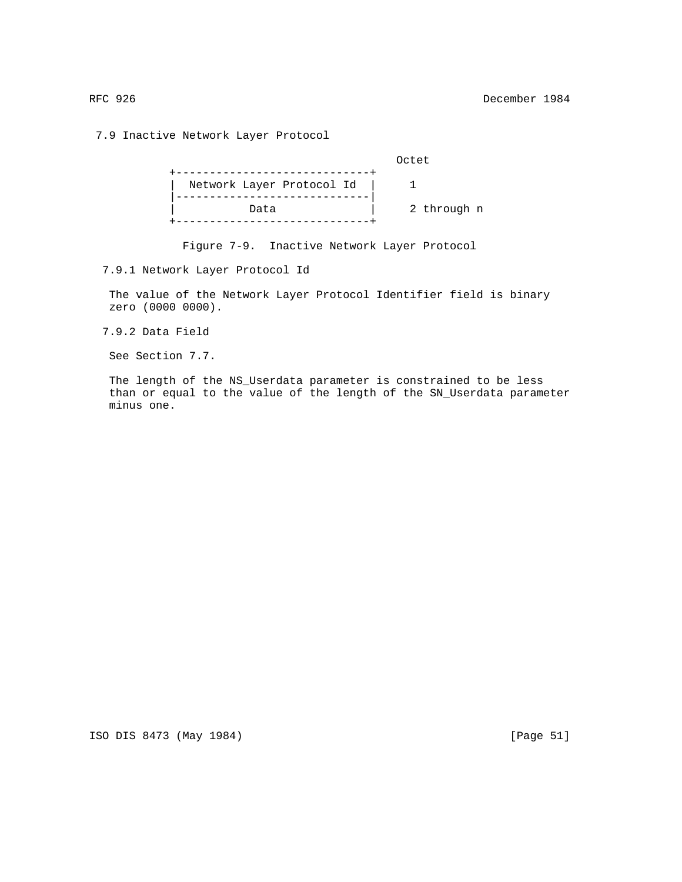## 7.9 Inactive Network Layer Protocol

```
                                          Octet
          +-----------------------------+
          |  Network Layer Protocol Id  |     1
          |-----------------------------|
          |          Data               |     2 through n
          +-----------------------------+
```

Figure 7-9. Inactive Network Layer Protocol

### 7.9.1 Network Layer Protocol Id

The value of the Network Layer Protocol Identifier field is binary zero (0000 0000).

### 7.9.2 Data Field

See Section 7.7.

The length of the NS_Userdata parameter is constrained to be less than or equal to the value of the length of the SN_Userdata parameter minus one.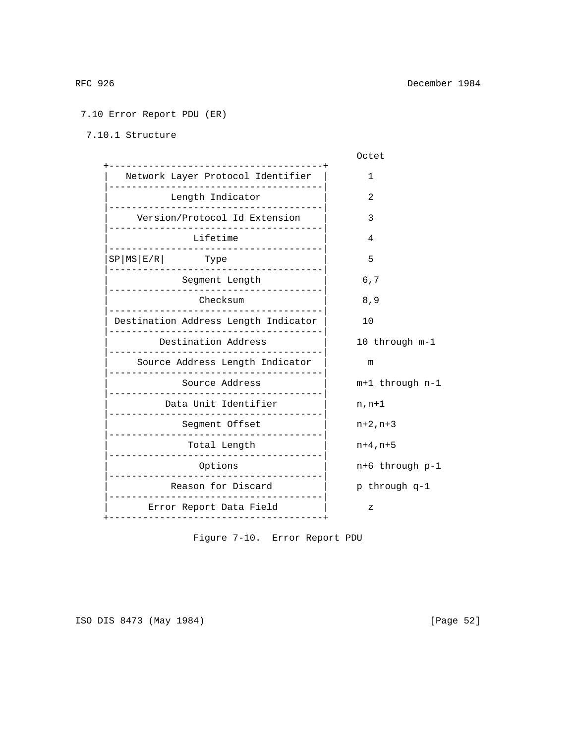### 7.10 Error Report PDU (ER)

#### 7.10.1 Structure

```
                                                 Octet
    +-------------------------------------+
    |   Network Layer Protocol Identifier  |      1
    |-------------------------------------|
    |           Length Indicator           |      2
    |-------------------------------------|
    |     Version/Protocol Id Extension    |      3
    |-------------------------------------|
    |               Lifetime               |      4
    |-------------------------------------|
    |SP|MS|E/R|       Type                 |      5
    |-------------------------------------|
    |             Segment Length           |     6,7
    |-------------------------------------|
    |                Checksum              |     8,9
    |-------------------------------------|
    | Destination Address Length Indicator |     10
    |-------------------------------------|
    |         Destination Address          |    10 through m-1
    |-------------------------------------|
    |     Source Address Length Indicator  |      m
    |-------------------------------------|
    |             Source Address           |    m+1 through n-1
    |-------------------------------------|
    |          Data Unit Identifier        |    n,n+1
    |-------------------------------------|
    |             Segment Offset           |    n+2,n+3
    |-------------------------------------|
    |              Total Length            |    n+4,n+5
    |-------------------------------------|
    |                Options               |    n+6 through p-1
    |-------------------------------------|
    |           Reason for Discard         |    p through q-1
    |-------------------------------------|
    |       Error Report Data Field        |      z
    +-------------------------------------+
```

Figure 7-10. Error Report PDU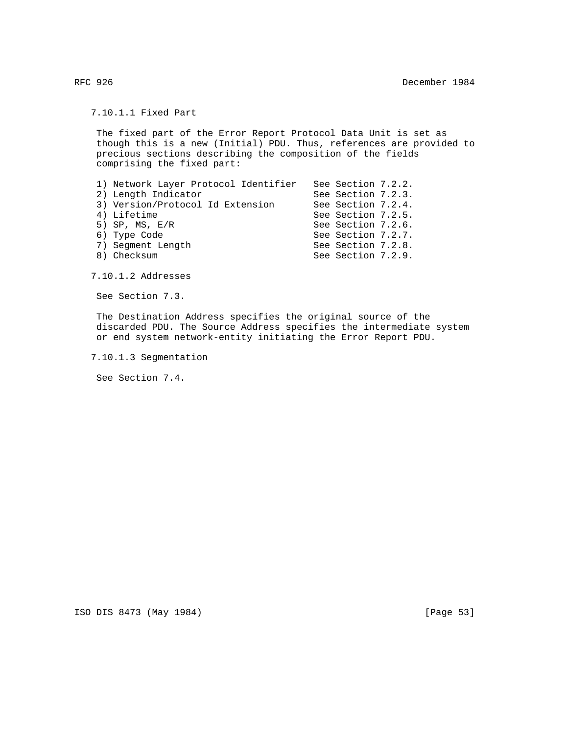#### 7.10.1.1 Fixed Part

The fixed part of the Error Report Protocol Data Unit is set as though this is a new (Initial) PDU. Thus, references are provided to precious sections describing the composition of the fields comprising the fixed part:

| Field | Reference |
| --- | --- |
| 1) Network Layer Protocol Identifier | See Section 7.2.2. |
| 2) Length Indicator | See Section 7.2.3. |
| 3) Version/Protocol Id Extension | See Section 7.2.4. |
| 4) Lifetime | See Section 7.2.5. |
| 5) SP, MS, E/R | See Section 7.2.6. |
| 6) Type Code | See Section 7.2.7. |
| 7) Segment Length | See Section 7.2.8. |
| 8) Checksum | See Section 7.2.9. |

#### 7.10.1.2 Addresses

See Section 7.3.

The Destination Address specifies the original source of the discarded PDU. The Source Address specifies the intermediate system or end system network-entity initiating the Error Report PDU.

#### 7.10.1.3 Segmentation

See Section 7.4.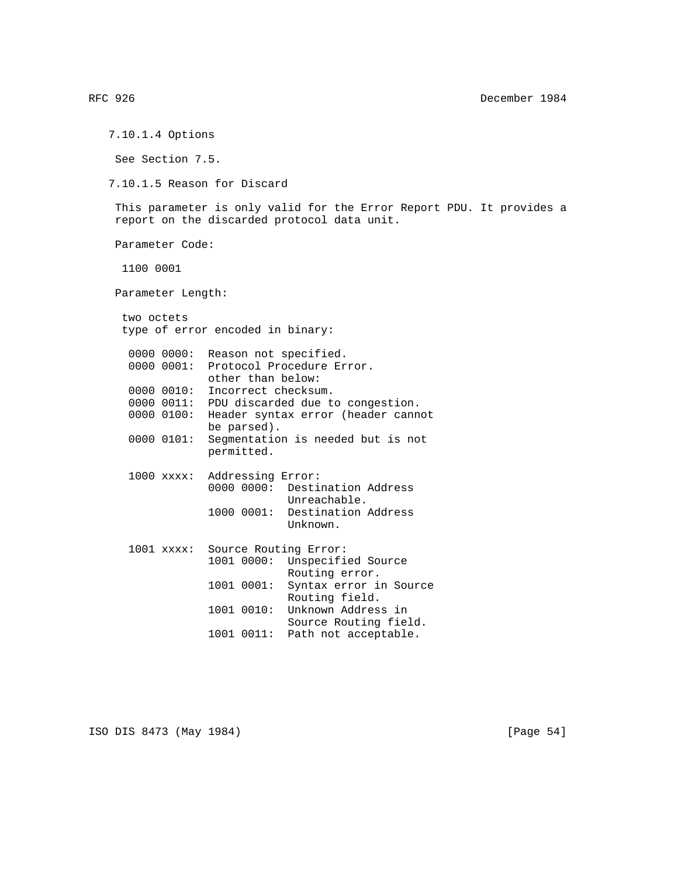#### 7.10.1.4 Options

See Section 7.5.

#### 7.10.1.5 Reason for Discard

This parameter is only valid for the Error Report PDU. It provides a report on the discarded protocol data unit.

Parameter Code:

1100 0001

Parameter Length:

two octets
type of error encoded in binary:

```
 0000 0000:  Reason not specified.
 0000 0001:  Protocol Procedure Error.
             other than below:
 0000 0010:  Incorrect checksum.
 0000 0011:  PDU discarded due to congestion.
 0000 0100:  Header syntax error (header cannot
             be parsed).
 0000 0101:  Segmentation is needed but is not
             permitted.

 1000 xxxx:  Addressing Error:
             0000 0000:  Destination Address
                         Unreachable.
             1000 0001:  Destination Address
                         Unknown.

 1001 xxxx:  Source Routing Error:
             1001 0000:  Unspecified Source
                         Routing error.
             1001 0001:  Syntax error in Source
                         Routing field.
             1001 0010:  Unknown Address in
                         Source Routing field.
             1001 0011:  Path not acceptable.
```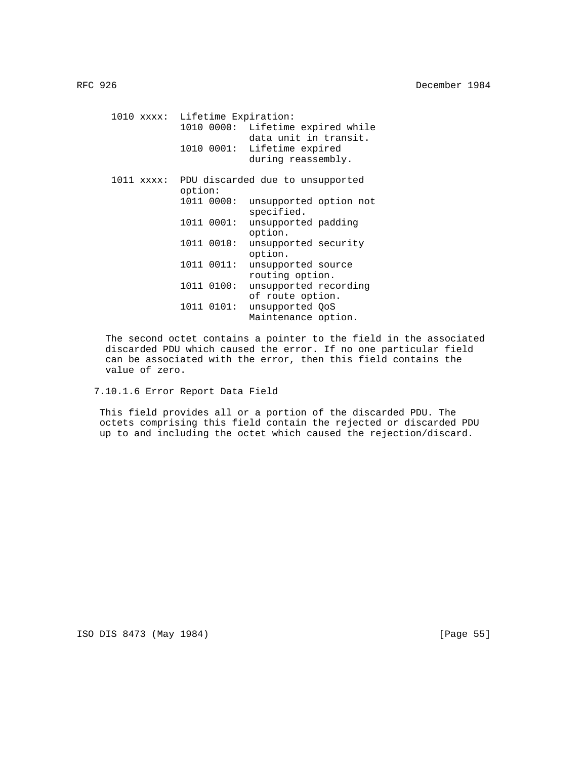```
1010 xxxx:  Lifetime Expiration:
            1010 0000:  Lifetime expired while
                        data unit in transit.
            1010 0001:  Lifetime expired
                        during reassembly.

1011 xxxx:  PDU discarded due to unsupported
            option:
            1011 0000:  unsupported option not
                        specified.
            1011 0001:  unsupported padding
                        option.
            1011 0010:  unsupported security
                        option.
            1011 0011:  unsupported source
                        routing option.
            1011 0100:  unsupported recording
                        of route option.
            1011 0101:  unsupported QoS
                        Maintenance option.
```

The second octet contains a pointer to the field in the associated discarded PDU which caused the error. If no one particular field can be associated with the error, then this field contains the value of zero.

### 7.10.1.6 Error Report Data Field

This field provides all or a portion of the discarded PDU. The octets comprising this field contain the rejected or discarded PDU up to and including the octet which caused the rejection/discard.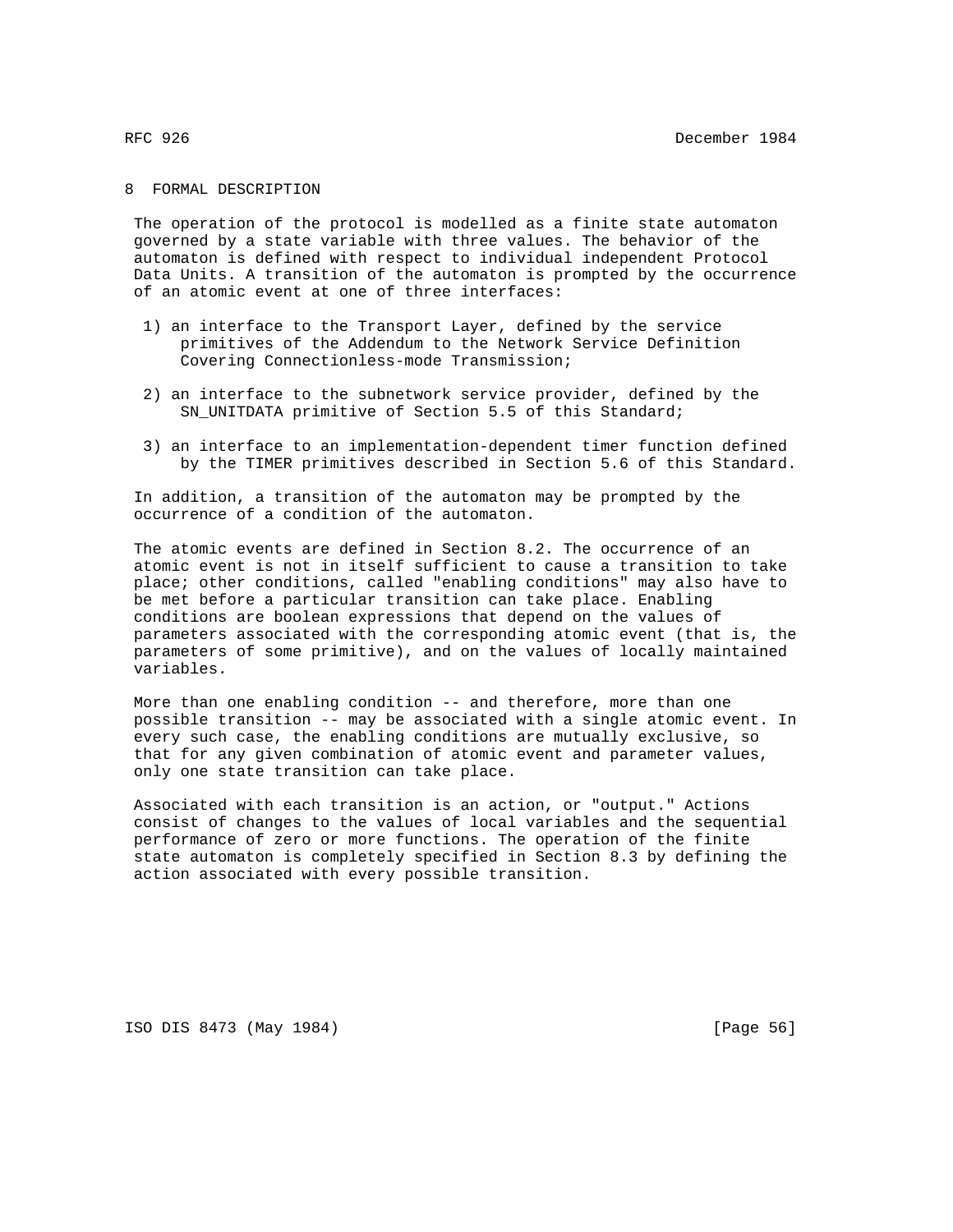# 8 FORMAL DESCRIPTION

The operation of the protocol is modelled as a finite state automaton governed by a state variable with three values. The behavior of the automaton is defined with respect to individual independent Protocol Data Units. A transition of the automaton is prompted by the occurrence of an atomic event at one of three interfaces:

1) an interface to the Transport Layer, defined by the service primitives of the Addendum to the Network Service Definition Covering Connectionless-mode Transmission;

2) an interface to the subnetwork service provider, defined by the SN_UNITDATA primitive of Section 5.5 of this Standard;

3) an interface to an implementation-dependent timer function defined by the TIMER primitives described in Section 5.6 of this Standard.

In addition, a transition of the automaton may be prompted by the occurrence of a condition of the automaton.

The atomic events are defined in Section 8.2. The occurrence of an atomic event is not in itself sufficient to cause a transition to take place; other conditions, called "enabling conditions" may also have to be met before a particular transition can take place. Enabling conditions are boolean expressions that depend on the values of parameters associated with the corresponding atomic event (that is, the parameters of some primitive), and on the values of locally maintained variables.

More than one enabling condition -- and therefore, more than one possible transition -- may be associated with a single atomic event. In every such case, the enabling conditions are mutually exclusive, so that for any given combination of atomic event and parameter values, only one state transition can take place.

Associated with each transition is an action, or "output." Actions consist of changes to the values of local variables and the sequential performance of zero or more functions. The operation of the finite state automaton is completely specified in Section 8.3 by defining the action associated with every possible transition.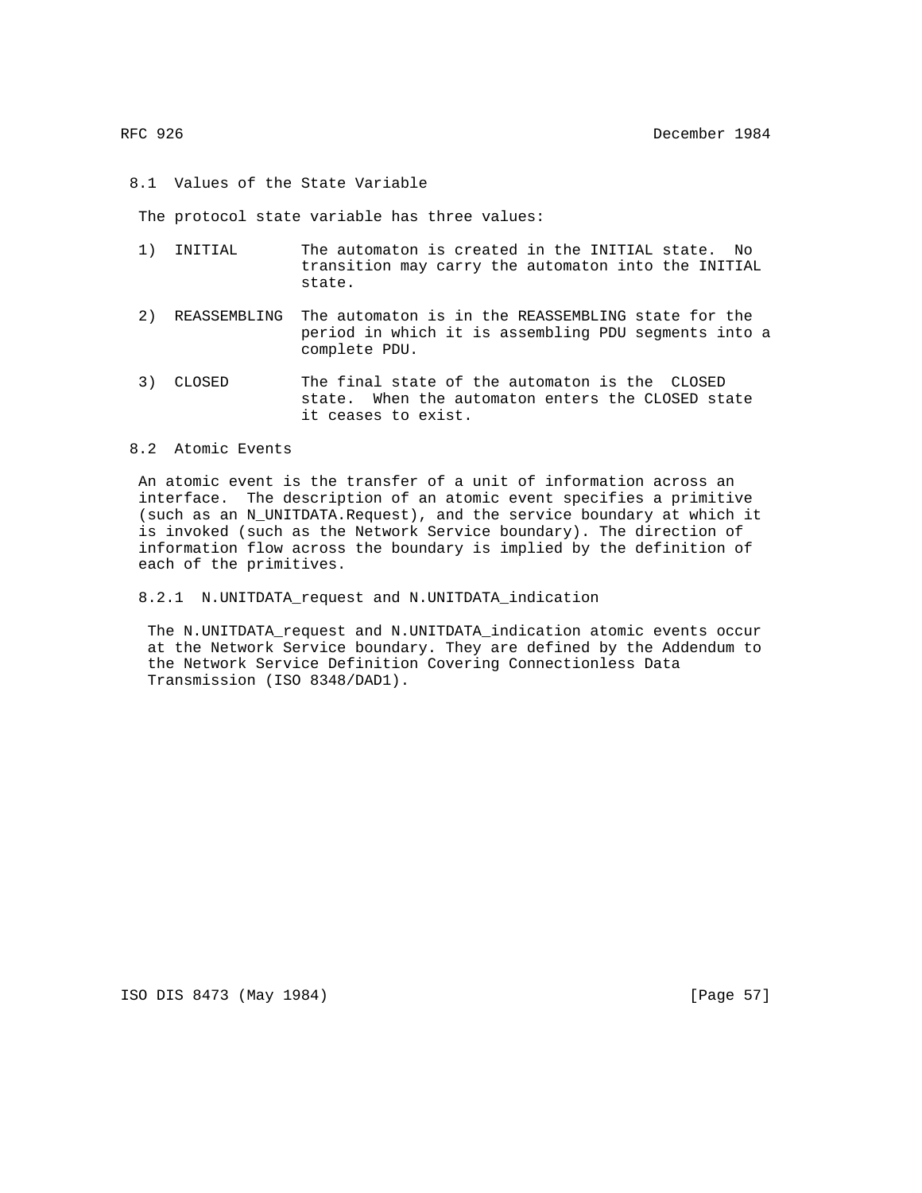## 8.1 Values of the State Variable

The protocol state variable has three values:

1) INITIAL — The automaton is created in the INITIAL state. No transition may carry the automaton into the INITIAL state.

2) REASSEMBLING — The automaton is in the REASSEMBLING state for the period in which it is assembling PDU segments into a complete PDU.

3) CLOSED — The final state of the automaton is the CLOSED state. When the automaton enters the CLOSED state it ceases to exist.

## 8.2 Atomic Events

An atomic event is the transfer of a unit of information across an interface. The description of an atomic event specifies a primitive (such as an N_UNITDATA.Request), and the service boundary at which it is invoked (such as the Network Service boundary). The direction of information flow across the boundary is implied by the definition of each of the primitives.

### 8.2.1 N.UNITDATA_request and N.UNITDATA_indication

The N.UNITDATA_request and N.UNITDATA_indication atomic events occur at the Network Service boundary. They are defined by the Addendum to the Network Service Definition Covering Connectionless Data Transmission (ISO 8348/DAD1).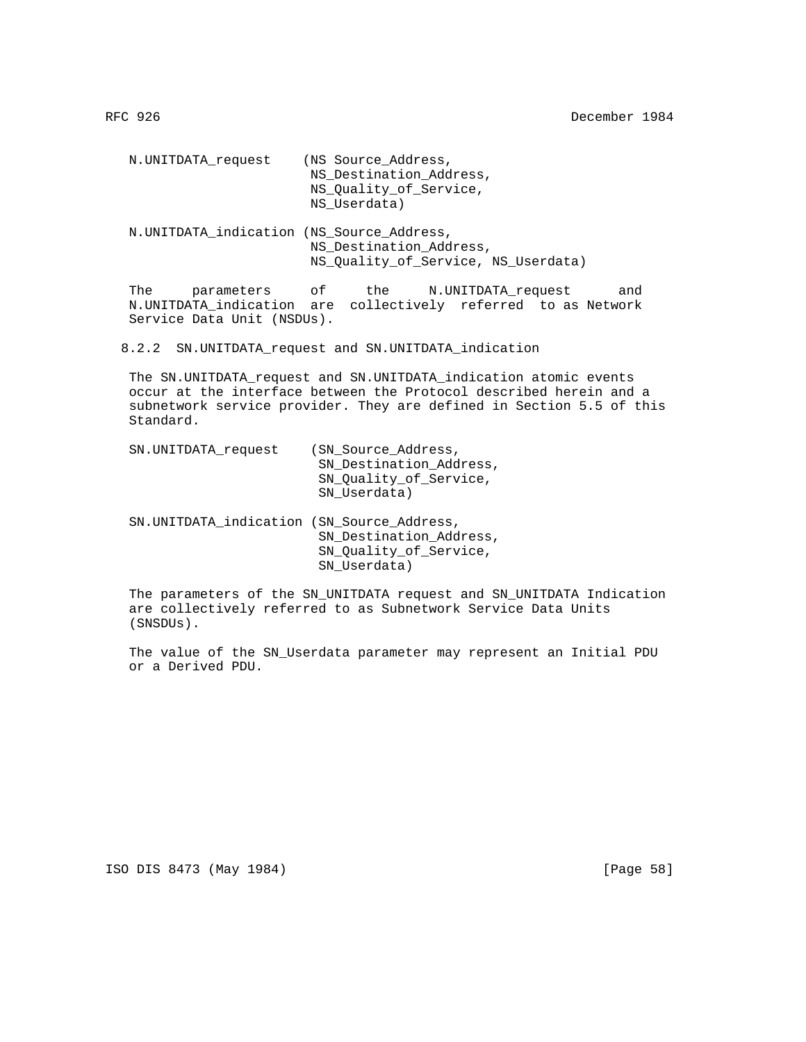```
N.UNITDATA_request    (NS Source_Address,
                       NS_Destination_Address,
                       NS_Quality_of_Service,
                       NS_Userdata)

N.UNITDATA_indication (NS_Source_Address,
                       NS_Destination_Address,
                       NS_Quality_of_Service, NS_Userdata)
```

The parameters of the N.UNITDATA_request and N.UNITDATA_indication are collectively referred to as Network Service Data Unit (NSDUs).

### 8.2.2 SN.UNITDATA_request and SN.UNITDATA_indication

The SN.UNITDATA_request and SN.UNITDATA_indication atomic events occur at the interface between the Protocol described herein and a subnetwork service provider. They are defined in Section 5.5 of this Standard.

```
SN.UNITDATA_request    (SN_Source_Address,
                        SN_Destination_Address,
                        SN_Quality_of_Service,
                        SN_Userdata)

SN.UNITDATA_indication (SN_Source_Address,
                        SN_Destination_Address,
                        SN_Quality_of_Service,
                        SN_Userdata)
```

The parameters of the SN_UNITDATA request and SN_UNITDATA Indication are collectively referred to as Subnetwork Service Data Units (SNSDUs).

The value of the SN_Userdata parameter may represent an Initial PDU or a Derived PDU.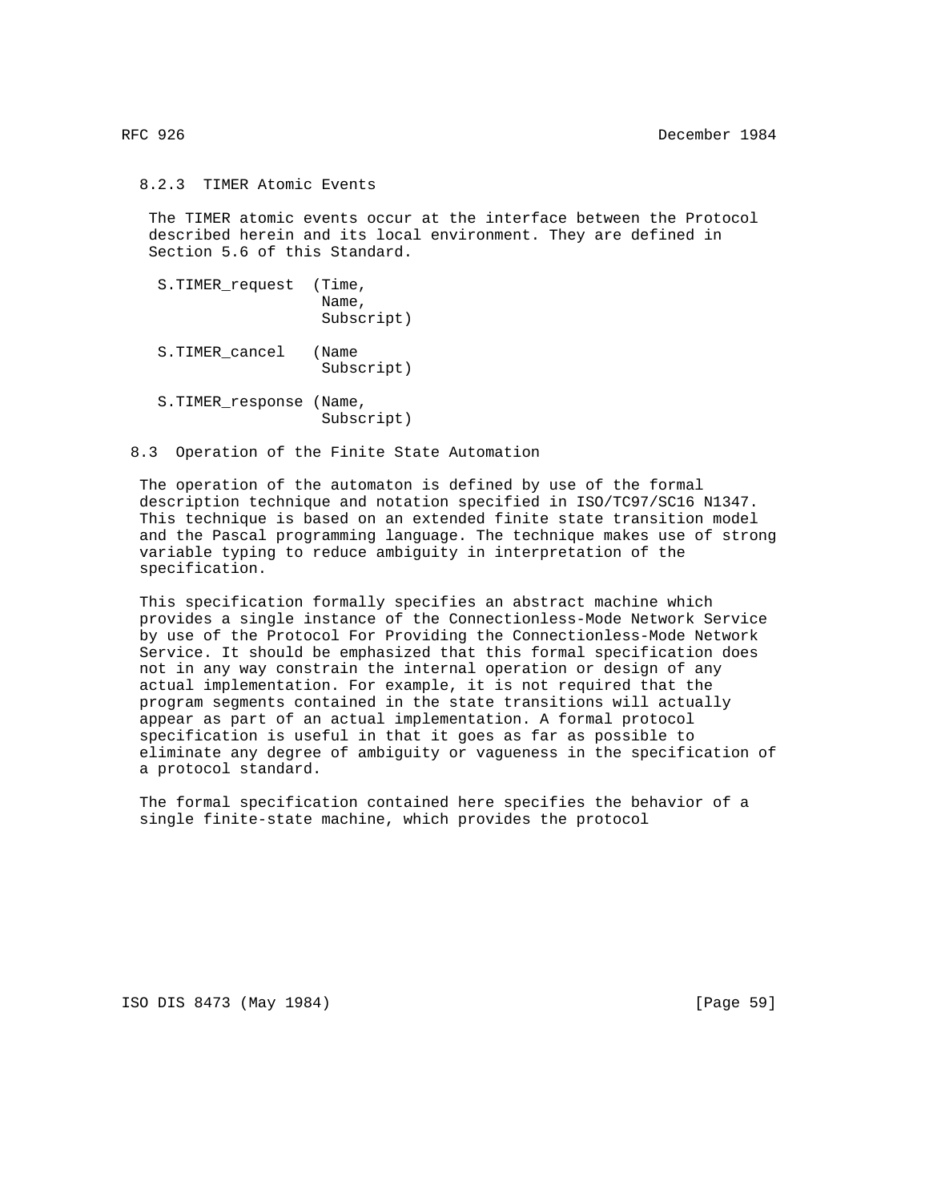### 8.2.3 TIMER Atomic Events

The TIMER atomic events occur at the interface between the Protocol described herein and its local environment. They are defined in Section 5.6 of this Standard.

```
S.TIMER_request  (Time,
                  Name,
                  Subscript)

S.TIMER_cancel   (Name
                  Subscript)

S.TIMER_response (Name,
                  Subscript)
```

## 8.3 Operation of the Finite State Automation

The operation of the automaton is defined by use of the formal description technique and notation specified in ISO/TC97/SC16 N1347. This technique is based on an extended finite state transition model and the Pascal programming language. The technique makes use of strong variable typing to reduce ambiguity in interpretation of the specification.

This specification formally specifies an abstract machine which provides a single instance of the Connectionless-Mode Network Service by use of the Protocol For Providing the Connectionless-Mode Network Service. It should be emphasized that this formal specification does not in any way constrain the internal operation or design of any actual implementation. For example, it is not required that the program segments contained in the state transitions will actually appear as part of an actual implementation. A formal protocol specification is useful in that it goes as far as possible to eliminate any degree of ambiguity or vagueness in the specification of a protocol standard.

The formal specification contained here specifies the behavior of a single finite-state machine, which provides the protocol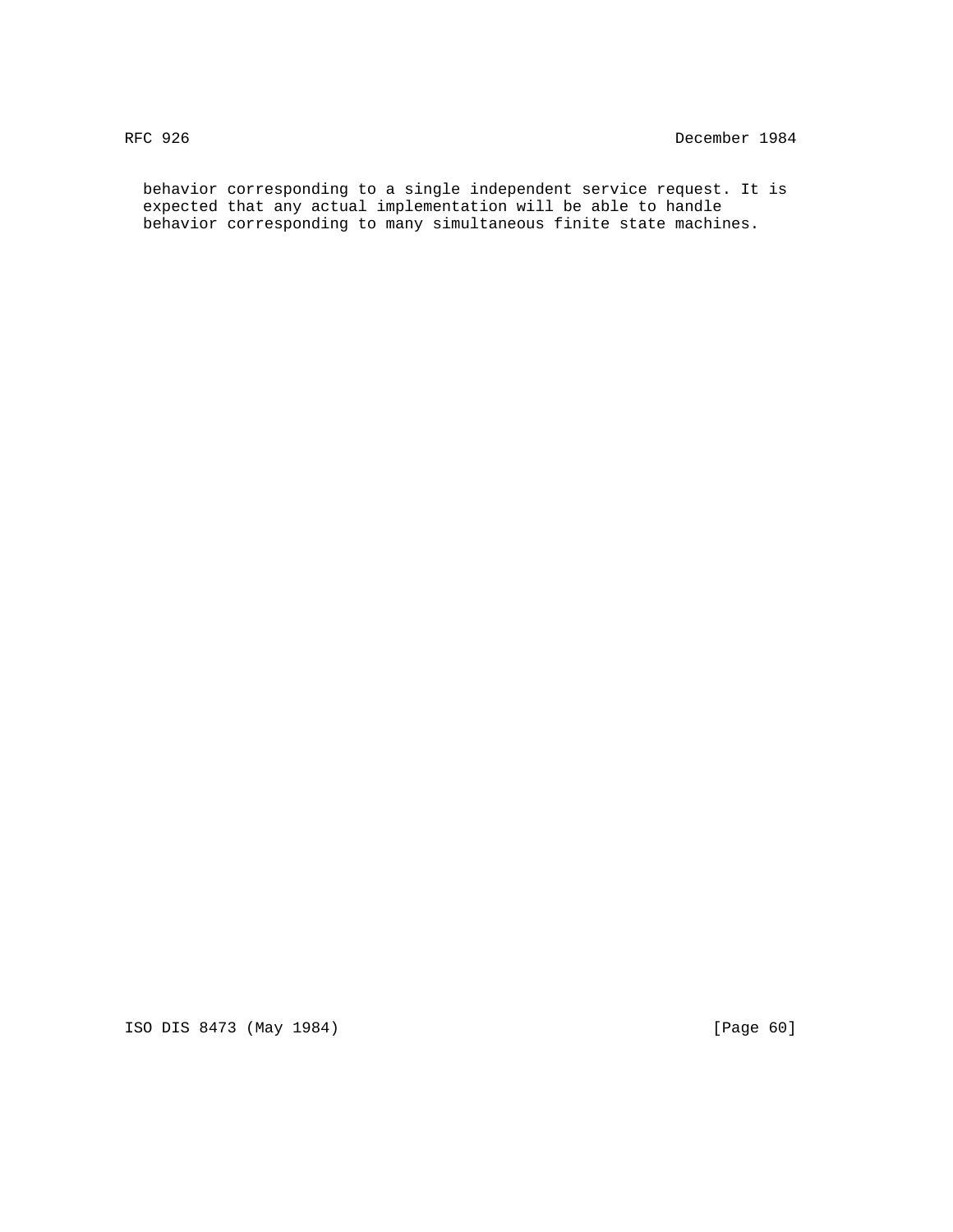behavior corresponding to a single independent service request. It is expected that any actual implementation will be able to handle behavior corresponding to many simultaneous finite state machines.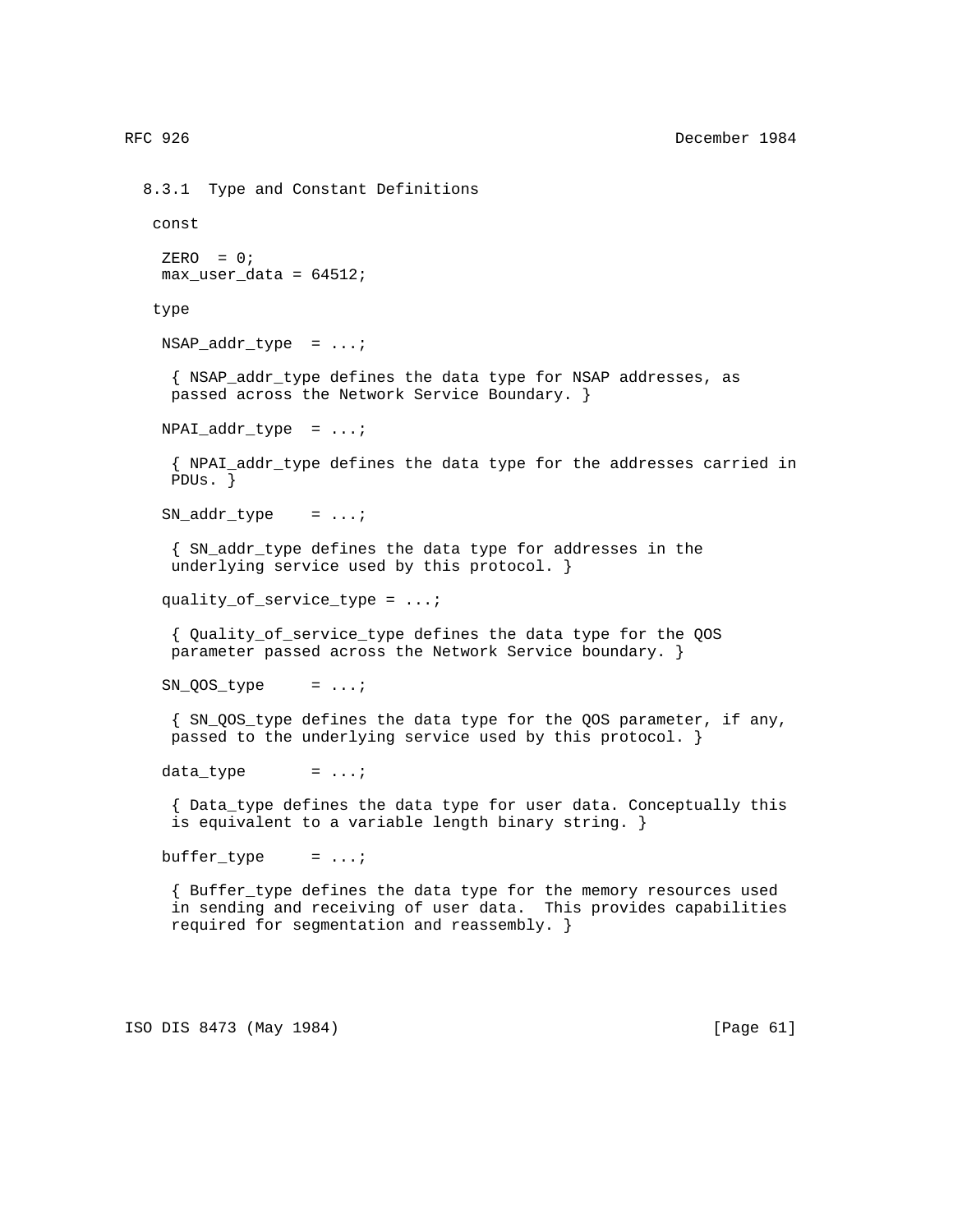### 8.3.1 Type and Constant Definitions

```
const

 ZERO  = 0;
 max_user_data = 64512;

type

 NSAP_addr_type  = ...;

  { NSAP_addr_type defines the data type for NSAP addresses, as
  passed across the Network Service Boundary. }

 NPAI_addr_type  = ...;

  { NPAI_addr_type defines the data type for the addresses carried in
  PDUs. }

 SN_addr_type    = ...;

  { SN_addr_type defines the data type for addresses in the
  underlying service used by this protocol. }

 quality_of_service_type = ...;

  { Quality_of_service_type defines the data type for the QOS
  parameter passed across the Network Service boundary. }

 SN_QOS_type     = ...;

  { SN_QOS_type defines the data type for the QOS parameter, if any,
  passed to the underlying service used by this protocol. }

 data_type       = ...;

  { Data_type defines the data type for user data. Conceptually this
  is equivalent to a variable length binary string. }

 buffer_type     = ...;

  { Buffer_type defines the data type for the memory resources used
  in sending and receiving of user data.  This provides capabilities
  required for segmentation and reassembly. }
```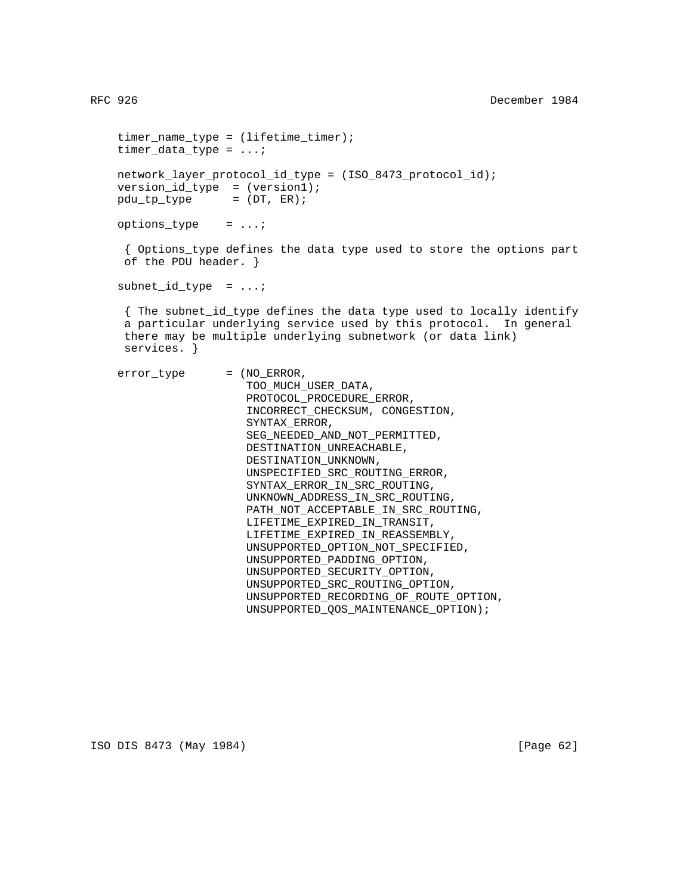```
timer_name_type = (lifetime_timer);
timer_data_type = ...;

network_layer_protocol_id_type = (ISO_8473_protocol_id);
version_id_type  = (version1);
pdu_tp_type      = (DT, ER);

options_type    = ...;

 { Options_type defines the data type used to store the options part
 of the PDU header. }

subnet_id_type  = ...;

 { The subnet_id_type defines the data type used to locally identify
 a particular underlying service used by this protocol.  In general
 there may be multiple underlying subnetwork (or data link)
 services. }

error_type      = (NO_ERROR,
                   TOO_MUCH_USER_DATA,
                   PROTOCOL_PROCEDURE_ERROR,
                   INCORRECT_CHECKSUM, CONGESTION,
                   SYNTAX_ERROR,
                   SEG_NEEDED_AND_NOT_PERMITTED,
                   DESTINATION_UNREACHABLE,
                   DESTINATION_UNKNOWN,
                   UNSPECIFIED_SRC_ROUTING_ERROR,
                   SYNTAX_ERROR_IN_SRC_ROUTING,
                   UNKNOWN_ADDRESS_IN_SRC_ROUTING,
                   PATH_NOT_ACCEPTABLE_IN_SRC_ROUTING,
                   LIFETIME_EXPIRED_IN_TRANSIT,
                   LIFETIME_EXPIRED_IN_REASSEMBLY,
                   UNSUPPORTED_OPTION_NOT_SPECIFIED,
                   UNSUPPORTED_PADDING_OPTION,
                   UNSUPPORTED_SECURITY_OPTION,
                   UNSUPPORTED_SRC_ROUTING_OPTION,
                   UNSUPPORTED_RECORDING_OF_ROUTE_OPTION,
                   UNSUPPORTED_QOS_MAINTENANCE_OPTION);
```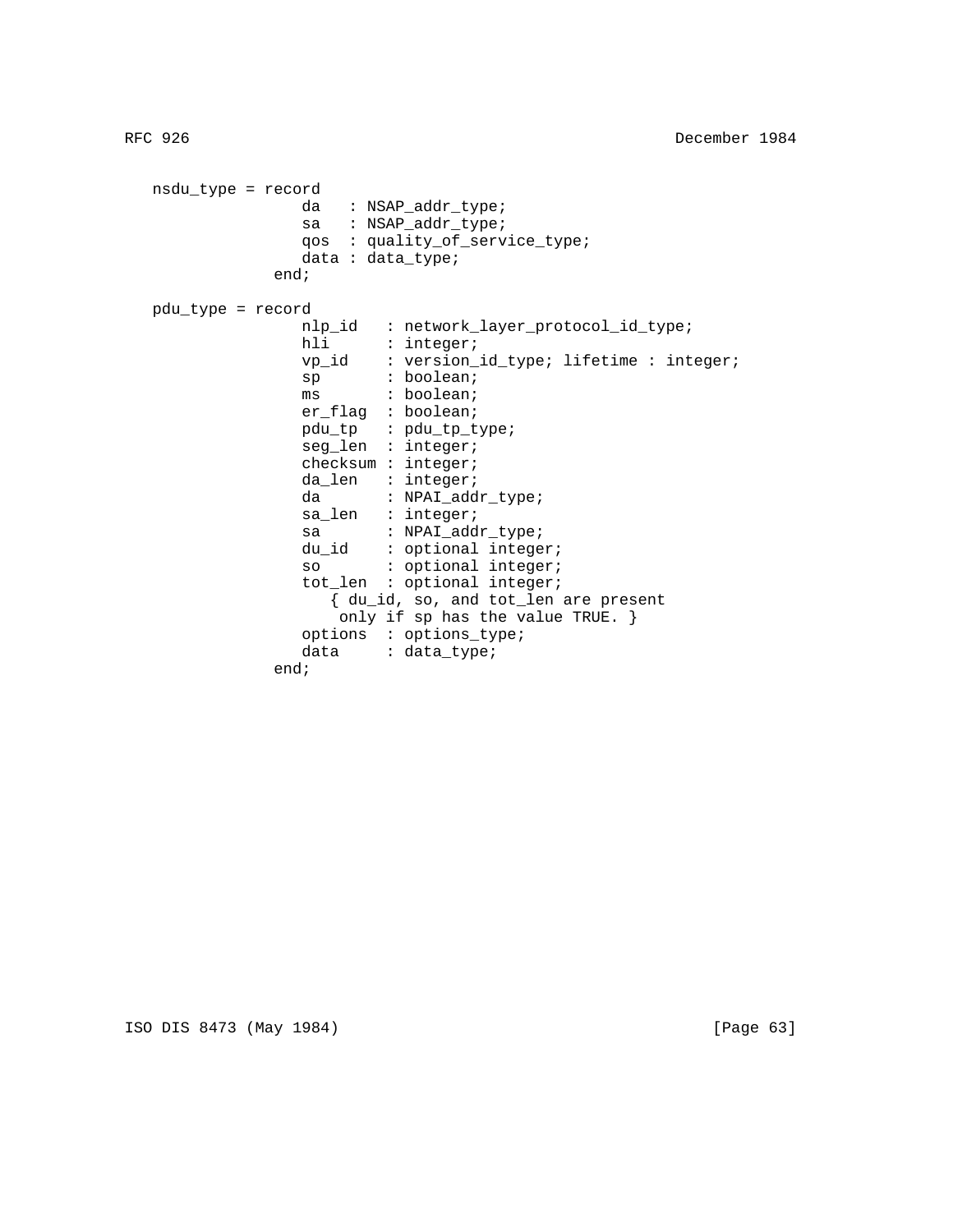```
nsdu_type = record
                da   : NSAP_addr_type;
                sa   : NSAP_addr_type;
                qos  : quality_of_service_type;
                data : data_type;
             end;

pdu_type = record
                nlp_id   : network_layer_protocol_id_type;
                hli      : integer;
                vp_id    : version_id_type; lifetime : integer;
                sp       : boolean;
                ms       : boolean;
                er_flag  : boolean;
                pdu_tp   : pdu_tp_type;
                seg_len  : integer;
                checksum : integer;
                da_len   : integer;
                da       : NPAI_addr_type;
                sa_len   : integer;
                sa       : NPAI_addr_type;
                du_id    : optional integer;
                so       : optional integer;
                tot_len  : optional integer;
                   { du_id, so, and tot_len are present
                    only if sp has the value TRUE. }
                options  : options_type;
                data     : data_type;
             end;
```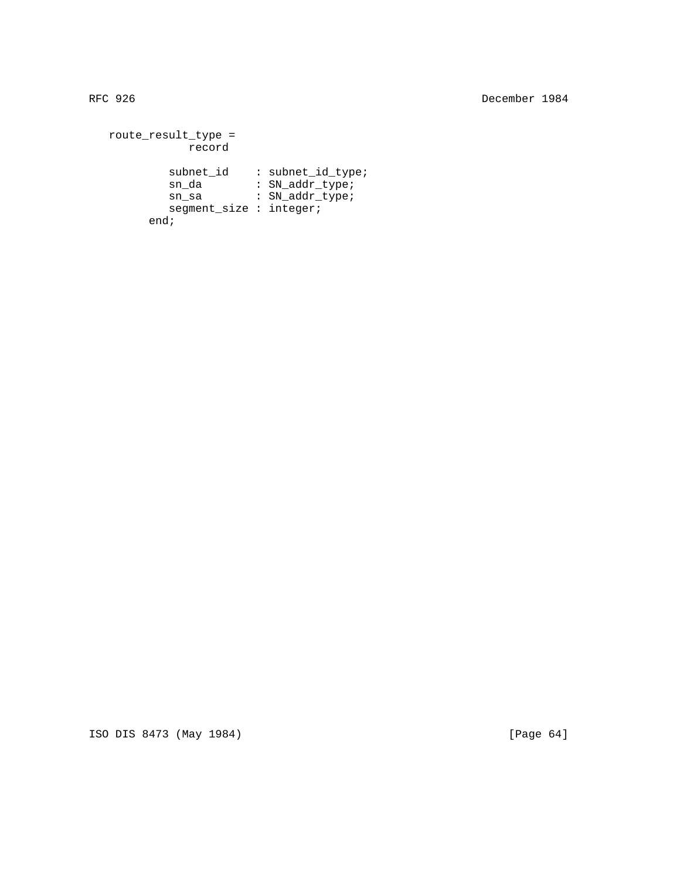```
route_result_type =
           record

         subnet_id    : subnet_id_type;
         sn_da        : SN_addr_type;
         sn_sa        : SN_addr_type;
         segment_size : integer;
      end;
```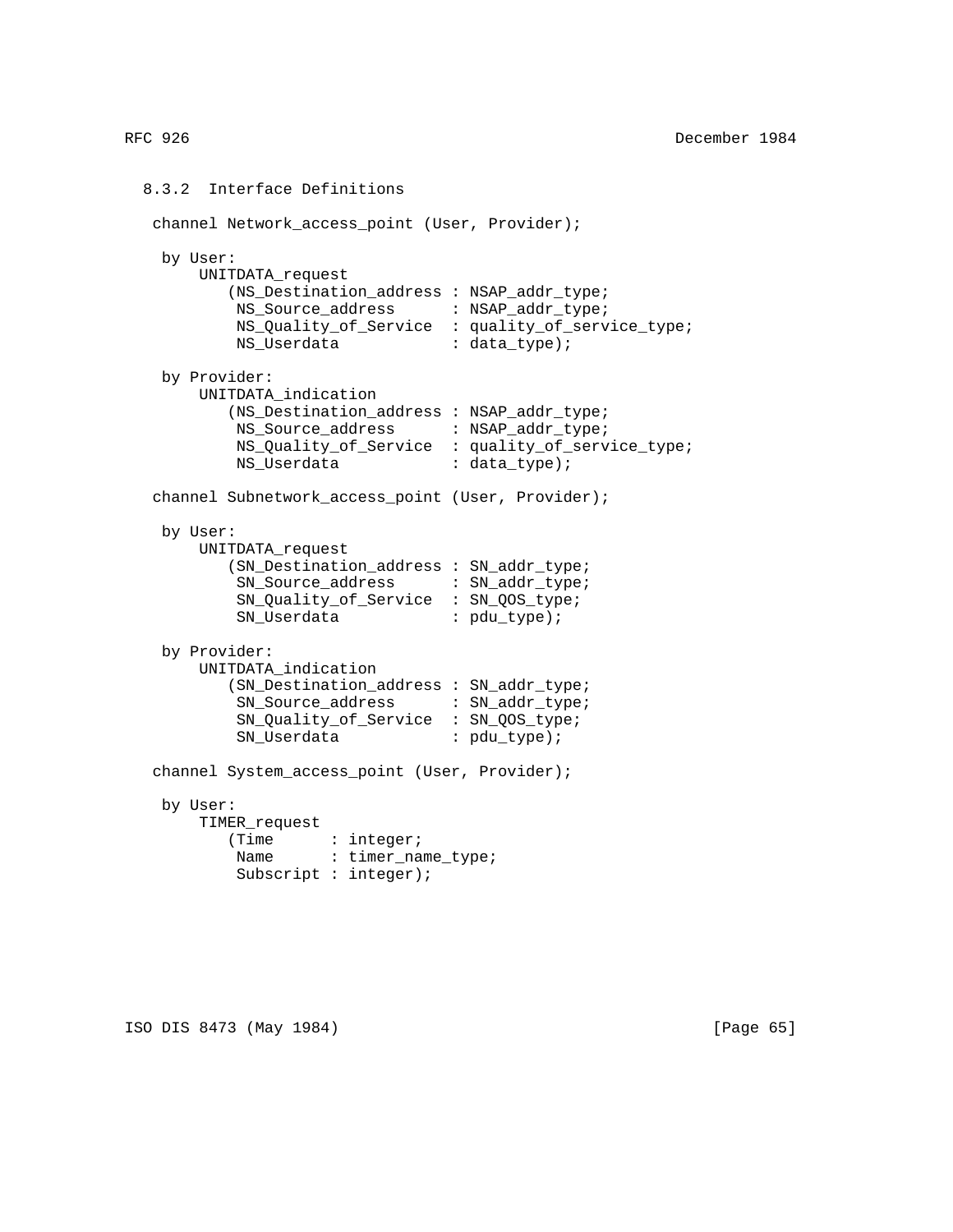### 8.3.2 Interface Definitions

```
 channel Network_access_point (User, Provider);

  by User:
      UNITDATA_request
         (NS_Destination_address : NSAP_addr_type;
          NS_Source_address      : NSAP_addr_type;
          NS_Quality_of_Service  : quality_of_service_type;
          NS_Userdata            : data_type);

  by Provider:
      UNITDATA_indication
         (NS_Destination_address : NSAP_addr_type;
          NS_Source_address      : NSAP_addr_type;
          NS_Quality_of_Service  : quality_of_service_type;
          NS_Userdata            : data_type);

 channel Subnetwork_access_point (User, Provider);

  by User:
      UNITDATA_request
         (SN_Destination_address : SN_addr_type;
          SN_Source_address      : SN_addr_type;
          SN_Quality_of_Service  : SN_QOS_type;
          SN_Userdata            : pdu_type);

  by Provider:
      UNITDATA_indication
         (SN_Destination_address : SN_addr_type;
          SN_Source_address      : SN_addr_type;
          SN_Quality_of_Service  : SN_QOS_type;
          SN_Userdata            : pdu_type);

 channel System_access_point (User, Provider);

  by User:
      TIMER_request
         (Time      : integer;
          Name      : timer_name_type;
          Subscript : integer);
```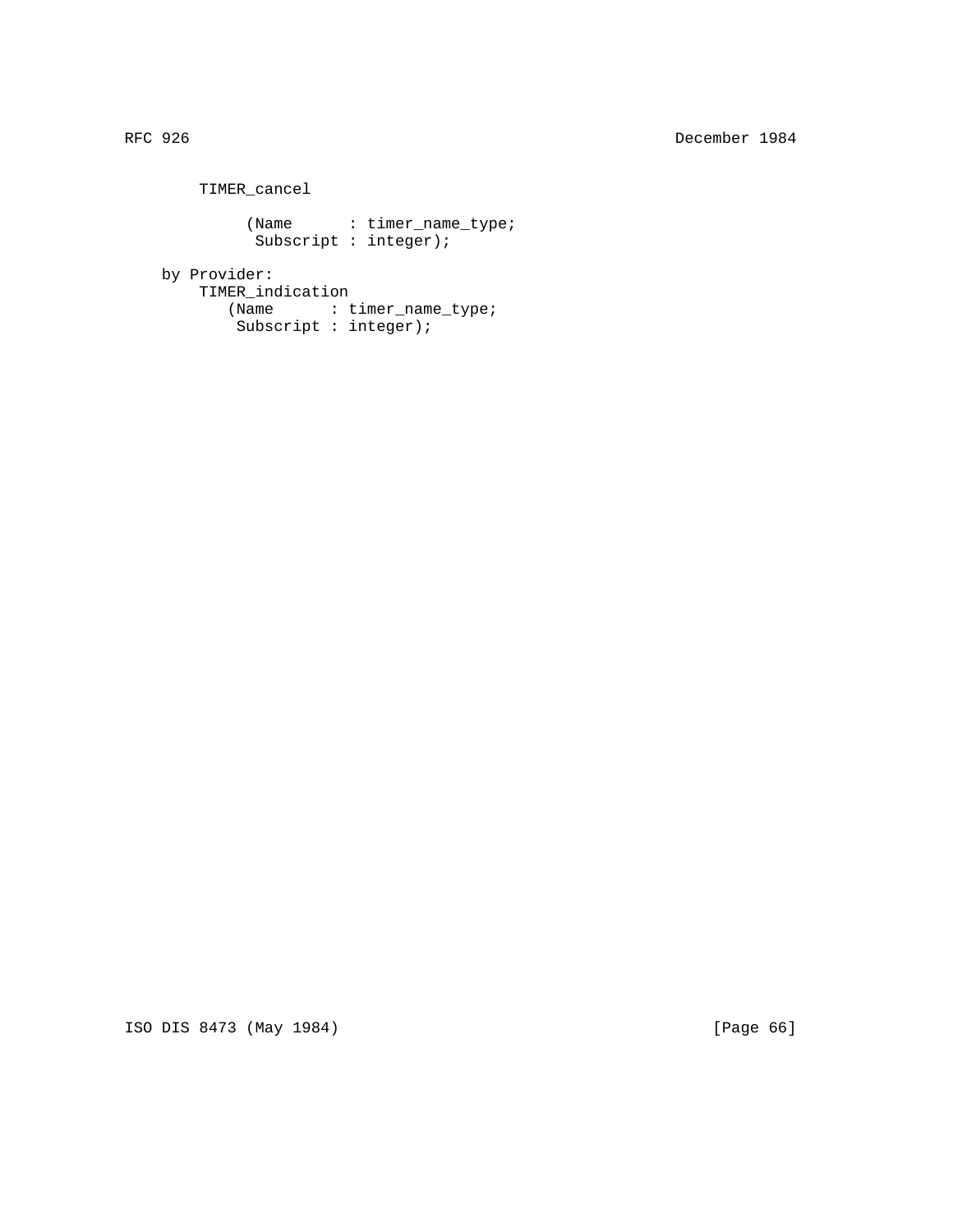```
        TIMER_cancel

             (Name      : timer_name_type;
              Subscript : integer);

    by Provider:
        TIMER_indication
           (Name      : timer_name_type;
            Subscript : integer);
```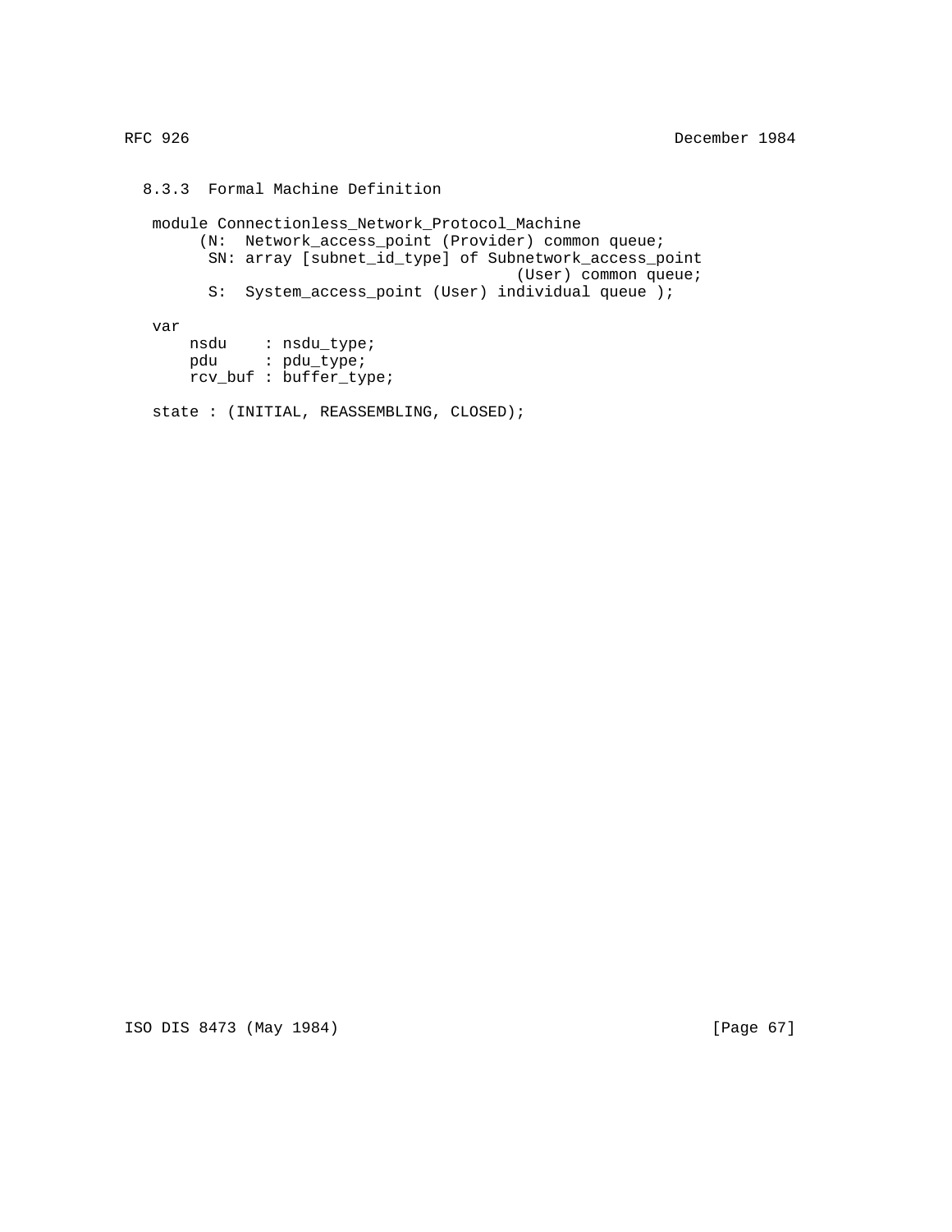8.3.3 Formal Machine Definition

```
module Connectionless_Network_Protocol_Machine
     (N:  Network_access_point (Provider) common queue;
      SN: array [subnet_id_type] of Subnetwork_access_point
                                    (User) common queue;
      S:  System_access_point (User) individual queue );

var
    nsdu    : nsdu_type;
    pdu     : pdu_type;
    rcv_buf : buffer_type;

state : (INITIAL, REASSEMBLING, CLOSED);
```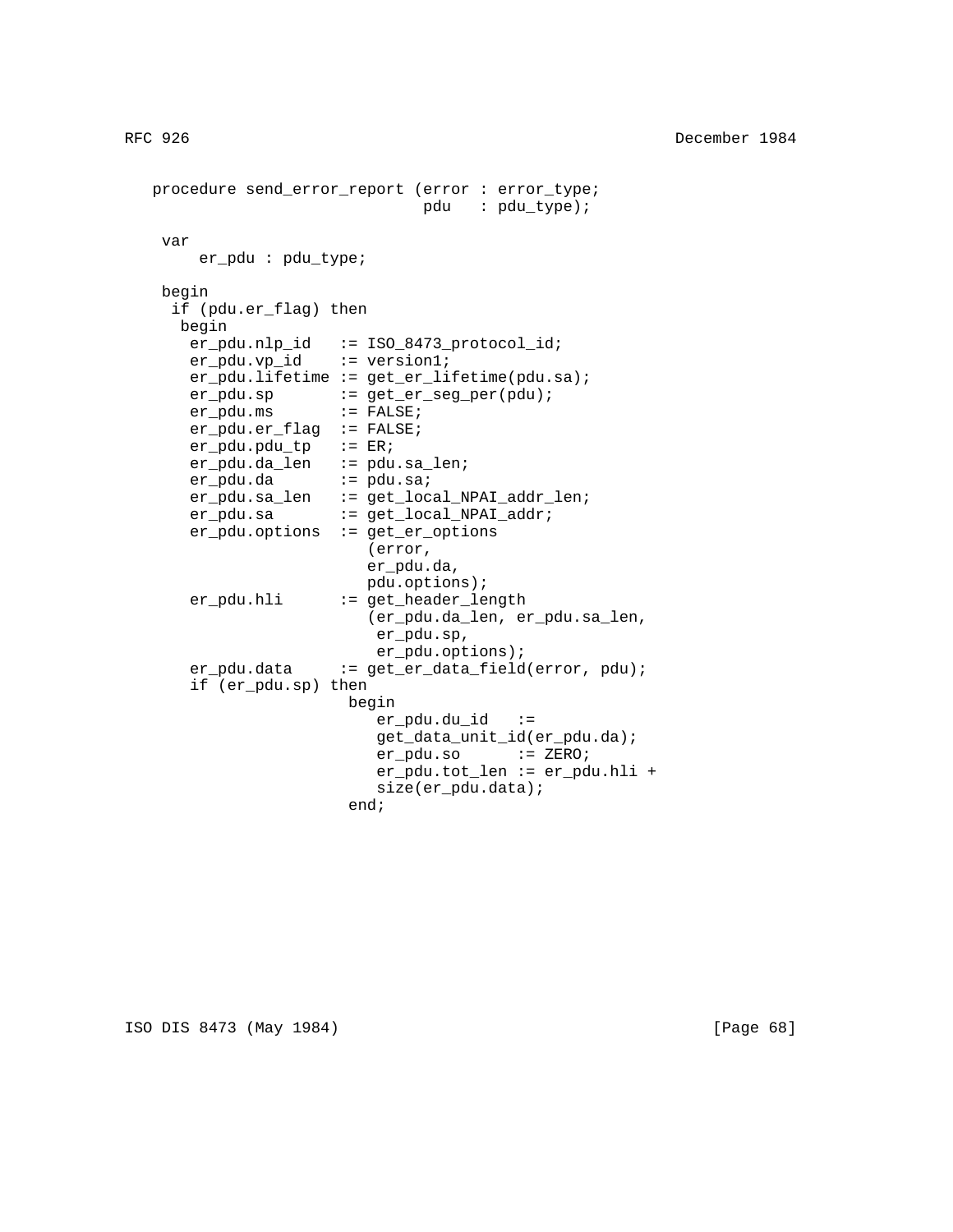```
   procedure send_error_report (error : error_type;
                                pdu   : pdu_type);

    var
        er_pdu : pdu_type;

    begin
     if (pdu.er_flag) then
      begin
       er_pdu.nlp_id   := ISO_8473_protocol_id;
       er_pdu.vp_id    := version1;
       er_pdu.lifetime := get_er_lifetime(pdu.sa);
       er_pdu.sp       := get_er_seg_per(pdu);
       er_pdu.ms       := FALSE;
       er_pdu.er_flag  := FALSE;
       er_pdu.pdu_tp   := ER;
       er_pdu.da_len   := pdu.sa_len;
       er_pdu.da       := pdu.sa;
       er_pdu.sa_len   := get_local_NPAI_addr_len;
       er_pdu.sa       := get_local_NPAI_addr;
       er_pdu.options  := get_er_options
                          (error,
                          er_pdu.da,
                          pdu.options);
       er_pdu.hli      := get_header_length
                          (er_pdu.da_len, er_pdu.sa_len,
                           er_pdu.sp,
                           er_pdu.options);
       er_pdu.data     := get_er_data_field(error, pdu);
       if (er_pdu.sp) then
                         begin
                            er_pdu.du_id   :=
                            get_data_unit_id(er_pdu.da);
                            er_pdu.so      := ZERO;
                            er_pdu.tot_len := er_pdu.hli +
                            size(er_pdu.data);
                         end;
```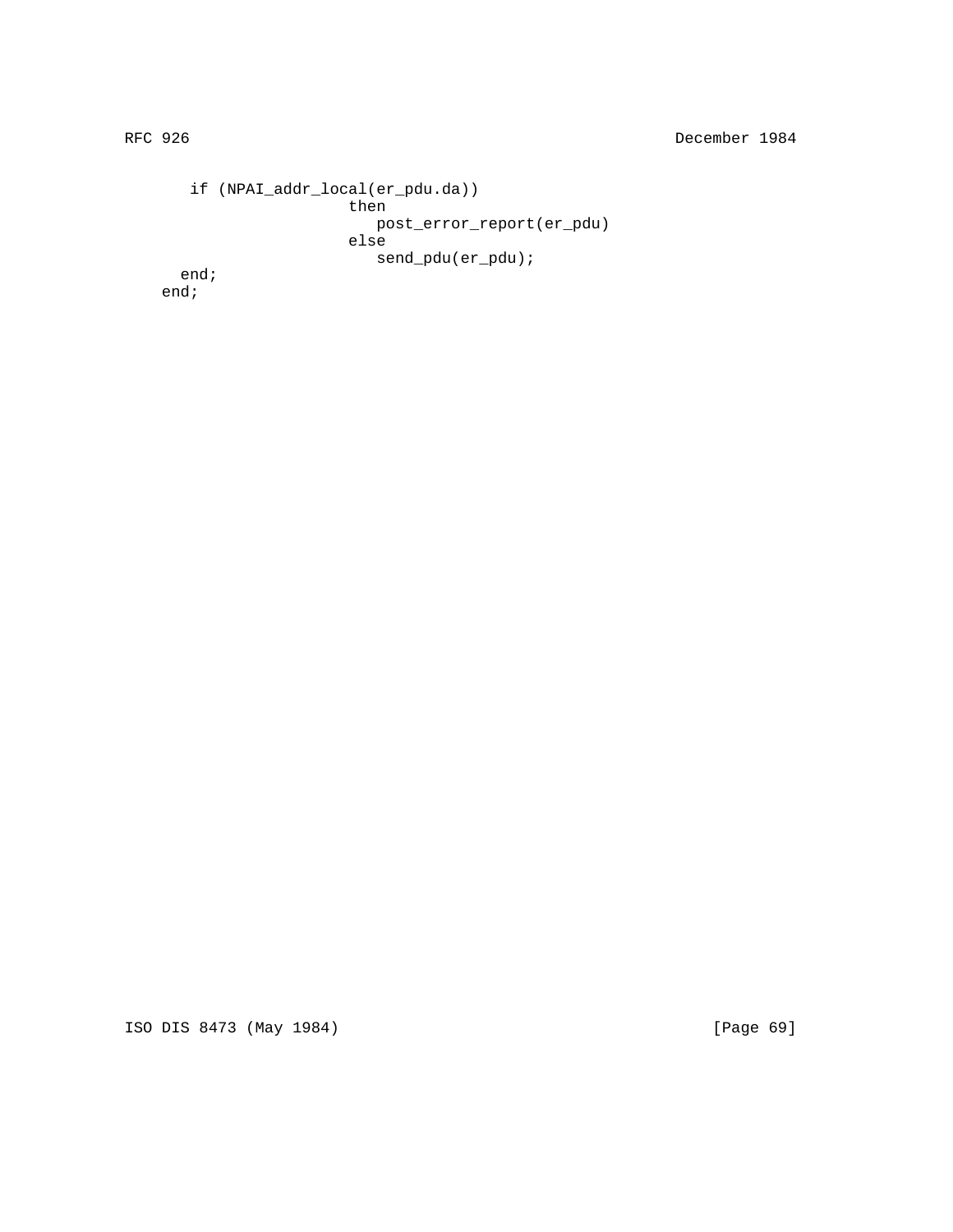```
       if (NPAI_addr_local(er_pdu.da))
                        then
                           post_error_report(er_pdu)
                        else
                           send_pdu(er_pdu);
      end;
    end;
```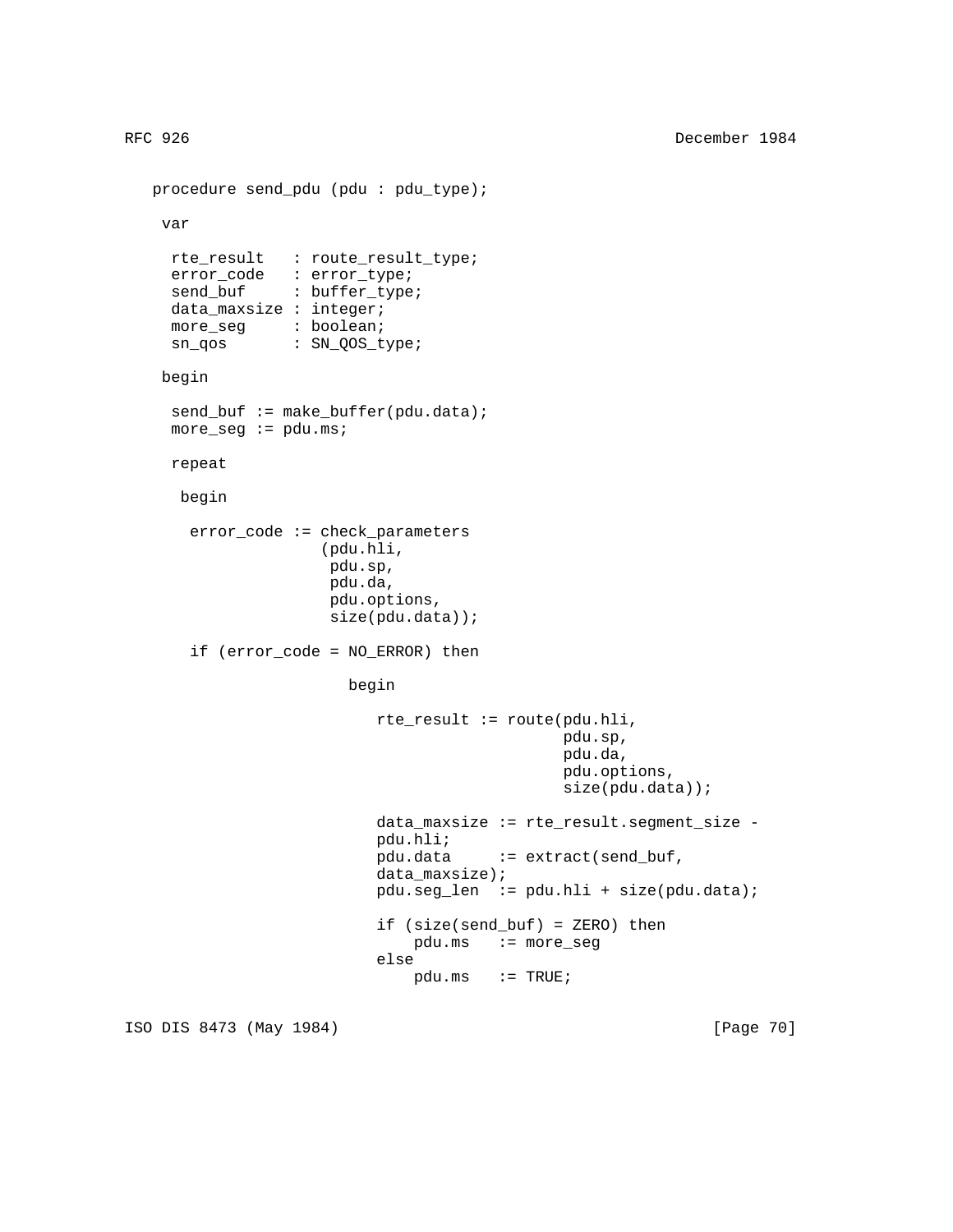```
   procedure send_pdu (pdu : pdu_type);

    var

     rte_result   : route_result_type;
     error_code   : error_type;
     send_buf     : buffer_type;
     data_maxsize : integer;
     more_seg     : boolean;
     sn_qos       : SN_QOS_type;

    begin

     send_buf := make_buffer(pdu.data);
     more_seg := pdu.ms;

     repeat

      begin

       error_code := check_parameters
                    (pdu.hli,
                     pdu.sp,
                     pdu.da,
                     pdu.options,
                     size(pdu.data));

       if (error_code = NO_ERROR) then

                        begin

                           rte_result := route(pdu.hli,
                                               pdu.sp,
                                               pdu.da,
                                               pdu.options,
                                               size(pdu.data));

                           data_maxsize := rte_result.segment_size -
                           pdu.hli;
                           pdu.data     := extract(send_buf,
                           data_maxsize);
                           pdu.seg_len  := pdu.hli + size(pdu.data);

                           if (size(send_buf) = ZERO) then
                               pdu.ms   := more_seg
                           else
                               pdu.ms   := TRUE;
```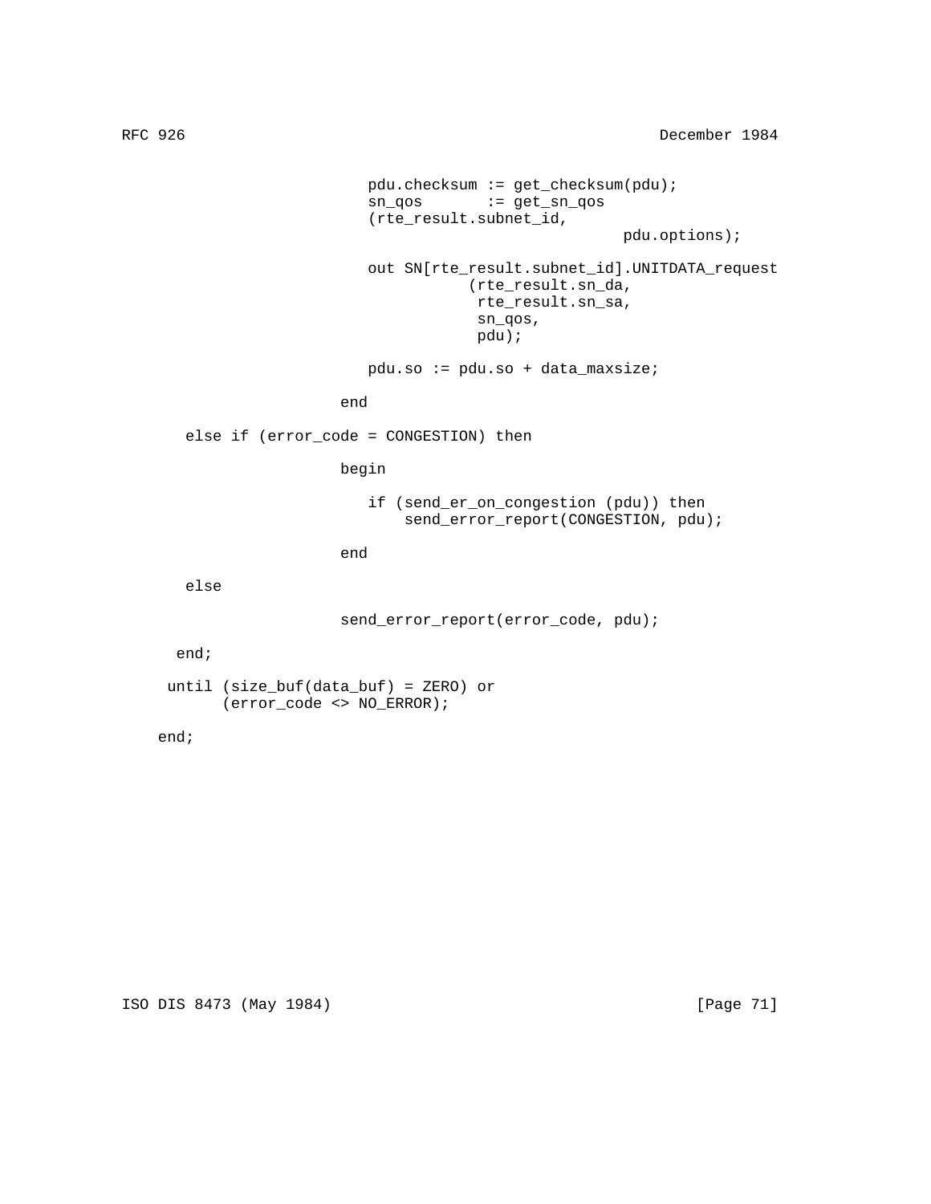```
                         pdu.checksum := get_checksum(pdu);
                         sn_qos       := get_sn_qos
                         (rte_result.subnet_id,
                                                pdu.options);

                         out SN[rte_result.subnet_id].UNITDATA_request
                                    (rte_result.sn_da,
                                     rte_result.sn_sa,
                                     sn_qos,
                                     pdu);

                         pdu.so := pdu.so + data_maxsize;

                      end

       else if (error_code = CONGESTION) then

                      begin

                         if (send_er_on_congestion (pdu)) then
                             send_error_report(CONGESTION, pdu);

                      end

       else

                      send_error_report(error_code, pdu);

      end;

     until (size_buf(data_buf) = ZERO) or
           (error_code <> NO_ERROR);

    end;
```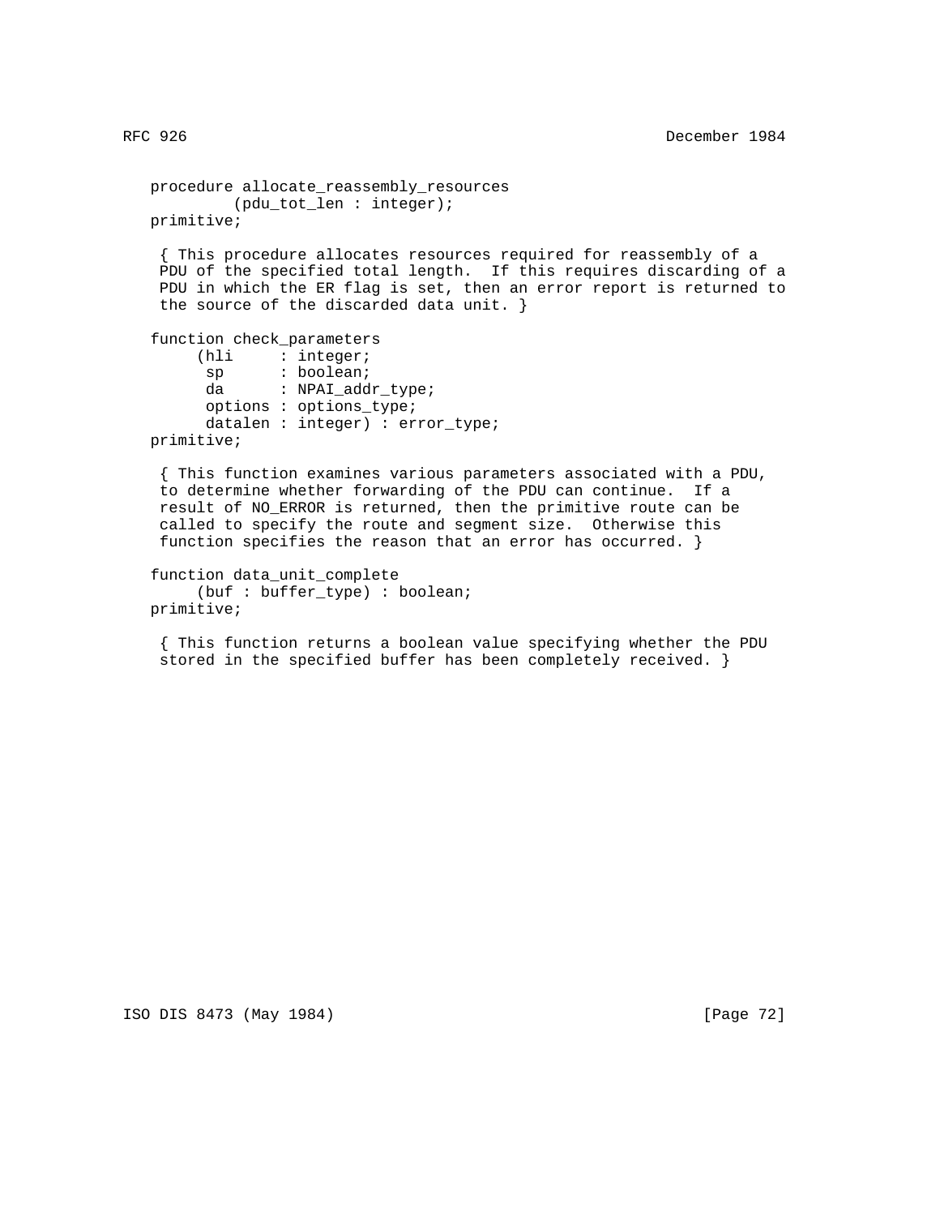```
procedure allocate_reassembly_resources
         (pdu_tot_len : integer);
primitive;

 { This procedure allocates resources required for reassembly of a
 PDU of the specified total length.  If this requires discarding of a
 PDU in which the ER flag is set, then an error report is returned to
 the source of the discarded data unit. }

function check_parameters
     (hli     : integer;
      sp      : boolean;
      da      : NPAI_addr_type;
      options : options_type;
      datalen : integer) : error_type;
primitive;

 { This function examines various parameters associated with a PDU,
 to determine whether forwarding of the PDU can continue.  If a
 result of NO_ERROR is returned, then the primitive route can be
 called to specify the route and segment size.  Otherwise this
 function specifies the reason that an error has occurred. }

function data_unit_complete
     (buf : buffer_type) : boolean;
primitive;

 { This function returns a boolean value specifying whether the PDU
 stored in the specified buffer has been completely received. }
```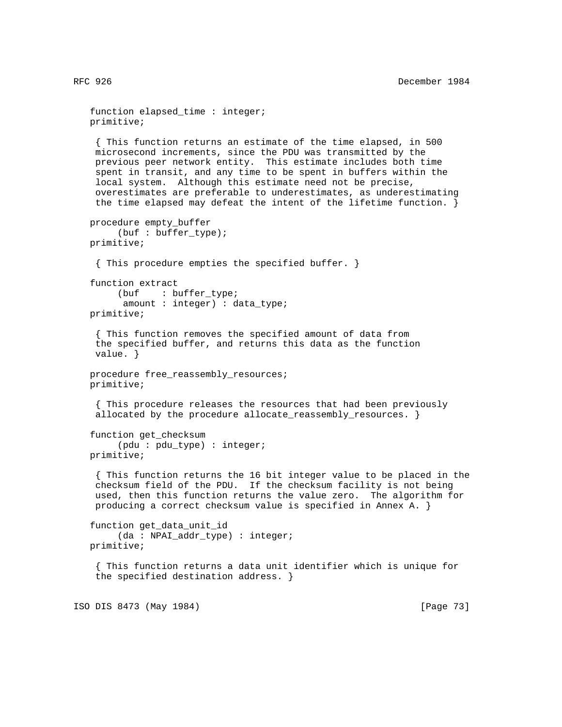```
function elapsed_time : integer;
primitive;

 { This function returns an estimate of the time elapsed, in 500
 microsecond increments, since the PDU was transmitted by the
 previous peer network entity.  This estimate includes both time
 spent in transit, and any time to be spent in buffers within the
 local system.  Although this estimate need not be precise,
 overestimates are preferable to underestimates, as underestimating
 the time elapsed may defeat the intent of the lifetime function. }

procedure empty_buffer
     (buf : buffer_type);
primitive;

 { This procedure empties the specified buffer. }

function extract
     (buf    : buffer_type;
      amount : integer) : data_type;
primitive;

 { This function removes the specified amount of data from
 the specified buffer, and returns this data as the function
 value. }

procedure free_reassembly_resources;
primitive;

 { This procedure releases the resources that had been previously
 allocated by the procedure allocate_reassembly_resources. }

function get_checksum
     (pdu : pdu_type) : integer;
primitive;

 { This function returns the 16 bit integer value to be placed in the
 checksum field of the PDU.  If the checksum facility is not being
 used, then this function returns the value zero.  The algorithm for
 producing a correct checksum value is specified in Annex A. }

function get_data_unit_id
     (da : NPAI_addr_type) : integer;
primitive;

 { This function returns a data unit identifier which is unique for
 the specified destination address. }
```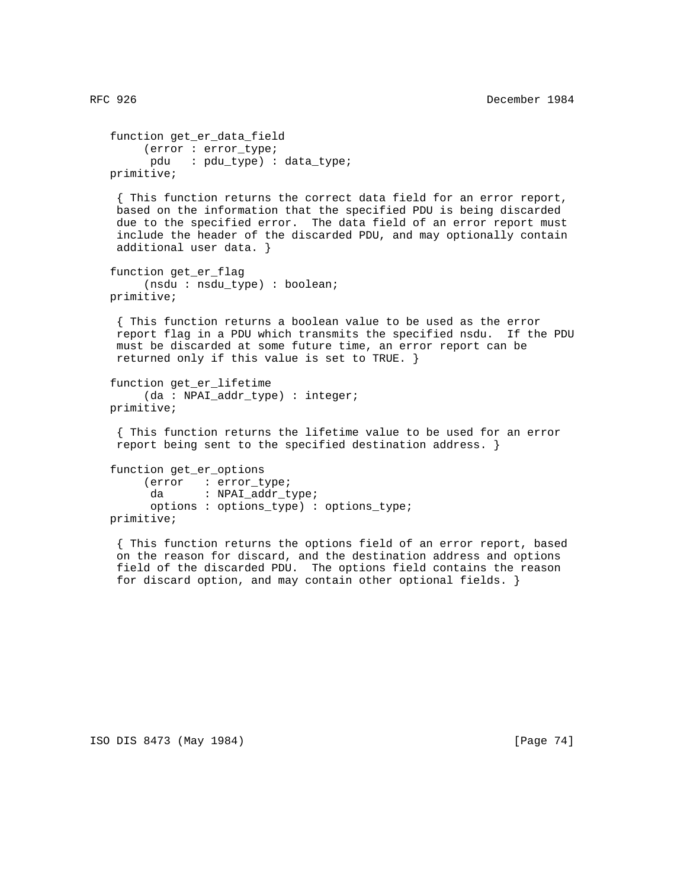```
function get_er_data_field
     (error : error_type;
      pdu   : pdu_type) : data_type;
primitive;

 { This function returns the correct data field for an error report,
 based on the information that the specified PDU is being discarded
 due to the specified error.  The data field of an error report must
 include the header of the discarded PDU, and may optionally contain
 additional user data. }

function get_er_flag
     (nsdu : nsdu_type) : boolean;
primitive;

 { This function returns a boolean value to be used as the error
 report flag in a PDU which transmits the specified nsdu.  If the PDU
 must be discarded at some future time, an error report can be
 returned only if this value is set to TRUE. }

function get_er_lifetime
     (da : NPAI_addr_type) : integer;
primitive;

 { This function returns the lifetime value to be used for an error
 report being sent to the specified destination address. }

function get_er_options
     (error   : error_type;
      da      : NPAI_addr_type;
      options : options_type) : options_type;
primitive;

 { This function returns the options field of an error report, based
 on the reason for discard, and the destination address and options
 field of the discarded PDU.  The options field contains the reason
 for discard option, and may contain other optional fields. }
```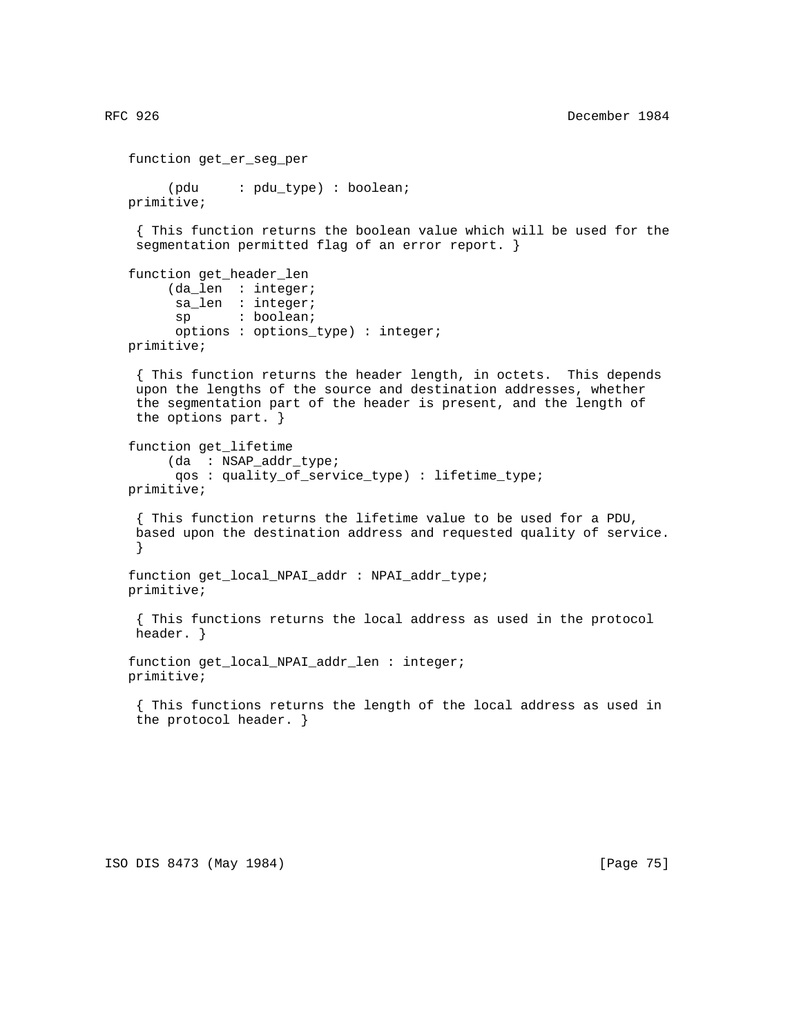```
function get_er_seg_per

     (pdu     : pdu_type) : boolean;
primitive;

 { This function returns the boolean value which will be used for the
 segmentation permitted flag of an error report. }

function get_header_len
     (da_len  : integer;
      sa_len  : integer;
      sp      : boolean;
      options : options_type) : integer;
primitive;

 { This function returns the header length, in octets.  This depends
 upon the lengths of the source and destination addresses, whether
 the segmentation part of the header is present, and the length of
 the options part. }

function get_lifetime
     (da  : NSAP_addr_type;
      qos : quality_of_service_type) : lifetime_type;
primitive;

 { This function returns the lifetime value to be used for a PDU,
 based upon the destination address and requested quality of service.
 }

function get_local_NPAI_addr : NPAI_addr_type;
primitive;

 { This functions returns the local address as used in the protocol
 header. }

function get_local_NPAI_addr_len : integer;
primitive;

 { This functions returns the length of the local address as used in
 the protocol header. }
```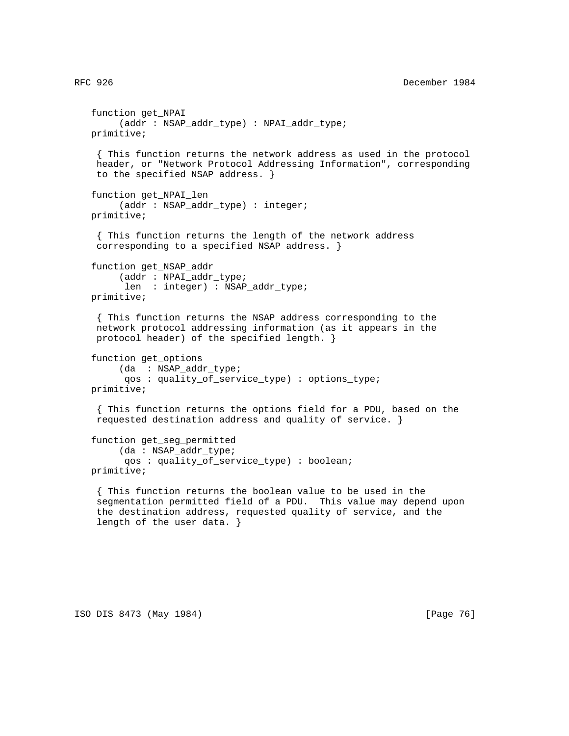```
function get_NPAI
     (addr : NSAP_addr_type) : NPAI_addr_type;
primitive;

 { This function returns the network address as used in the protocol
 header, or "Network Protocol Addressing Information", corresponding
 to the specified NSAP address. }

function get_NPAI_len
     (addr : NSAP_addr_type) : integer;
primitive;

 { This function returns the length of the network address
 corresponding to a specified NSAP address. }

function get_NSAP_addr
     (addr : NPAI_addr_type;
      len  : integer) : NSAP_addr_type;
primitive;

 { This function returns the NSAP address corresponding to the
 network protocol addressing information (as it appears in the
 protocol header) of the specified length. }

function get_options
     (da  : NSAP_addr_type;
      qos : quality_of_service_type) : options_type;
primitive;

 { This function returns the options field for a PDU, based on the
 requested destination address and quality of service. }

function get_seg_permitted
     (da : NSAP_addr_type;
      qos : quality_of_service_type) : boolean;
primitive;

 { This function returns the boolean value to be used in the
 segmentation permitted field of a PDU.  This value may depend upon
 the destination address, requested quality of service, and the
 length of the user data. }
```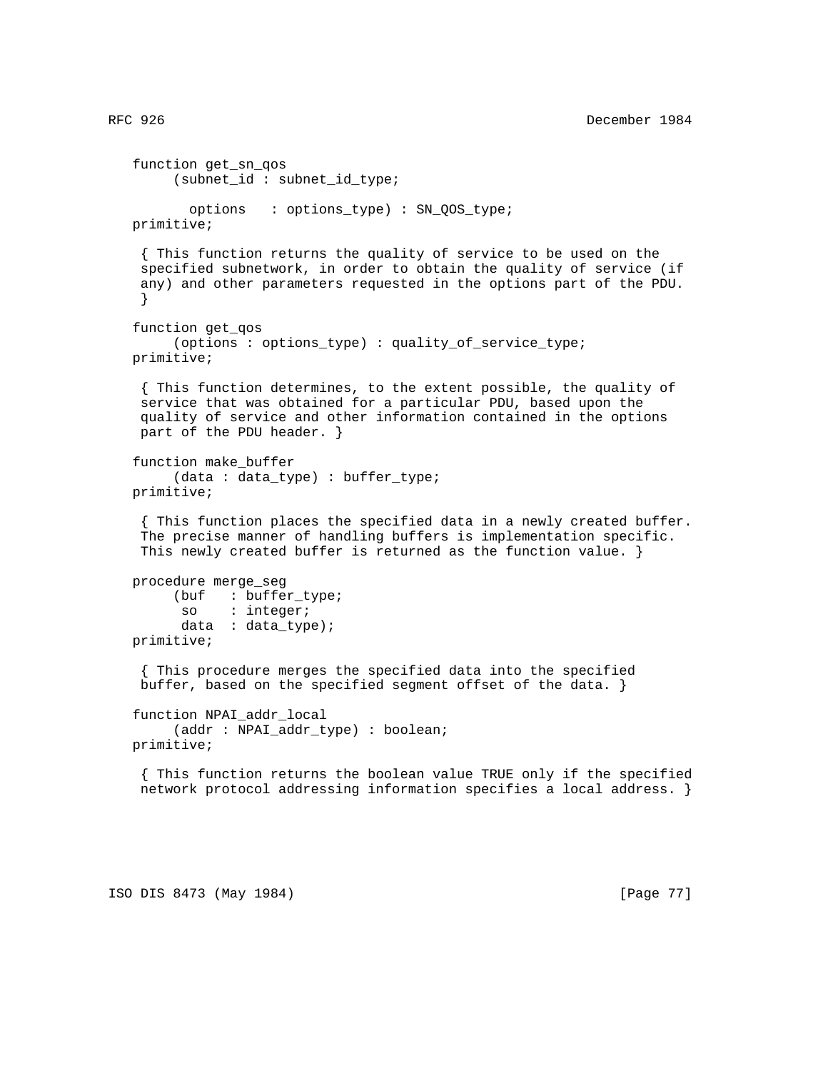```
function get_sn_qos
     (subnet_id : subnet_id_type;

       options   : options_type) : SN_QOS_type;
primitive;

 { This function returns the quality of service to be used on the
 specified subnetwork, in order to obtain the quality of service (if
 any) and other parameters requested in the options part of the PDU.
 }

function get_qos
     (options : options_type) : quality_of_service_type;
primitive;

 { This function determines, to the extent possible, the quality of
 service that was obtained for a particular PDU, based upon the
 quality of service and other information contained in the options
 part of the PDU header. }

function make_buffer
     (data : data_type) : buffer_type;
primitive;

 { This function places the specified data in a newly created buffer.
 The precise manner of handling buffers is implementation specific.
 This newly created buffer is returned as the function value. }

procedure merge_seg
     (buf   : buffer_type;
      so    : integer;
      data  : data_type);
primitive;

 { This procedure merges the specified data into the specified
 buffer, based on the specified segment offset of the data. }

function NPAI_addr_local
     (addr : NPAI_addr_type) : boolean;
primitive;

 { This function returns the boolean value TRUE only if the specified
 network protocol addressing information specifies a local address. }
```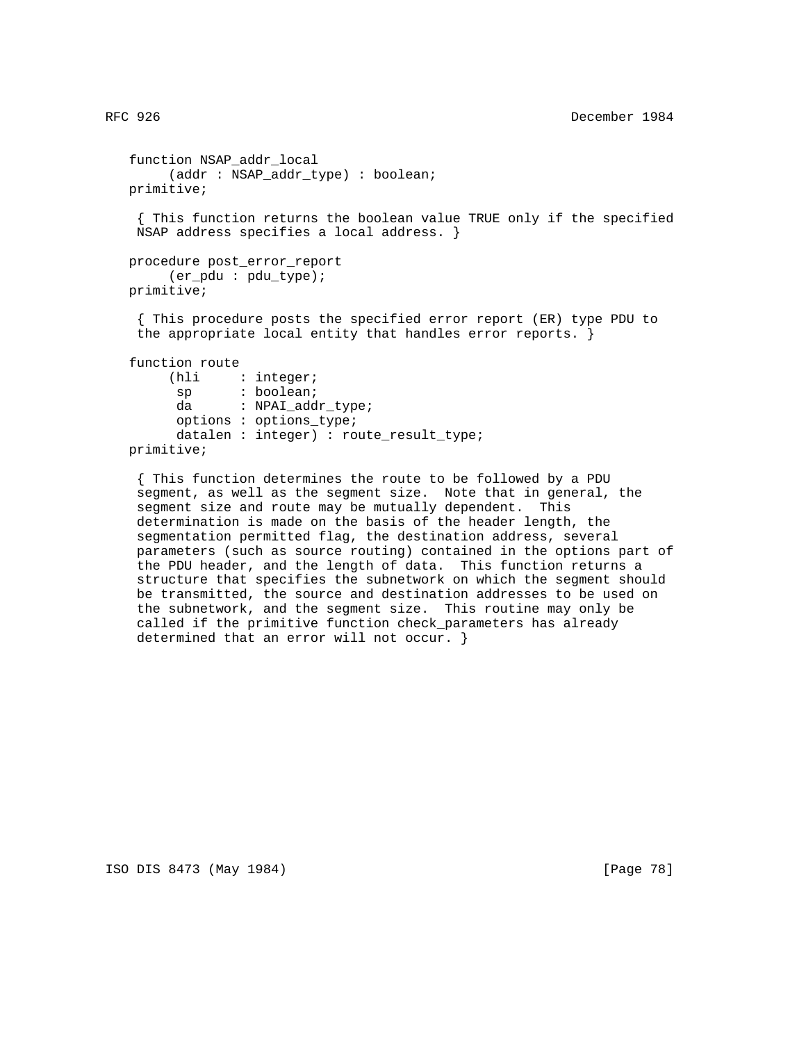```
function NSAP_addr_local
     (addr : NSAP_addr_type) : boolean;
primitive;

 { This function returns the boolean value TRUE only if the specified
 NSAP address specifies a local address. }

procedure post_error_report
     (er_pdu : pdu_type);
primitive;

 { This procedure posts the specified error report (ER) type PDU to
 the appropriate local entity that handles error reports. }

function route
     (hli     : integer;
      sp      : boolean;
      da      : NPAI_addr_type;
      options : options_type;
      datalen : integer) : route_result_type;
primitive;

 { This function determines the route to be followed by a PDU
 segment, as well as the segment size.  Note that in general, the
 segment size and route may be mutually dependent.  This
 determination is made on the basis of the header length, the
 segmentation permitted flag, the destination address, several
 parameters (such as source routing) contained in the options part of
 the PDU header, and the length of data.  This function returns a
 structure that specifies the subnetwork on which the segment should
 be transmitted, the source and destination addresses to be used on
 the subnetwork, and the segment size.  This routine may only be
 called if the primitive function check_parameters has already
 determined that an error will not occur. }
```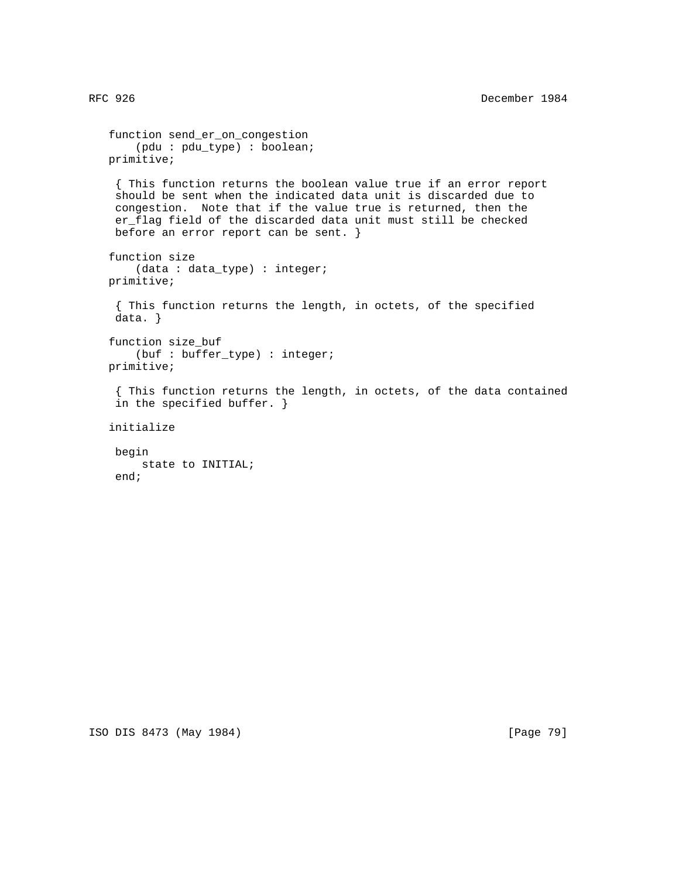```
   function send_er_on_congestion
       (pdu : pdu_type) : boolean;
   primitive;

    { This function returns the boolean value true if an error report
    should be sent when the indicated data unit is discarded due to
    congestion.  Note that if the value true is returned, then the
    er_flag field of the discarded data unit must still be checked
    before an error report can be sent. }

   function size
       (data : data_type) : integer;
   primitive;

    { This function returns the length, in octets, of the specified
    data. }

   function size_buf
       (buf : buffer_type) : integer;
   primitive;

    { This function returns the length, in octets, of the data contained
    in the specified buffer. }

   initialize

    begin
        state to INITIAL;
    end;
```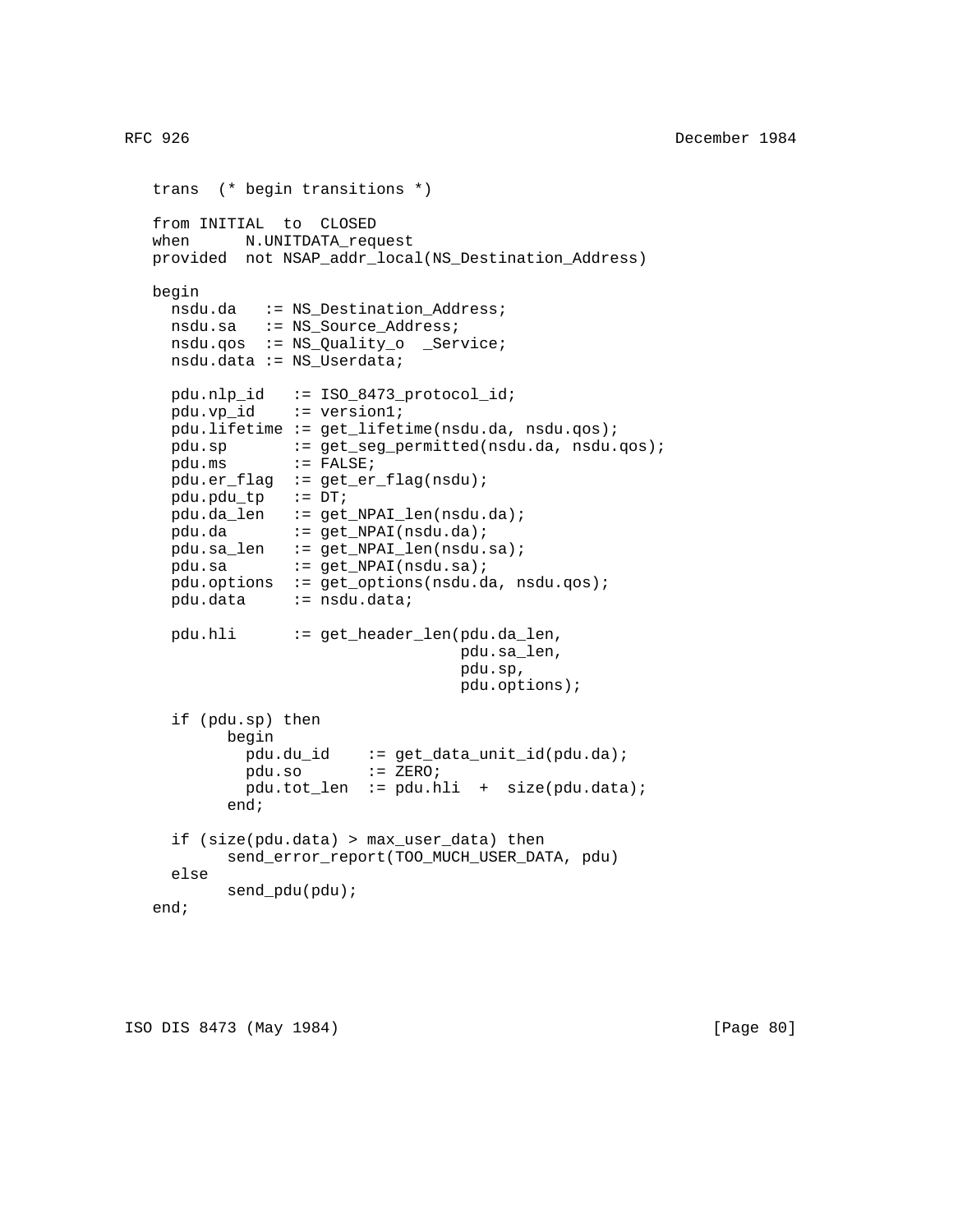```
trans  (* begin transitions *)

from INITIAL  to  CLOSED
when      N.UNITDATA_request
provided  not NSAP_addr_local(NS_Destination_Address)

begin
  nsdu.da   := NS_Destination_Address;
  nsdu.sa   := NS_Source_Address;
  nsdu.qos  := NS_Quality_o  _Service;
  nsdu.data := NS_Userdata;

  pdu.nlp_id   := ISO_8473_protocol_id;
  pdu.vp_id    := version1;
  pdu.lifetime := get_lifetime(nsdu.da, nsdu.qos);
  pdu.sp       := get_seg_permitted(nsdu.da, nsdu.qos);
  pdu.ms       := FALSE;
  pdu.er_flag  := get_er_flag(nsdu);
  pdu.pdu_tp   := DT;
  pdu.da_len   := get_NPAI_len(nsdu.da);
  pdu.da       := get_NPAI(nsdu.da);
  pdu.sa_len   := get_NPAI_len(nsdu.sa);
  pdu.sa       := get_NPAI(nsdu.sa);
  pdu.options  := get_options(nsdu.da, nsdu.qos);
  pdu.data     := nsdu.data;

  pdu.hli      := get_header_len(pdu.da_len,
                                 pdu.sa_len,
                                 pdu.sp,
                                 pdu.options);

  if (pdu.sp) then
        begin
          pdu.du_id    := get_data_unit_id(pdu.da);
          pdu.so       := ZERO;
          pdu.tot_len  := pdu.hli  +  size(pdu.data);
        end;

  if (size(pdu.data) > max_user_data) then
        send_error_report(TOO_MUCH_USER_DATA, pdu)
  else
        send_pdu(pdu);
end;
```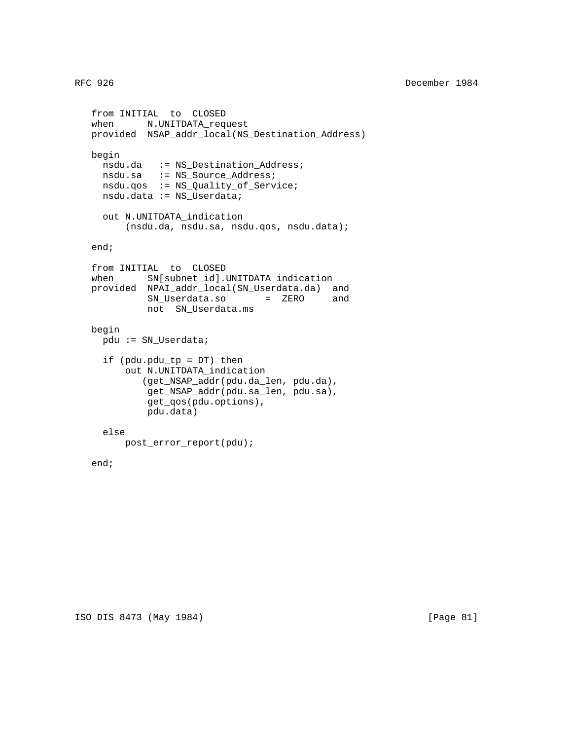```
from INITIAL  to  CLOSED
when      N.UNITDATA_request
provided  NSAP_addr_local(NS_Destination_Address)

begin
  nsdu.da   := NS_Destination_Address;
  nsdu.sa   := NS_Source_Address;
  nsdu.qos  := NS_Quality_of_Service;
  nsdu.data := NS_Userdata;

  out N.UNITDATA_indication
      (nsdu.da, nsdu.sa, nsdu.qos, nsdu.data);

end;

from INITIAL  to  CLOSED
when      SN[subnet_id].UNITDATA_indication
provided  NPAI_addr_local(SN_Userdata.da)  and
          SN_Userdata.so       =  ZERO     and
          not  SN_Userdata.ms

begin
  pdu := SN_Userdata;

  if (pdu.pdu_tp = DT) then
      out N.UNITDATA_indication
         (get_NSAP_addr(pdu.da_len, pdu.da),
          get_NSAP_addr(pdu.sa_len, pdu.sa),
          get_qos(pdu.options),
          pdu.data)

  else
      post_error_report(pdu);

end;
```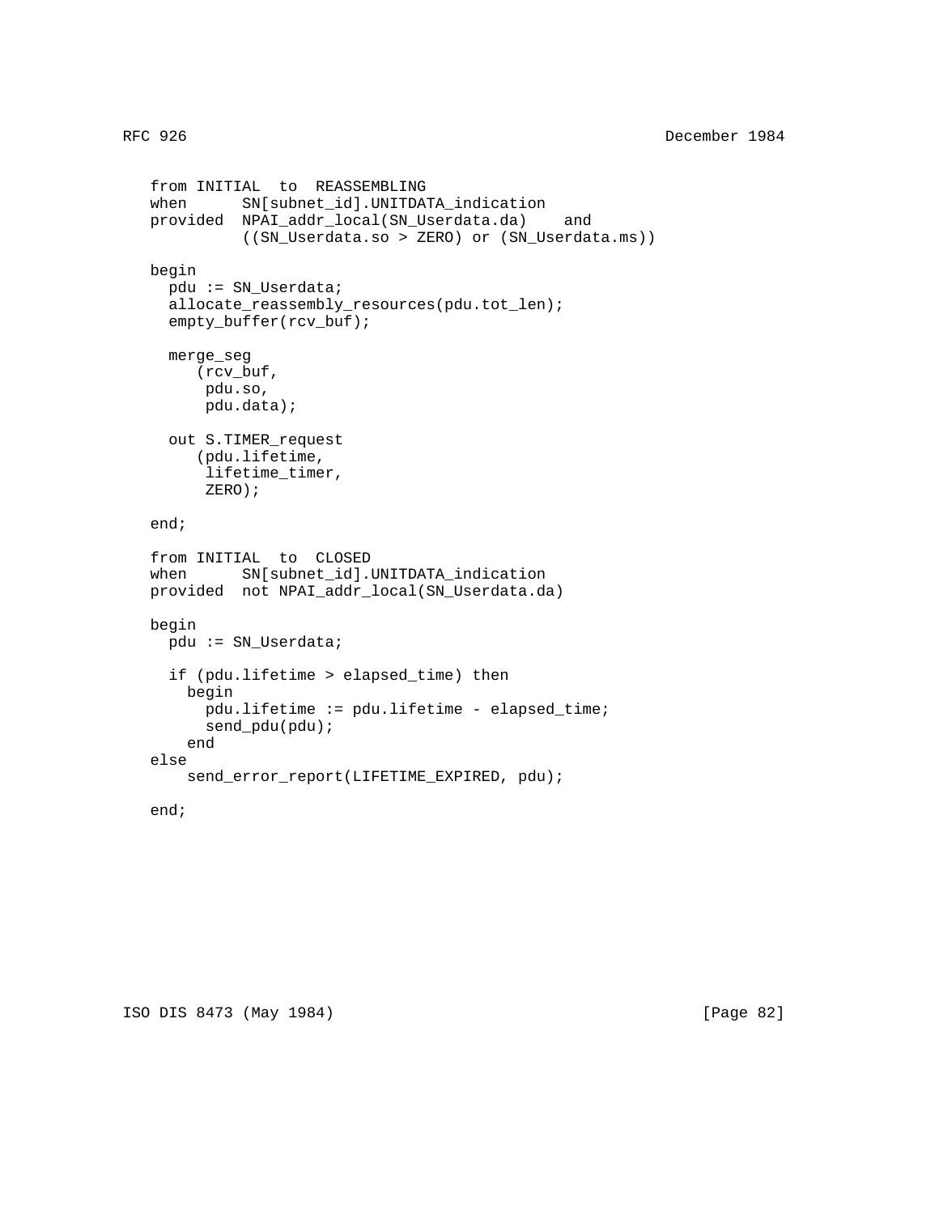```
from INITIAL  to  REASSEMBLING
when      SN[subnet_id].UNITDATA_indication
provided  NPAI_addr_local(SN_Userdata.da)    and
          ((SN_Userdata.so > ZERO) or (SN_Userdata.ms))

begin
  pdu := SN_Userdata;
  allocate_reassembly_resources(pdu.tot_len);
  empty_buffer(rcv_buf);

  merge_seg
     (rcv_buf,
      pdu.so,
      pdu.data);

  out S.TIMER_request
     (pdu.lifetime,
      lifetime_timer,
      ZERO);

end;

from INITIAL  to  CLOSED
when      SN[subnet_id].UNITDATA_indication
provided  not NPAI_addr_local(SN_Userdata.da)

begin
  pdu := SN_Userdata;

  if (pdu.lifetime > elapsed_time) then
    begin
      pdu.lifetime := pdu.lifetime - elapsed_time;
      send_pdu(pdu);
    end
else
    send_error_report(LIFETIME_EXPIRED, pdu);

end;
```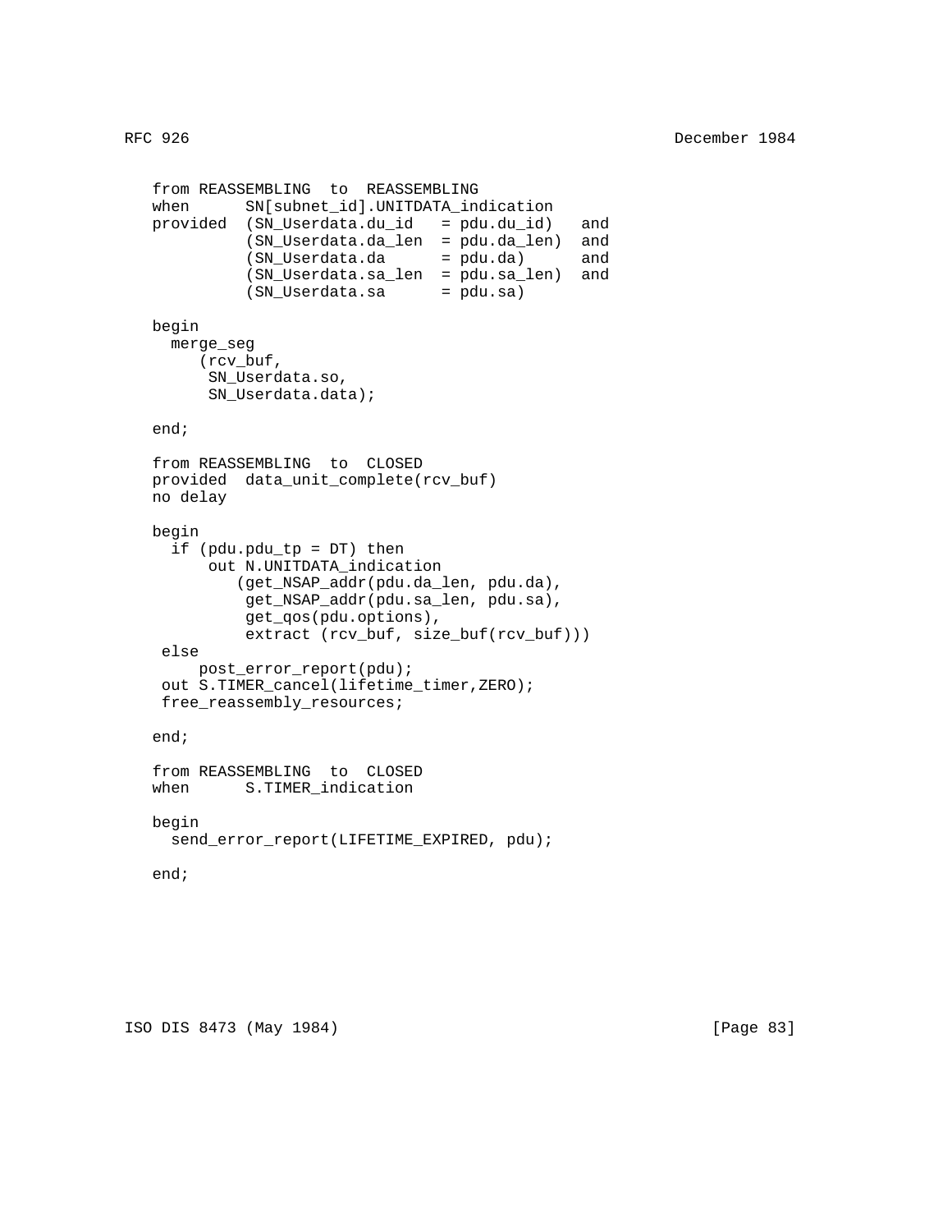```
from REASSEMBLING  to  REASSEMBLING
when      SN[subnet_id].UNITDATA_indication
provided  (SN_Userdata.du_id   = pdu.du_id)   and
          (SN_Userdata.da_len  = pdu.da_len)  and
          (SN_Userdata.da      = pdu.da)      and
          (SN_Userdata.sa_len  = pdu.sa_len)  and
          (SN_Userdata.sa      = pdu.sa)

begin
  merge_seg
     (rcv_buf,
      SN_Userdata.so,
      SN_Userdata.data);

end;

from REASSEMBLING  to  CLOSED
provided  data_unit_complete(rcv_buf)
no delay

begin
  if (pdu.pdu_tp = DT) then
      out N.UNITDATA_indication
         (get_NSAP_addr(pdu.da_len, pdu.da),
          get_NSAP_addr(pdu.sa_len, pdu.sa),
          get_qos(pdu.options),
          extract (rcv_buf, size_buf(rcv_buf)))
 else
     post_error_report(pdu);
 out S.TIMER_cancel(lifetime_timer,ZERO);
 free_reassembly_resources;

end;

from REASSEMBLING  to  CLOSED
when      S.TIMER_indication

begin
  send_error_report(LIFETIME_EXPIRED, pdu);

end;
```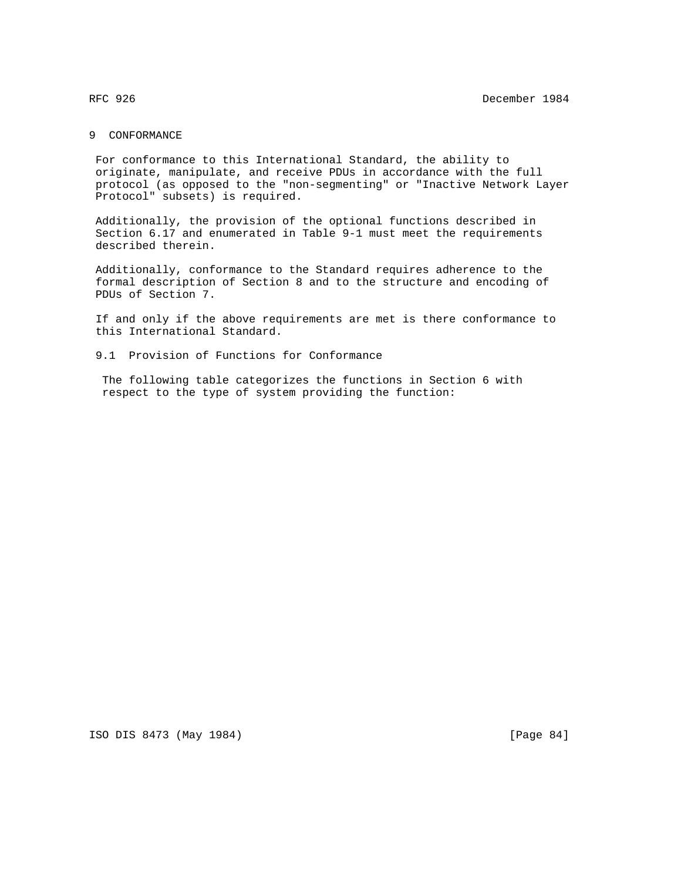# 9 CONFORMANCE

For conformance to this International Standard, the ability to originate, manipulate, and receive PDUs in accordance with the full protocol (as opposed to the "non-segmenting" or "Inactive Network Layer Protocol" subsets) is required.

Additionally, the provision of the optional functions described in Section 6.17 and enumerated in Table 9-1 must meet the requirements described therein.

Additionally, conformance to the Standard requires adherence to the formal description of Section 8 and to the structure and encoding of PDUs of Section 7.

If and only if the above requirements are met is there conformance to this International Standard.

## 9.1 Provision of Functions for Conformance

The following table categorizes the functions in Section 6 with respect to the type of system providing the function: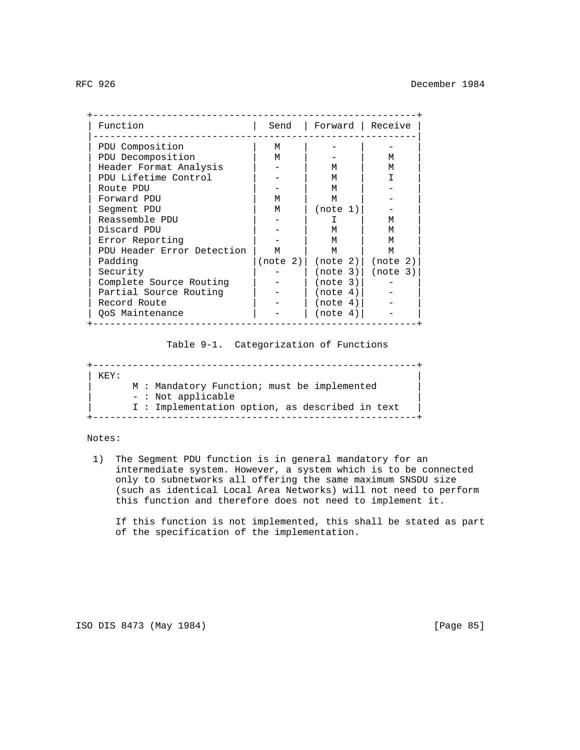| Function | Send | Forward | Receive |
|---|---|---|---|
| PDU Composition | M | - | - |
| PDU Decomposition | M | - | M |
| Header Format Analysis | - | M | M |
| PDU Lifetime Control | - | M | I |
| Route PDU | - | M | - |
| Forward PDU | M | M | - |
| Segment PDU | M | (note 1) | - |
| Reassemble PDU | - | I | M |
| Discard PDU | - | M | M |
| Error Reporting | - | M | M |
| PDU Header Error Detection | M | M | M |
| Padding | (note 2) | (note 2) | (note 2) |
| Security | - | (note 3) | (note 3) |
| Complete Source Routing | - | (note 3) | - |
| Partial Source Routing | - | (note 4) | - |
| Record Route | - | (note 4) | - |
| QoS Maintenance | - | (note 4) | - |

Table 9-1. Categorization of Functions

KEY:

- M : Mandatory Function; must be implemented
- \- : Not applicable
- I : Implementation option, as described in text

Notes:

1) The Segment PDU function is in general mandatory for an intermediate system. However, a system which is to be connected only to subnetworks all offering the same maximum SNSDU size (such as identical Local Area Networks) will not need to perform this function and therefore does not need to implement it.

   If this function is not implemented, this shall be stated as part of the specification of the implementation.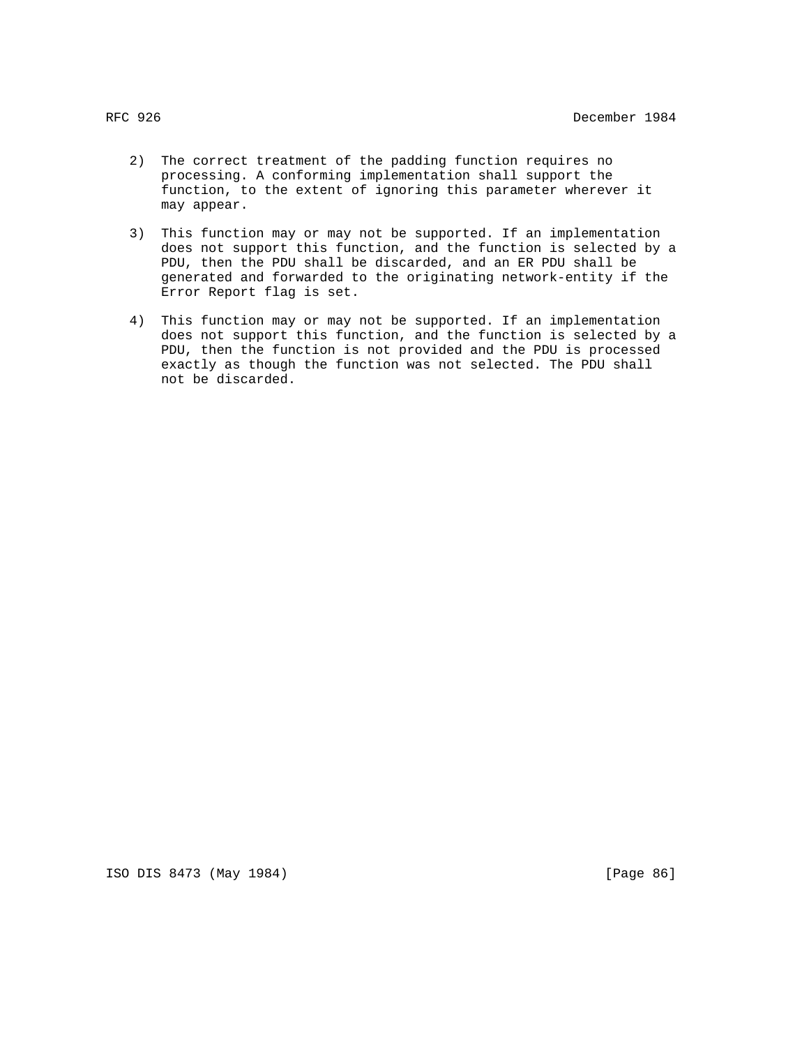2) The correct treatment of the padding function requires no processing. A conforming implementation shall support the function, to the extent of ignoring this parameter wherever it may appear.

3) This function may or may not be supported. If an implementation does not support this function, and the function is selected by a PDU, then the PDU shall be discarded, and an ER PDU shall be generated and forwarded to the originating network-entity if the Error Report flag is set.

4) This function may or may not be supported. If an implementation does not support this function, and the function is selected by a PDU, then the function is not provided and the PDU is processed exactly as though the function was not selected. The PDU shall not be discarded.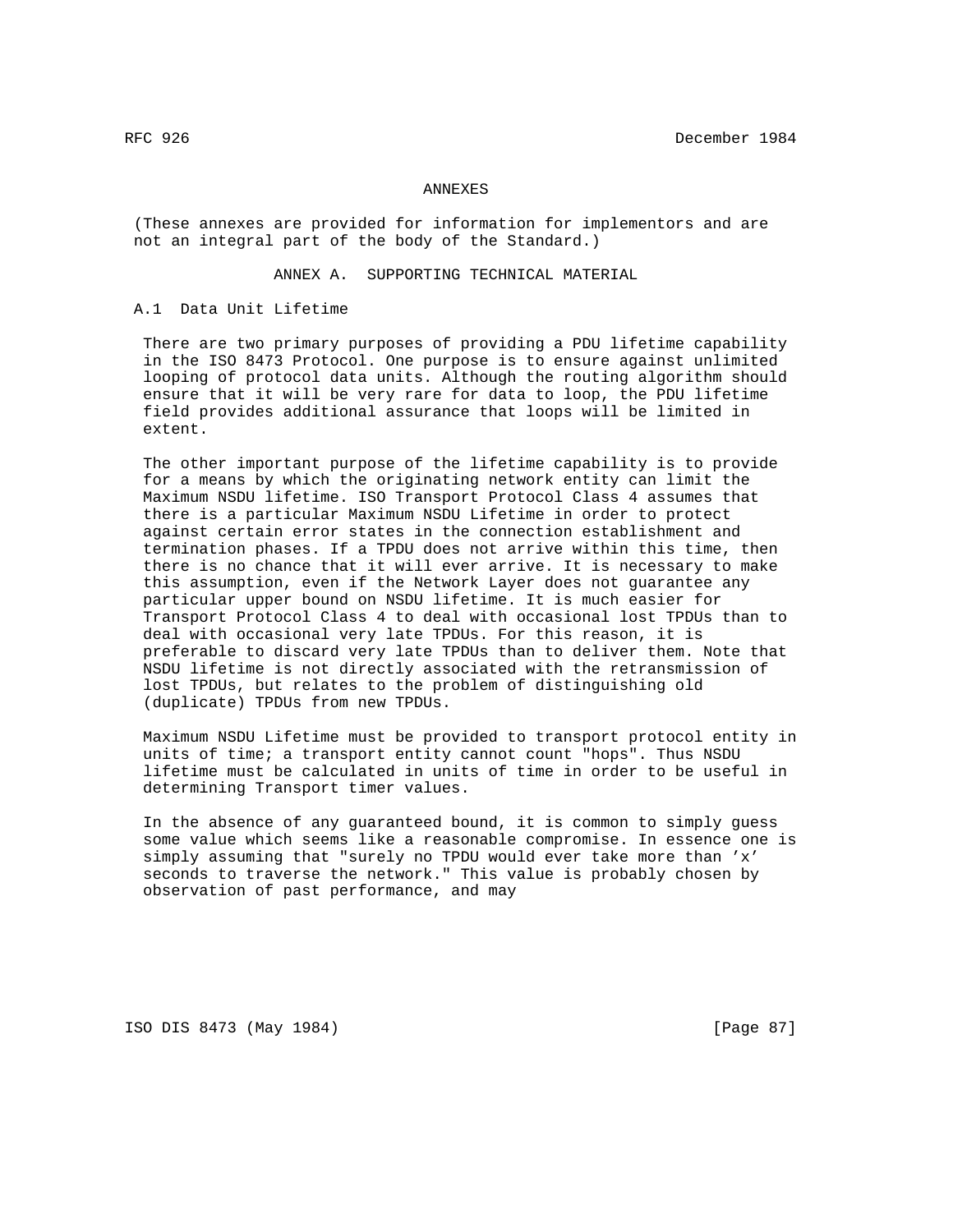# ANNEXES

(These annexes are provided for information for implementors and are not an integral part of the body of the Standard.)

## ANNEX A. SUPPORTING TECHNICAL MATERIAL

### A.1 Data Unit Lifetime

There are two primary purposes of providing a PDU lifetime capability in the ISO 8473 Protocol. One purpose is to ensure against unlimited looping of protocol data units. Although the routing algorithm should ensure that it will be very rare for data to loop, the PDU lifetime field provides additional assurance that loops will be limited in extent.

The other important purpose of the lifetime capability is to provide for a means by which the originating network entity can limit the Maximum NSDU lifetime. ISO Transport Protocol Class 4 assumes that there is a particular Maximum NSDU Lifetime in order to protect against certain error states in the connection establishment and termination phases. If a TPDU does not arrive within this time, then there is no chance that it will ever arrive. It is necessary to make this assumption, even if the Network Layer does not guarantee any particular upper bound on NSDU lifetime. It is much easier for Transport Protocol Class 4 to deal with occasional lost TPDUs than to deal with occasional very late TPDUs. For this reason, it is preferable to discard very late TPDUs than to deliver them. Note that NSDU lifetime is not directly associated with the retransmission of lost TPDUs, but relates to the problem of distinguishing old (duplicate) TPDUs from new TPDUs.

Maximum NSDU Lifetime must be provided to transport protocol entity in units of time; a transport entity cannot count "hops". Thus NSDU lifetime must be calculated in units of time in order to be useful in determining Transport timer values.

In the absence of any guaranteed bound, it is common to simply guess some value which seems like a reasonable compromise. In essence one is simply assuming that "surely no TPDU would ever take more than 'x' seconds to traverse the network." This value is probably chosen by observation of past performance, and may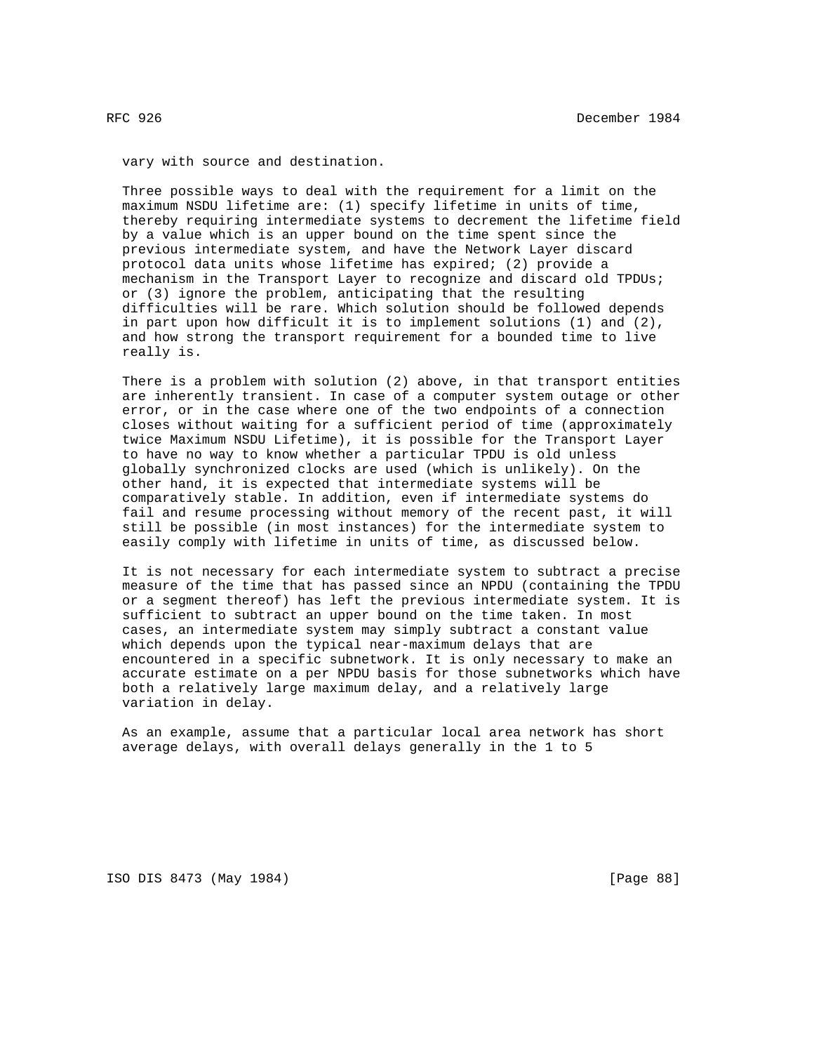vary with source and destination.

Three possible ways to deal with the requirement for a limit on the maximum NSDU lifetime are: (1) specify lifetime in units of time, thereby requiring intermediate systems to decrement the lifetime field by a value which is an upper bound on the time spent since the previous intermediate system, and have the Network Layer discard protocol data units whose lifetime has expired; (2) provide a mechanism in the Transport Layer to recognize and discard old TPDUs; or (3) ignore the problem, anticipating that the resulting difficulties will be rare. Which solution should be followed depends in part upon how difficult it is to implement solutions (1) and (2), and how strong the transport requirement for a bounded time to live really is.

There is a problem with solution (2) above, in that transport entities are inherently transient. In case of a computer system outage or other error, or in the case where one of the two endpoints of a connection closes without waiting for a sufficient period of time (approximately twice Maximum NSDU Lifetime), it is possible for the Transport Layer to have no way to know whether a particular TPDU is old unless globally synchronized clocks are used (which is unlikely). On the other hand, it is expected that intermediate systems will be comparatively stable. In addition, even if intermediate systems do fail and resume processing without memory of the recent past, it will still be possible (in most instances) for the intermediate system to easily comply with lifetime in units of time, as discussed below.

It is not necessary for each intermediate system to subtract a precise measure of the time that has passed since an NPDU (containing the TPDU or a segment thereof) has left the previous intermediate system. It is sufficient to subtract an upper bound on the time taken. In most cases, an intermediate system may simply subtract a constant value which depends upon the typical near-maximum delays that are encountered in a specific subnetwork. It is only necessary to make an accurate estimate on a per NPDU basis for those subnetworks which have both a relatively large maximum delay, and a relatively large variation in delay.

As an example, assume that a particular local area network has short average delays, with overall delays generally in the 1 to 5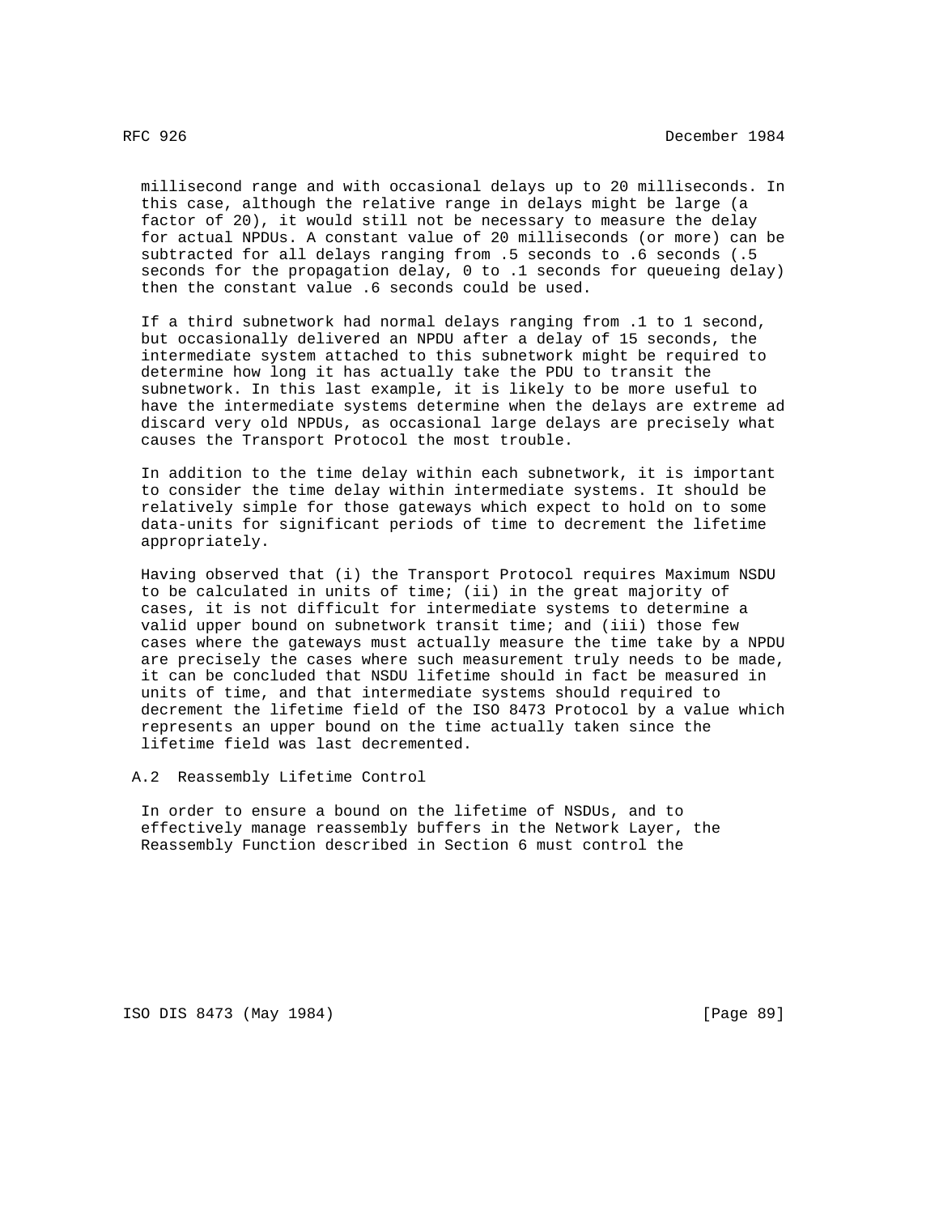millisecond range and with occasional delays up to 20 milliseconds. In this case, although the relative range in delays might be large (a factor of 20), it would still not be necessary to measure the delay for actual NPDUs. A constant value of 20 milliseconds (or more) can be subtracted for all delays ranging from .5 seconds to .6 seconds (.5 seconds for the propagation delay, 0 to .1 seconds for queueing delay) then the constant value .6 seconds could be used.

If a third subnetwork had normal delays ranging from .1 to 1 second, but occasionally delivered an NPDU after a delay of 15 seconds, the intermediate system attached to this subnetwork might be required to determine how long it has actually take the PDU to transit the subnetwork. In this last example, it is likely to be more useful to have the intermediate systems determine when the delays are extreme ad discard very old NPDUs, as occasional large delays are precisely what causes the Transport Protocol the most trouble.

In addition to the time delay within each subnetwork, it is important to consider the time delay within intermediate systems. It should be relatively simple for those gateways which expect to hold on to some data-units for significant periods of time to decrement the lifetime appropriately.

Having observed that (i) the Transport Protocol requires Maximum NSDU to be calculated in units of time; (ii) in the great majority of cases, it is not difficult for intermediate systems to determine a valid upper bound on subnetwork transit time; and (iii) those few cases where the gateways must actually measure the time take by a NPDU are precisely the cases where such measurement truly needs to be made, it can be concluded that NSDU lifetime should in fact be measured in units of time, and that intermediate systems should required to decrement the lifetime field of the ISO 8473 Protocol by a value which represents an upper bound on the time actually taken since the lifetime field was last decremented.

## A.2 Reassembly Lifetime Control

In order to ensure a bound on the lifetime of NSDUs, and to effectively manage reassembly buffers in the Network Layer, the Reassembly Function described in Section 6 must control the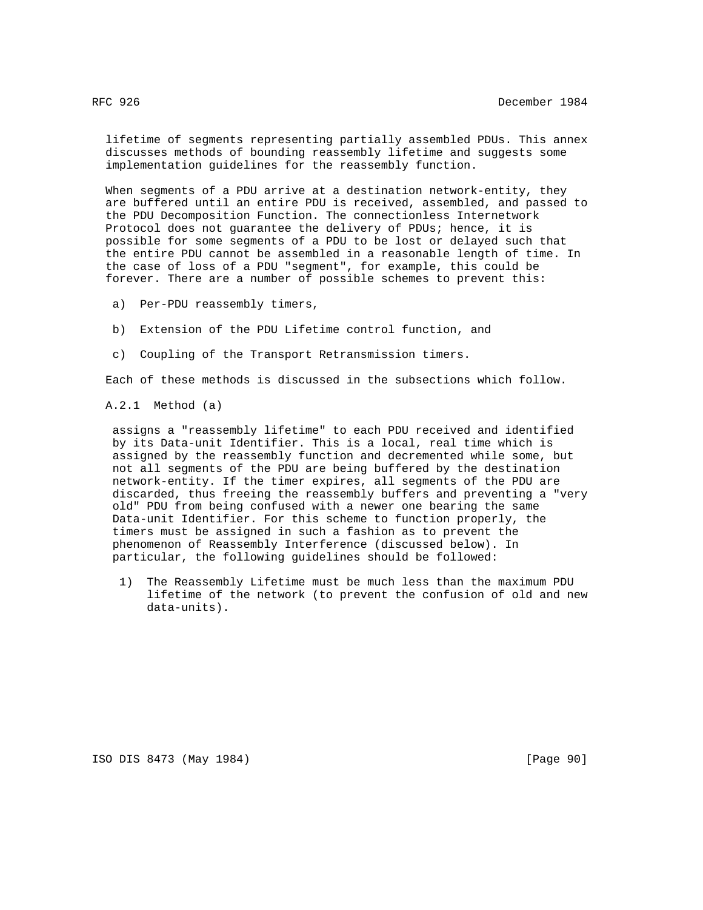lifetime of segments representing partially assembled PDUs. This annex discusses methods of bounding reassembly lifetime and suggests some implementation guidelines for the reassembly function.

When segments of a PDU arrive at a destination network-entity, they are buffered until an entire PDU is received, assembled, and passed to the PDU Decomposition Function. The connectionless Internetwork Protocol does not guarantee the delivery of PDUs; hence, it is possible for some segments of a PDU to be lost or delayed such that the entire PDU cannot be assembled in a reasonable length of time. In the case of loss of a PDU "segment", for example, this could be forever. There are a number of possible schemes to prevent this:

a) Per-PDU reassembly timers,

b) Extension of the PDU Lifetime control function, and

c) Coupling of the Transport Retransmission timers.

Each of these methods is discussed in the subsections which follow.

### A.2.1 Method (a)

assigns a "reassembly lifetime" to each PDU received and identified by its Data-unit Identifier. This is a local, real time which is assigned by the reassembly function and decremented while some, but not all segments of the PDU are being buffered by the destination network-entity. If the timer expires, all segments of the PDU are discarded, thus freeing the reassembly buffers and preventing a "very old" PDU from being confused with a newer one bearing the same Data-unit Identifier. For this scheme to function properly, the timers must be assigned in such a fashion as to prevent the phenomenon of Reassembly Interference (discussed below). In particular, the following guidelines should be followed:

1) The Reassembly Lifetime must be much less than the maximum PDU lifetime of the network (to prevent the confusion of old and new data-units).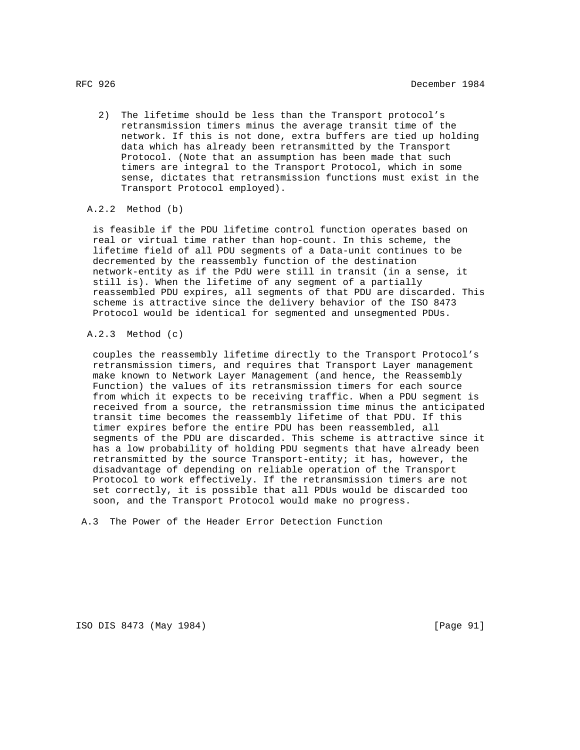2) The lifetime should be less than the Transport protocol's retransmission timers minus the average transit time of the network. If this is not done, extra buffers are tied up holding data which has already been retransmitted by the Transport Protocol. (Note that an assumption has been made that such timers are integral to the Transport Protocol, which in some sense, dictates that retransmission functions must exist in the Transport Protocol employed).

### A.2.2 Method (b)

is feasible if the PDU lifetime control function operates based on real or virtual time rather than hop-count. In this scheme, the lifetime field of all PDU segments of a Data-unit continues to be decremented by the reassembly function of the destination network-entity as if the PdU were still in transit (in a sense, it still is). When the lifetime of any segment of a partially reassembled PDU expires, all segments of that PDU are discarded. This scheme is attractive since the delivery behavior of the ISO 8473 Protocol would be identical for segmented and unsegmented PDUs.

### A.2.3 Method (c)

couples the reassembly lifetime directly to the Transport Protocol's retransmission timers, and requires that Transport Layer management make known to Network Layer Management (and hence, the Reassembly Function) the values of its retransmission timers for each source from which it expects to be receiving traffic. When a PDU segment is received from a source, the retransmission time minus the anticipated transit time becomes the reassembly lifetime of that PDU. If this timer expires before the entire PDU has been reassembled, all segments of the PDU are discarded. This scheme is attractive since it has a low probability of holding PDU segments that have already been retransmitted by the source Transport-entity; it has, however, the disadvantage of depending on reliable operation of the Transport Protocol to work effectively. If the retransmission timers are not set correctly, it is possible that all PDUs would be discarded too soon, and the Transport Protocol would make no progress.

## A.3 The Power of the Header Error Detection Function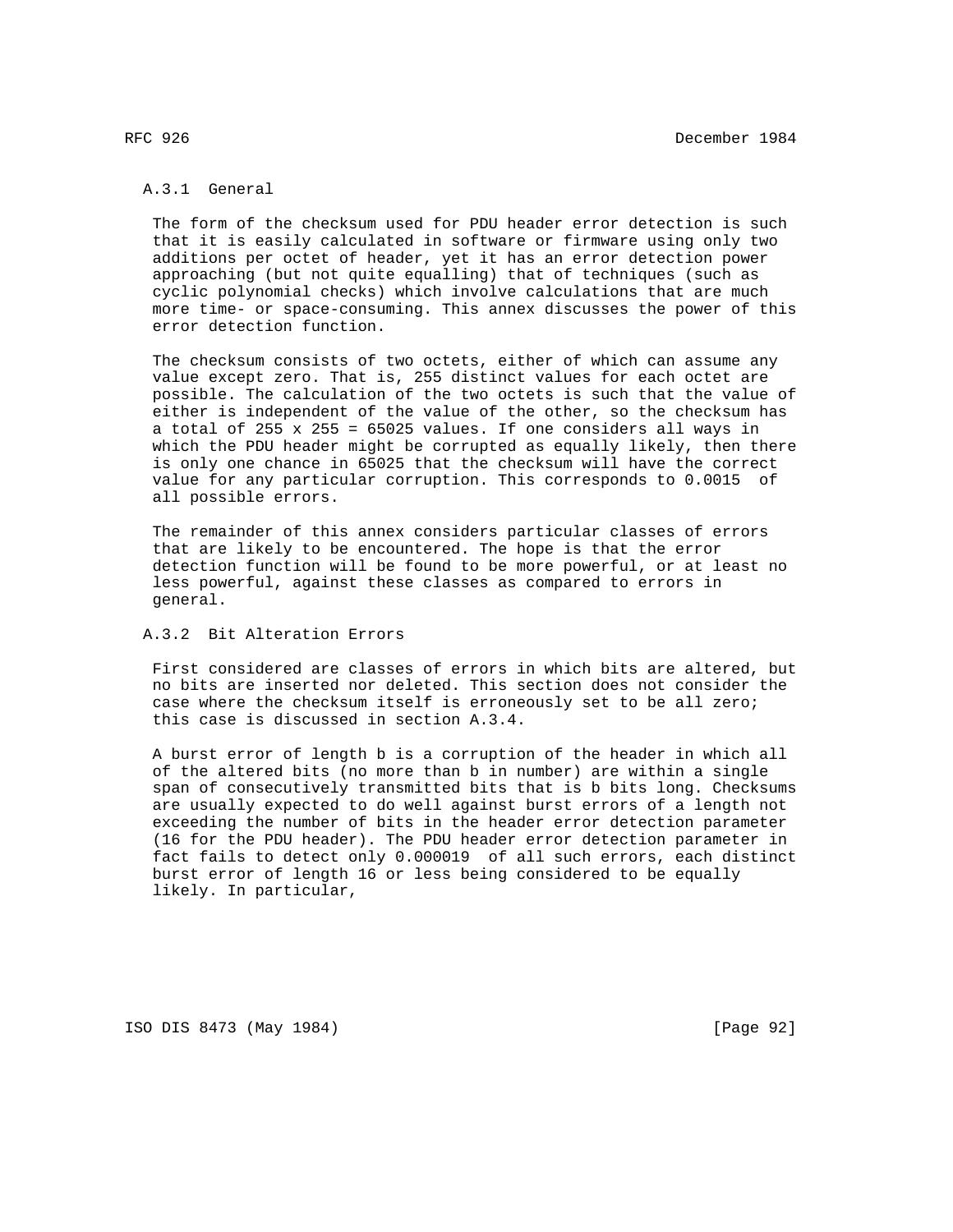### A.3.1 General

The form of the checksum used for PDU header error detection is such that it is easily calculated in software or firmware using only two additions per octet of header, yet it has an error detection power approaching (but not quite equalling) that of techniques (such as cyclic polynomial checks) which involve calculations that are much more time- or space-consuming. This annex discusses the power of this error detection function.

The checksum consists of two octets, either of which can assume any value except zero. That is, 255 distinct values for each octet are possible. The calculation of the two octets is such that the value of either is independent of the value of the other, so the checksum has a total of 255 x 255 = 65025 values. If one considers all ways in which the PDU header might be corrupted as equally likely, then there is only one chance in 65025 that the checksum will have the correct value for any particular corruption. This corresponds to 0.0015 of all possible errors.

The remainder of this annex considers particular classes of errors that are likely to be encountered. The hope is that the error detection function will be found to be more powerful, or at least no less powerful, against these classes as compared to errors in general.

### A.3.2 Bit Alteration Errors

First considered are classes of errors in which bits are altered, but no bits are inserted nor deleted. This section does not consider the case where the checksum itself is erroneously set to be all zero; this case is discussed in section A.3.4.

A burst error of length b is a corruption of the header in which all of the altered bits (no more than b in number) are within a single span of consecutively transmitted bits that is b bits long. Checksums are usually expected to do well against burst errors of a length not exceeding the number of bits in the header error detection parameter (16 for the PDU header). The PDU header error detection parameter in fact fails to detect only 0.000019 of all such errors, each distinct burst error of length 16 or less being considered to be equally likely. In particular,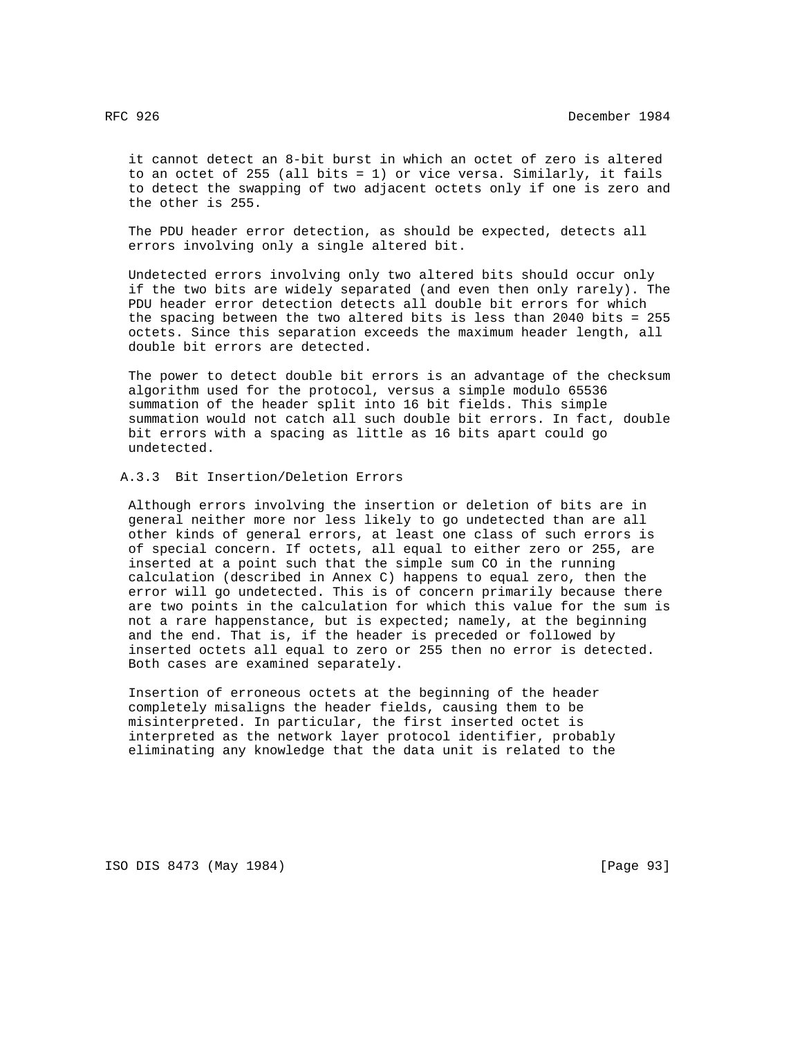it cannot detect an 8-bit burst in which an octet of zero is altered to an octet of 255 (all bits = 1) or vice versa. Similarly, it fails to detect the swapping of two adjacent octets only if one is zero and the other is 255.

The PDU header error detection, as should be expected, detects all errors involving only a single altered bit.

Undetected errors involving only two altered bits should occur only if the two bits are widely separated (and even then only rarely). The PDU header error detection detects all double bit errors for which the spacing between the two altered bits is less than 2040 bits = 255 octets. Since this separation exceeds the maximum header length, all double bit errors are detected.

The power to detect double bit errors is an advantage of the checksum algorithm used for the protocol, versus a simple modulo 65536 summation of the header split into 16 bit fields. This simple summation would not catch all such double bit errors. In fact, double bit errors with a spacing as little as 16 bits apart could go undetected.

### A.3.3 Bit Insertion/Deletion Errors

Although errors involving the insertion or deletion of bits are in general neither more nor less likely to go undetected than are all other kinds of general errors, at least one class of such errors is of special concern. If octets, all equal to either zero or 255, are inserted at a point such that the simple sum C0 in the running calculation (described in Annex C) happens to equal zero, then the error will go undetected. This is of concern primarily because there are two points in the calculation for which this value for the sum is not a rare happenstance, but is expected; namely, at the beginning and the end. That is, if the header is preceded or followed by inserted octets all equal to zero or 255 then no error is detected. Both cases are examined separately.

Insertion of erroneous octets at the beginning of the header completely misaligns the header fields, causing them to be misinterpreted. In particular, the first inserted octet is interpreted as the network layer protocol identifier, probably eliminating any knowledge that the data unit is related to the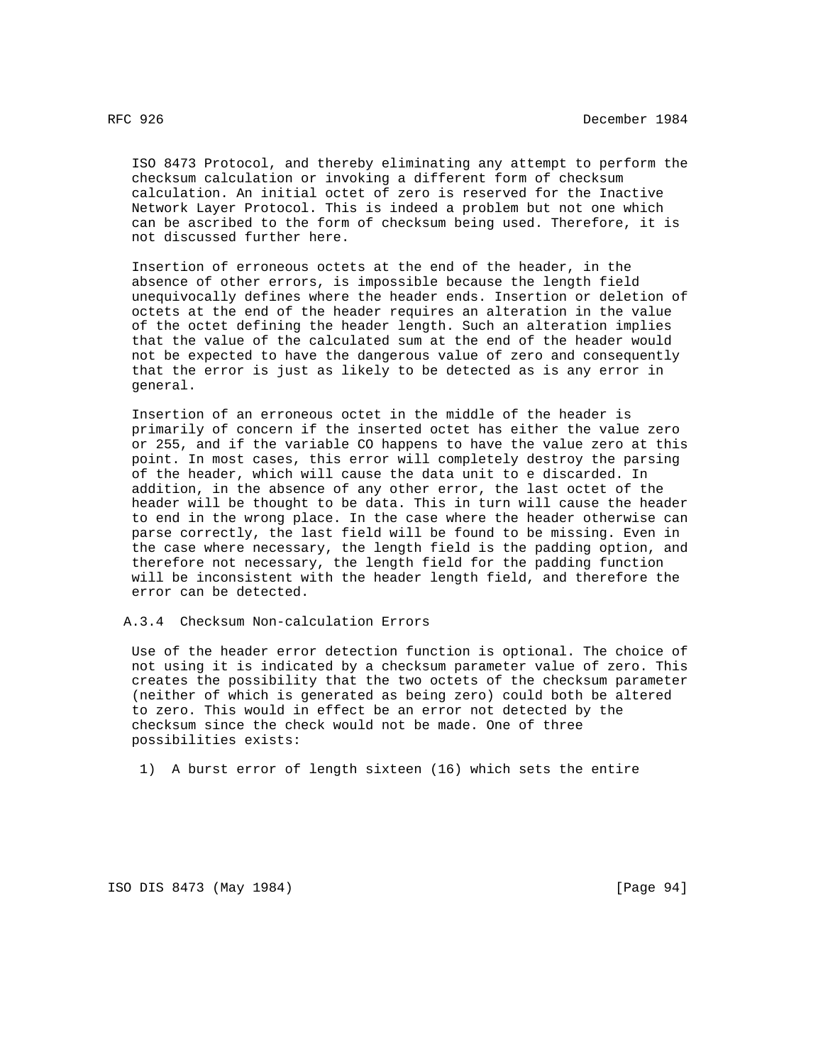ISO 8473 Protocol, and thereby eliminating any attempt to perform the checksum calculation or invoking a different form of checksum calculation. An initial octet of zero is reserved for the Inactive Network Layer Protocol. This is indeed a problem but not one which can be ascribed to the form of checksum being used. Therefore, it is not discussed further here.

Insertion of erroneous octets at the end of the header, in the absence of other errors, is impossible because the length field unequivocally defines where the header ends. Insertion or deletion of octets at the end of the header requires an alteration in the value of the octet defining the header length. Such an alteration implies that the value of the calculated sum at the end of the header would not be expected to have the dangerous value of zero and consequently that the error is just as likely to be detected as is any error in general.

Insertion of an erroneous octet in the middle of the header is primarily of concern if the inserted octet has either the value zero or 255, and if the variable CO happens to have the value zero at this point. In most cases, this error will completely destroy the parsing of the header, which will cause the data unit to e discarded. In addition, in the absence of any other error, the last octet of the header will be thought to be data. This in turn will cause the header to end in the wrong place. In the case where the header otherwise can parse correctly, the last field will be found to be missing. Even in the case where necessary, the length field is the padding option, and therefore not necessary, the length field for the padding function will be inconsistent with the header length field, and therefore the error can be detected.

### A.3.4 Checksum Non-calculation Errors

Use of the header error detection function is optional. The choice of not using it is indicated by a checksum parameter value of zero. This creates the possibility that the two octets of the checksum parameter (neither of which is generated as being zero) could both be altered to zero. This would in effect be an error not detected by the checksum since the check would not be made. One of three possibilities exists:

1) A burst error of length sixteen (16) which sets the entire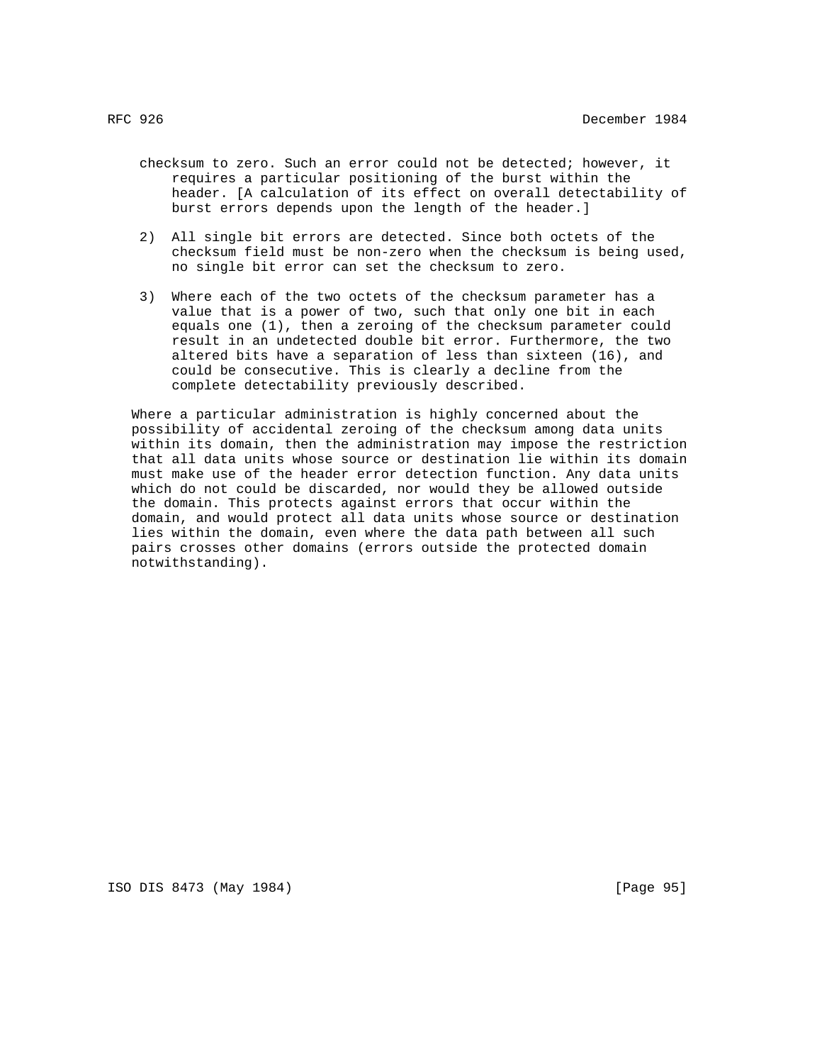checksum to zero. Such an error could not be detected; however, it requires a particular positioning of the burst within the header. [A calculation of its effect on overall detectability of burst errors depends upon the length of the header.]

2) All single bit errors are detected. Since both octets of the checksum field must be non-zero when the checksum is being used, no single bit error can set the checksum to zero.

3) Where each of the two octets of the checksum parameter has a value that is a power of two, such that only one bit in each equals one (1), then a zeroing of the checksum parameter could result in an undetected double bit error. Furthermore, the two altered bits have a separation of less than sixteen (16), and could be consecutive. This is clearly a decline from the complete detectability previously described.

Where a particular administration is highly concerned about the possibility of accidental zeroing of the checksum among data units within its domain, then the administration may impose the restriction that all data units whose source or destination lie within its domain must make use of the header error detection function. Any data units which do not could be discarded, nor would they be allowed outside the domain. This protects against errors that occur within the domain, and would protect all data units whose source or destination lies within the domain, even where the data path between all such pairs crosses other domains (errors outside the protected domain notwithstanding).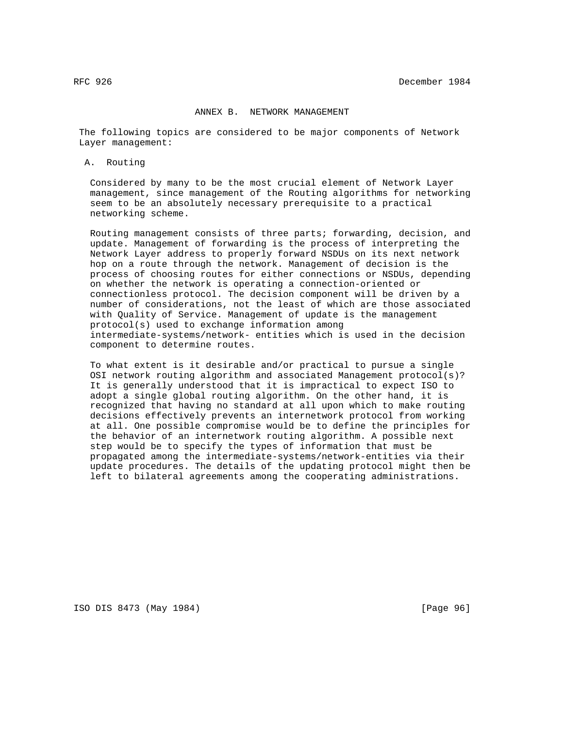## ANNEX B. NETWORK MANAGEMENT

The following topics are considered to be major components of Network Layer management:

### A. Routing

Considered by many to be the most crucial element of Network Layer management, since management of the Routing algorithms for networking seem to be an absolutely necessary prerequisite to a practical networking scheme.

Routing management consists of three parts; forwarding, decision, and update. Management of forwarding is the process of interpreting the Network Layer address to properly forward NSDUs on its next network hop on a route through the network. Management of decision is the process of choosing routes for either connections or NSDUs, depending on whether the network is operating a connection-oriented or connectionless protocol. The decision component will be driven by a number of considerations, not the least of which are those associated with Quality of Service. Management of update is the management protocol(s) used to exchange information among intermediate-systems/network- entities which is used in the decision component to determine routes.

To what extent is it desirable and/or practical to pursue a single OSI network routing algorithm and associated Management protocol(s)? It is generally understood that it is impractical to expect ISO to adopt a single global routing algorithm. On the other hand, it is recognized that having no standard at all upon which to make routing decisions effectively prevents an internetwork protocol from working at all. One possible compromise would be to define the principles for the behavior of an internetwork routing algorithm. A possible next step would be to specify the types of information that must be propagated among the intermediate-systems/network-entities via their update procedures. The details of the updating protocol might then be left to bilateral agreements among the cooperating administrations.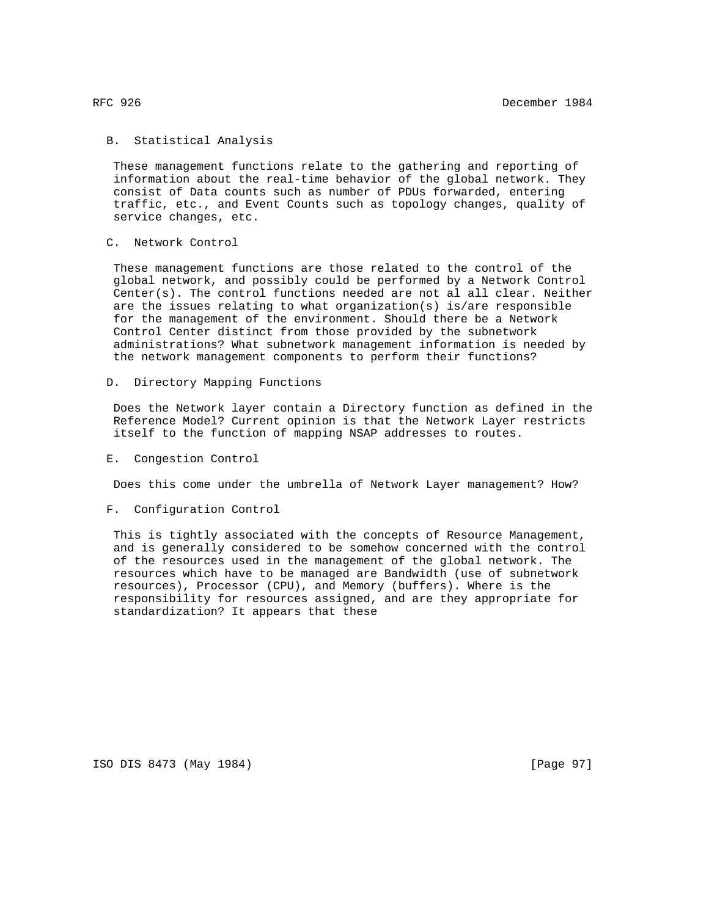B. Statistical Analysis

These management functions relate to the gathering and reporting of information about the real-time behavior of the global network. They consist of Data counts such as number of PDUs forwarded, entering traffic, etc., and Event Counts such as topology changes, quality of service changes, etc.

C. Network Control

These management functions are those related to the control of the global network, and possibly could be performed by a Network Control Center(s). The control functions needed are not al all clear. Neither are the issues relating to what organization(s) is/are responsible for the management of the environment. Should there be a Network Control Center distinct from those provided by the subnetwork administrations? What subnetwork management information is needed by the network management components to perform their functions?

D. Directory Mapping Functions

Does the Network layer contain a Directory function as defined in the Reference Model? Current opinion is that the Network Layer restricts itself to the function of mapping NSAP addresses to routes.

E. Congestion Control

Does this come under the umbrella of Network Layer management? How?

F. Configuration Control

This is tightly associated with the concepts of Resource Management, and is generally considered to be somehow concerned with the control of the resources used in the management of the global network. The resources which have to be managed are Bandwidth (use of subnetwork resources), Processor (CPU), and Memory (buffers). Where is the responsibility for resources assigned, and are they appropriate for standardization? It appears that these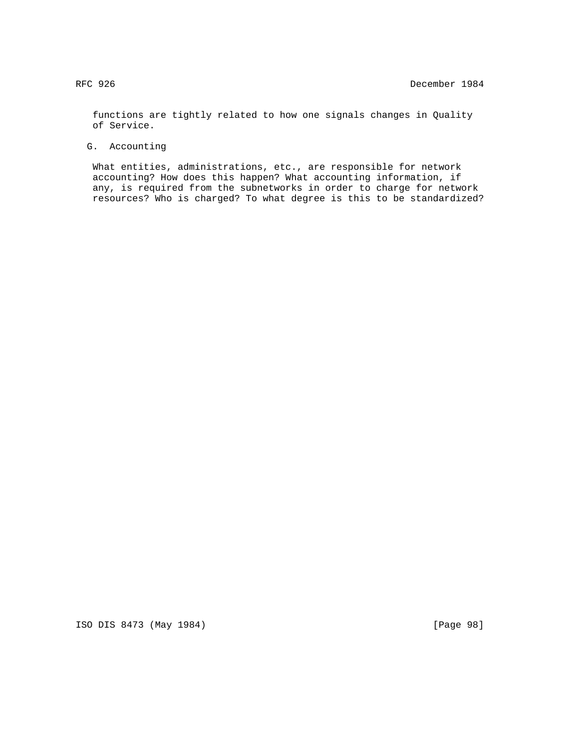functions are tightly related to how one signals changes in Quality of Service.

### G. Accounting

What entities, administrations, etc., are responsible for network accounting? How does this happen? What accounting information, if any, is required from the subnetworks in order to charge for network resources? Who is charged? To what degree is this to be standardized?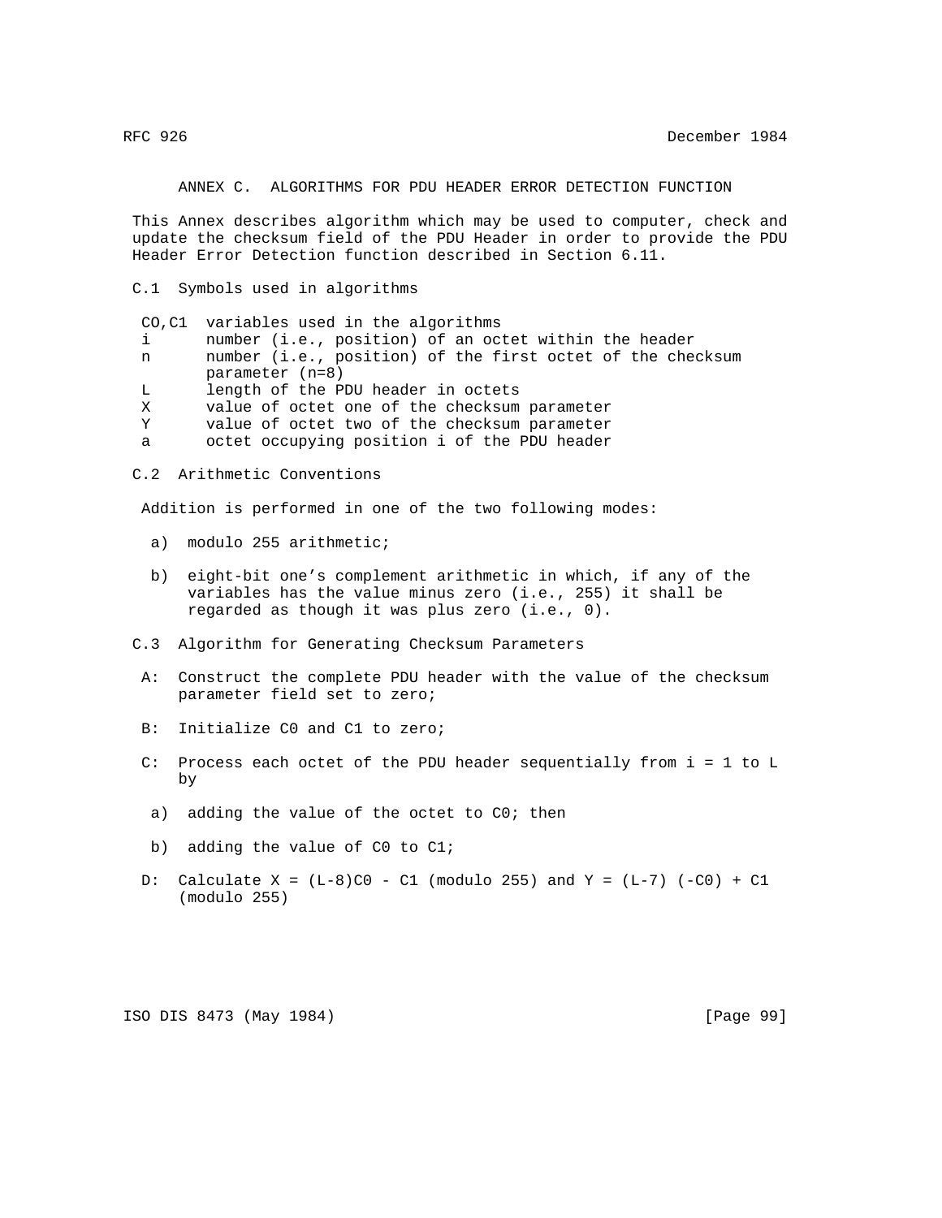# ANNEX C. ALGORITHMS FOR PDU HEADER ERROR DETECTION FUNCTION

This Annex describes algorithm which may be used to computer, check and update the checksum field of the PDU Header in order to provide the PDU Header Error Detection function described in Section 6.11.

## C.1 Symbols used in algorithms

- CO,C1 variables used in the algorithms
- i number (i.e., position) of an octet within the header
- n number (i.e., position) of the first octet of the checksum parameter (n=8)
- L length of the PDU header in octets
- X value of octet one of the checksum parameter
- Y value of octet two of the checksum parameter
- a octet occupying position i of the PDU header

## C.2 Arithmetic Conventions

Addition is performed in one of the two following modes:

a) modulo 255 arithmetic;

b) eight-bit one's complement arithmetic in which, if any of the variables has the value minus zero (i.e., 255) it shall be regarded as though it was plus zero (i.e., 0).

## C.3 Algorithm for Generating Checksum Parameters

A: Construct the complete PDU header with the value of the checksum parameter field set to zero;

B: Initialize C0 and C1 to zero;

C: Process each octet of the PDU header sequentially from i = 1 to L by

a) adding the value of the octet to C0; then

b) adding the value of C0 to C1;

D: Calculate $X = (L-8)C0 - C1$ (modulo 255) and $Y = (L-7)(-C0) + C1$ (modulo 255)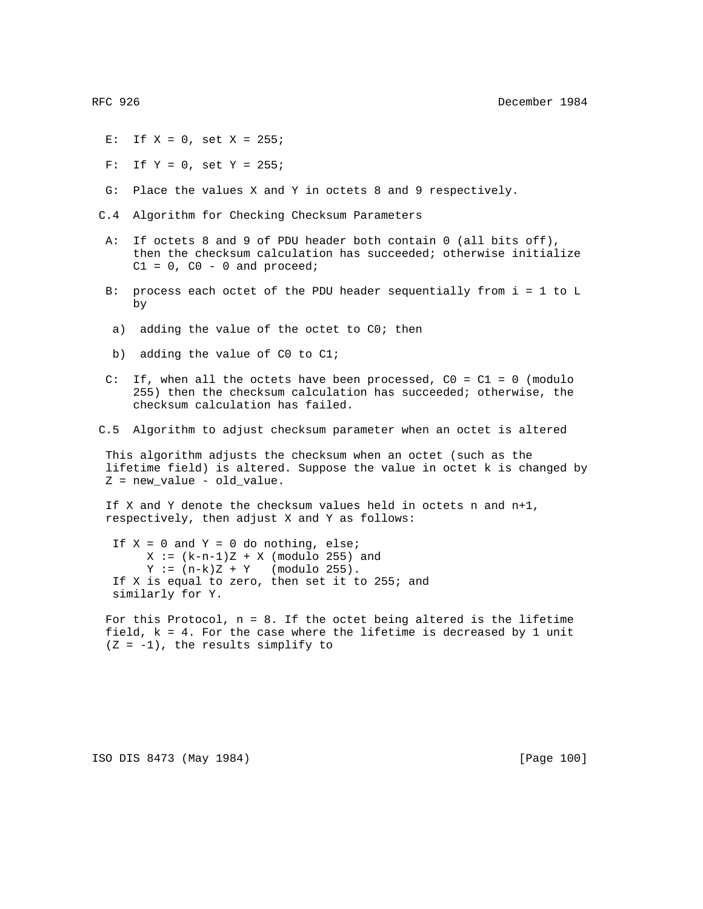E: If $X = 0$, set $X = 255$;

F: If $Y = 0$, set $Y = 255$;

G: Place the values X and Y in octets 8 and 9 respectively.

## C.4 Algorithm for Checking Checksum Parameters

A: If octets 8 and 9 of PDU header both contain 0 (all bits off), then the checksum calculation has succeeded; otherwise initialize $C1 = 0$, $C0 - 0$ and proceed;

B: process each octet of the PDU header sequentially from $i = 1$ to L by

  a) adding the value of the octet to C0; then

  b) adding the value of C0 to C1;

C: If, when all the octets have been processed, $C0 = C1 = 0$ (modulo 255) then the checksum calculation has succeeded; otherwise, the checksum calculation has failed.

## C.5 Algorithm to adjust checksum parameter when an octet is altered

This algorithm adjusts the checksum when an octet (such as the lifetime field) is altered. Suppose the value in octet k is changed by $Z = new\_value - old\_value$.

If X and Y denote the checksum values held in octets n and n+1, respectively, then adjust X and Y as follows:

```
 If X = 0 and Y = 0 do nothing, else;
      X := (k-n-1)Z + X (modulo 255) and
      Y := (n-k)Z + Y   (modulo 255).
 If X is equal to zero, then set it to 255; and
 similarly for Y.
```

For this Protocol, $n = 8$. If the octet being altered is the lifetime field, $k = 4$. For the case where the lifetime is decreased by 1 unit ($Z = -1$), the results simplify to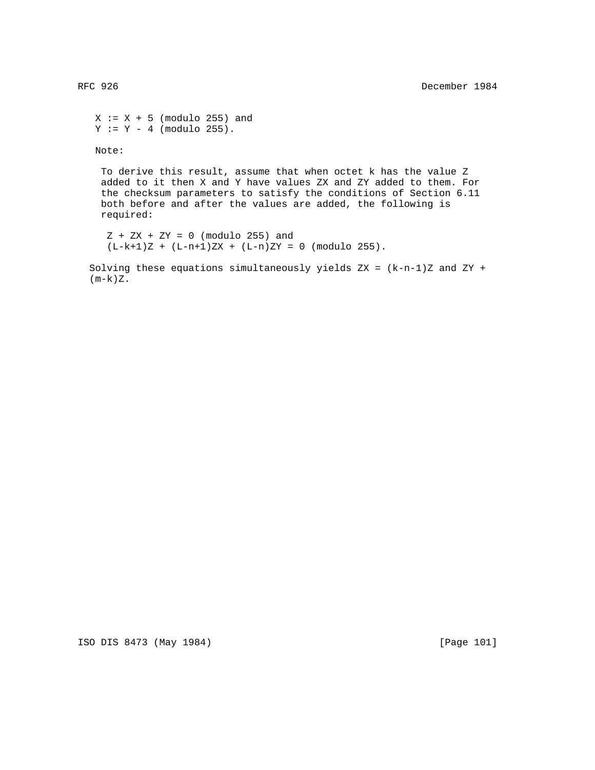$X := X + 5$ (modulo 255) and
$Y := Y - 4$ (modulo 255).

Note:

To derive this result, assume that when octet k has the value Z added to it then X and Y have values ZX and ZY added to them. For the checksum parameters to satisfy the conditions of Section 6.11 both before and after the values are added, the following is required:

$$Z + ZX + ZY = 0 \text{ (modulo 255) and}$$
$$(L-k+1)Z + (L-n+1)ZX + (L-n)ZY = 0 \text{ (modulo 255).}$$

Solving these equations simultaneously yields $ZX = (k-n-1)Z$ and $ZY + (m-k)Z$.